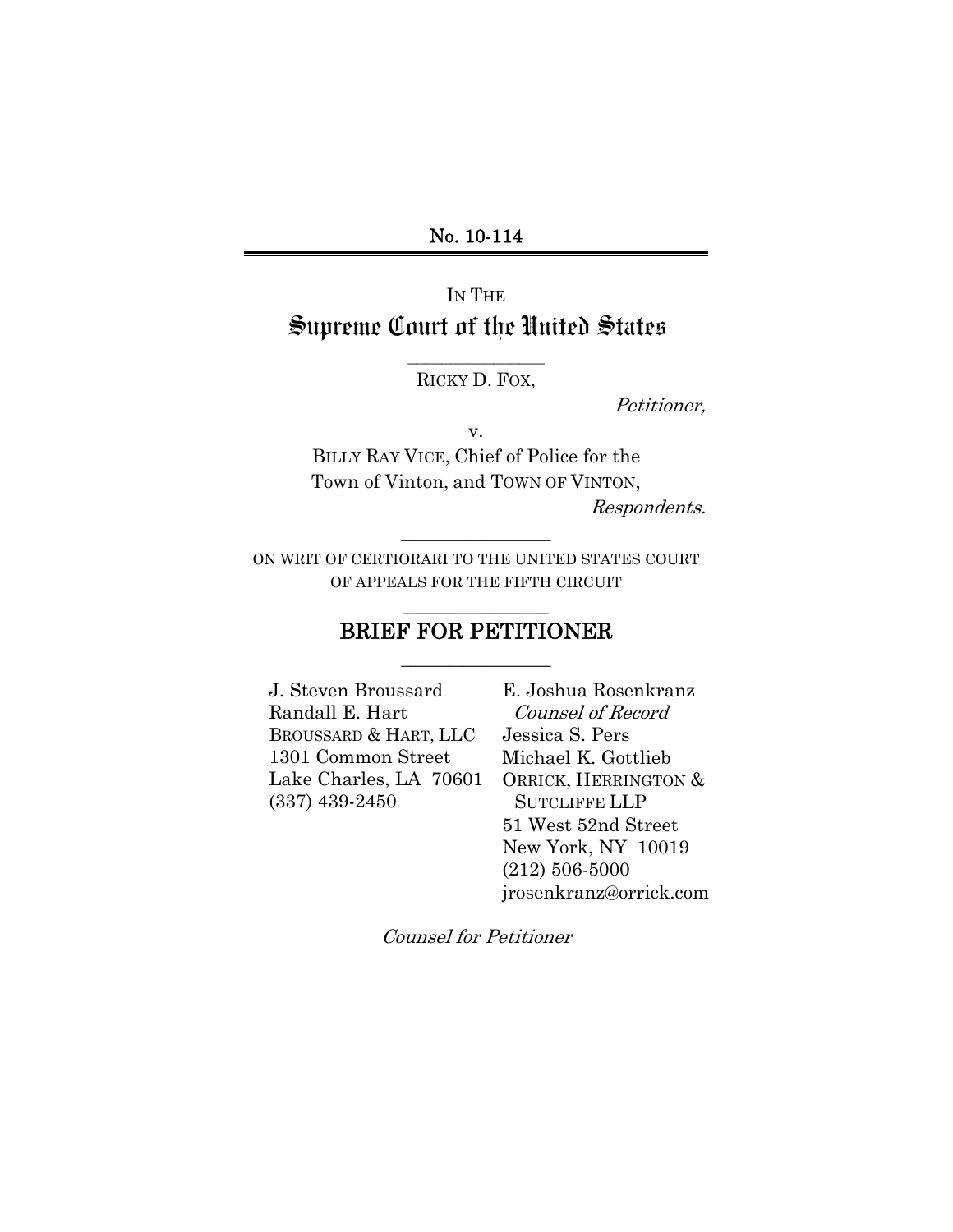No. 10-114

IN THE

# Supreme Court of the United States

---

RICKY D. FOX,

*Petitioner,*

v.

BILLY RAY VICE, Chief of Police for the Town of Vinton, and TOWN OF VINTON,

*Respondents.*

---

ON WRIT OF CERTIORARI TO THE UNITED STATES COURT OF APPEALS FOR THE FIFTH CIRCUIT

---

## BRIEF FOR PETITIONER

---

J. Steven Broussard
Randall E. Hart
BROUSSARD & HART, LLC
1301 Common Street
Lake Charles, LA 70601
(337) 439-2450

E. Joshua Rosenkranz
*Counsel of Record*
Jessica S. Pers
Michael K. Gottlieb
ORRICK, HERRINGTON & SUTCLIFFE LLP
51 West 52nd Street
New York, NY 10019
(212) 506-5000
jrosenkranz@orrick.com

*Counsel for Petitioner*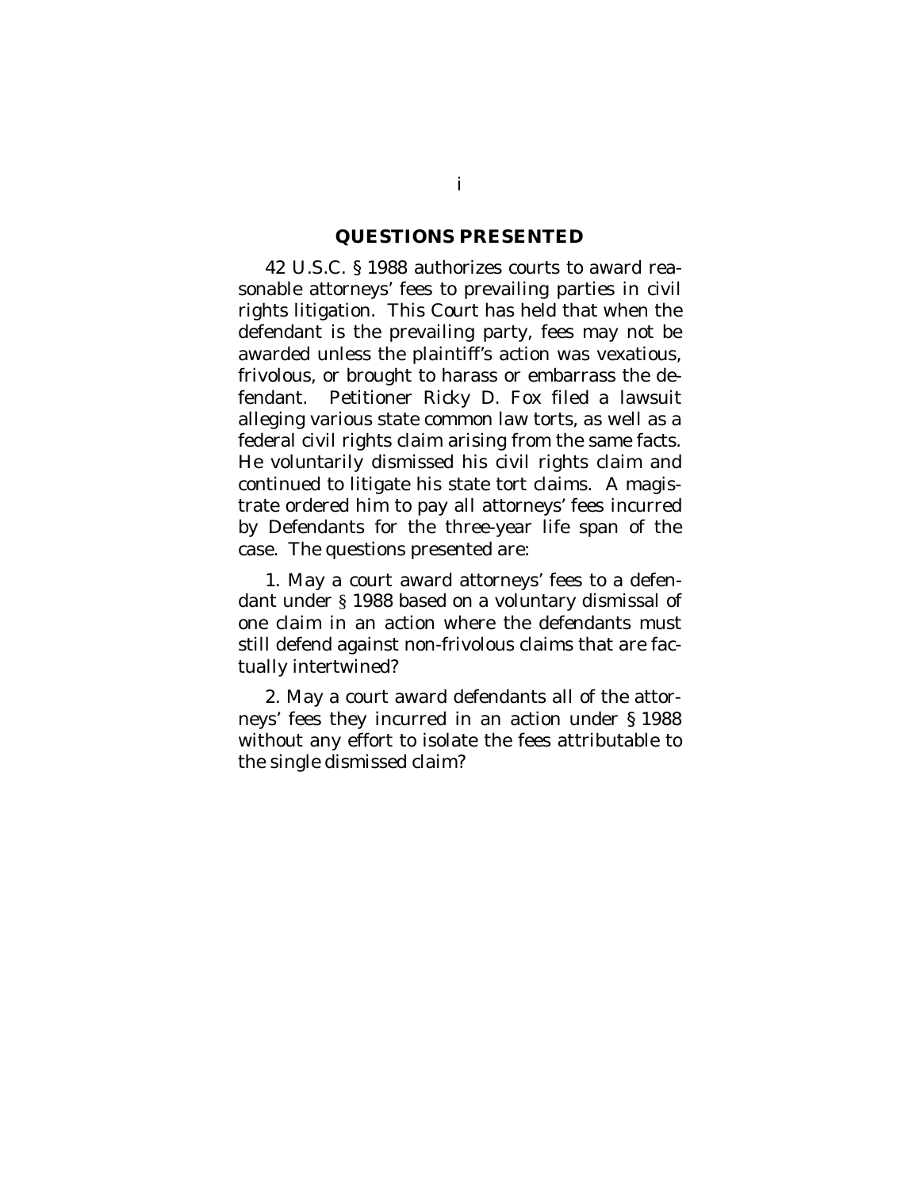## QUESTIONS PRESENTED

42 U.S.C. § 1988 authorizes courts to award reasonable attorneys' fees to prevailing parties in civil rights litigation. This Court has held that when the defendant is the prevailing party, fees may not be awarded unless the plaintiff's action was vexatious, frivolous, or brought to harass or embarrass the defendant. Petitioner Ricky D. Fox filed a lawsuit alleging various state common law torts, as well as a federal civil rights claim arising from the same facts. He voluntarily dismissed his civil rights claim and continued to litigate his state tort claims. A magistrate ordered him to pay all attorneys' fees incurred by Defendants for the three-year life span of the case. The questions presented are:

1. May a court award attorneys' fees to a defendant under § 1988 based on a voluntary dismissal of one claim in an action where the defendants must still defend against non-frivolous claims that are factually intertwined?

2. May a court award defendants all of the attorneys' fees they incurred in an action under § 1988 without any effort to isolate the fees attributable to the single dismissed claim?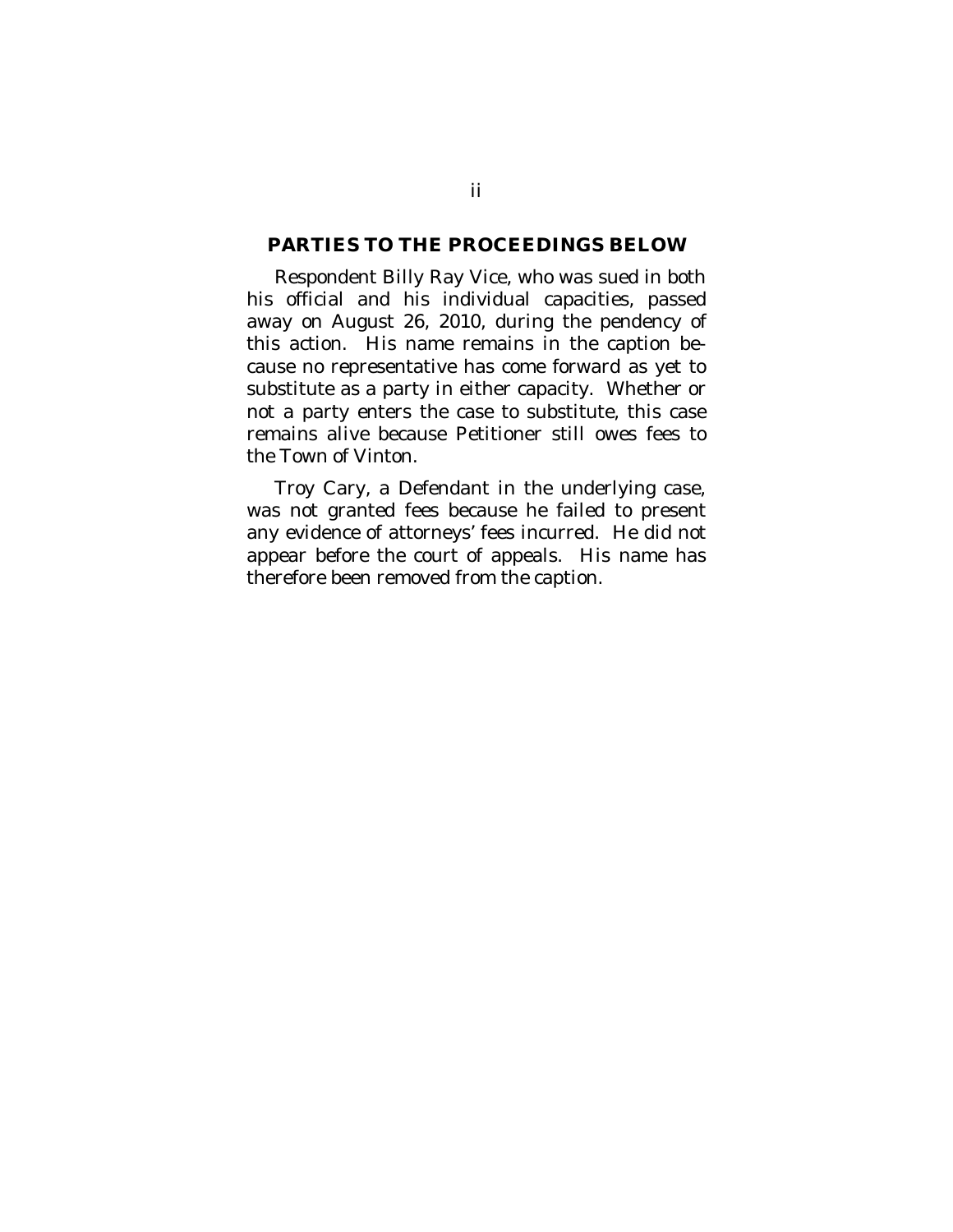## PARTIES TO THE PROCEEDINGS BELOW

Respondent Billy Ray Vice, who was sued in both his official and his individual capacities, passed away on August 26, 2010, during the pendency of this action. His name remains in the caption because no representative has come forward as yet to substitute as a party in either capacity. Whether or not a party enters the case to substitute, this case remains alive because Petitioner still owes fees to the Town of Vinton.

Troy Cary, a Defendant in the underlying case, was not granted fees because he failed to present any evidence of attorneys' fees incurred. He did not appear before the court of appeals. His name has therefore been removed from the caption.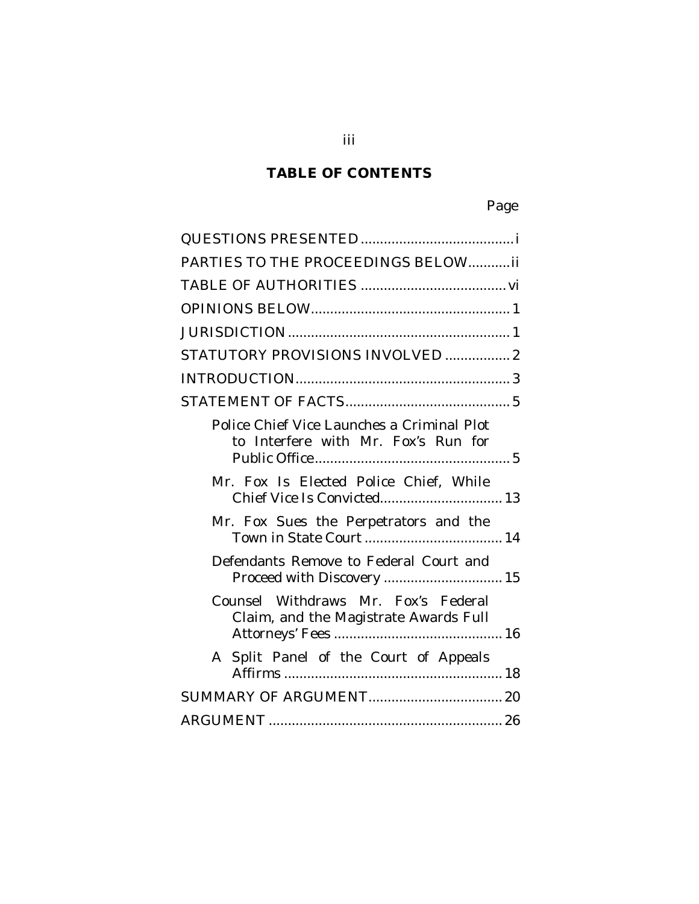## TABLE OF CONTENTS

Page

QUESTIONS PRESENTED ........................................ i

PARTIES TO THE PROCEEDINGS BELOW........... ii

TABLE OF AUTHORITIES ...................................... vi

OPINIONS BELOW.................................................... 1

JURISDICTION .......................................................... 1

STATUTORY PROVISIONS INVOLVED ................. 2

INTRODUCTION........................................................ 3

STATEMENT OF FACTS............................................ 5

- Police Chief Vice Launches a Criminal Plot to Interfere with Mr. Fox's Run for Public Office.................................................. 5
- Mr. Fox Is Elected Police Chief, While Chief Vice Is Convicted................................ 13
- Mr. Fox Sues the Perpetrators and the Town in State Court .................................... 14
- Defendants Remove to Federal Court and Proceed with Discovery ............................... 15
- Counsel Withdraws Mr. Fox's Federal Claim, and the Magistrate Awards Full Attorneys' Fees ............................................ 16
- A Split Panel of the Court of Appeals Affirms ......................................................... 18

SUMMARY OF ARGUMENT................................... 20

ARGUMENT ............................................................. 26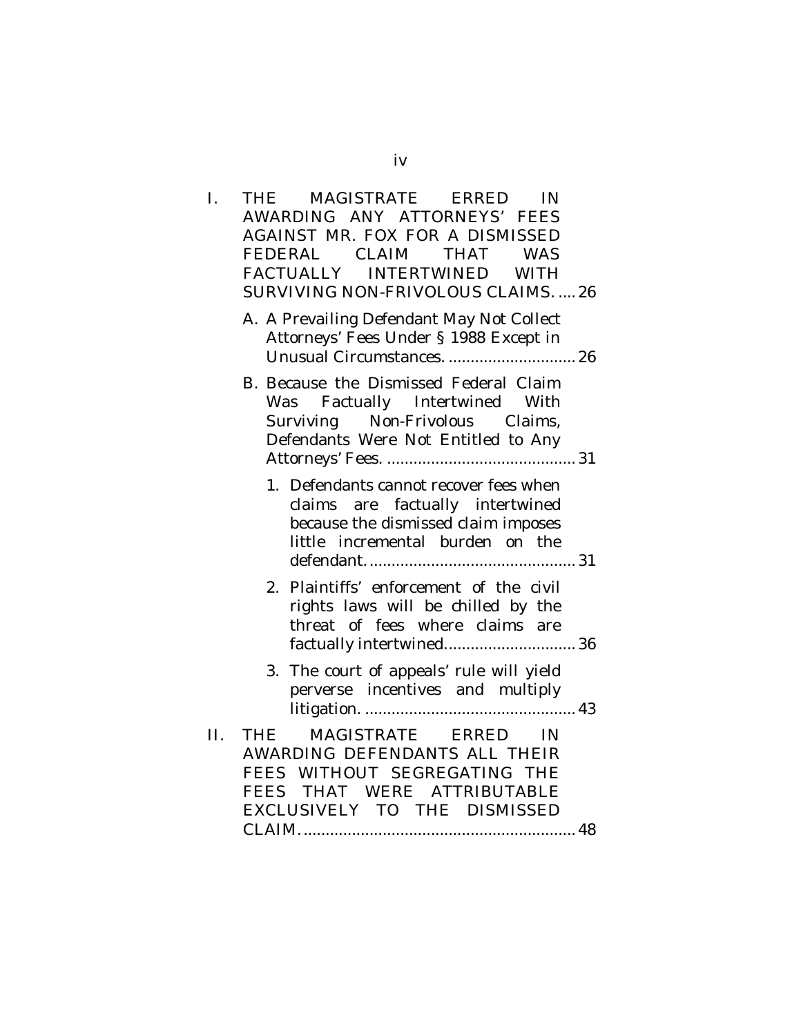I. THE MAGISTRATE ERRED IN AWARDING ANY ATTORNEYS' FEES AGAINST MR. FOX FOR A DISMISSED FEDERAL CLAIM THAT WAS FACTUALLY INTERTWINED WITH SURVIVING NON-FRIVOLOUS CLAIMS. .... 26

   A. A Prevailing Defendant May Not Collect Attorneys' Fees Under § 1988 Except in Unusual Circumstances. ............................ 26

   B. Because the Dismissed Federal Claim Was Factually Intertwined With Surviving Non-Frivolous Claims, Defendants Were Not Entitled to Any Attorneys' Fees. ........................................... 31

      1. Defendants cannot recover fees when claims are factually intertwined because the dismissed claim imposes little incremental burden on the defendant. .............................................. 31

      2. Plaintiffs' enforcement of the civil rights laws will be chilled by the threat of fees where claims are factually intertwined. ............................ 36

      3. The court of appeals' rule will yield perverse incentives and multiply litigation. ............................................... 43

II. THE MAGISTRATE ERRED IN AWARDING DEFENDANTS ALL THEIR FEES WITHOUT SEGREGATING THE FEES THAT WERE ATTRIBUTABLE EXCLUSIVELY TO THE DISMISSED CLAIM. ............................................................ 48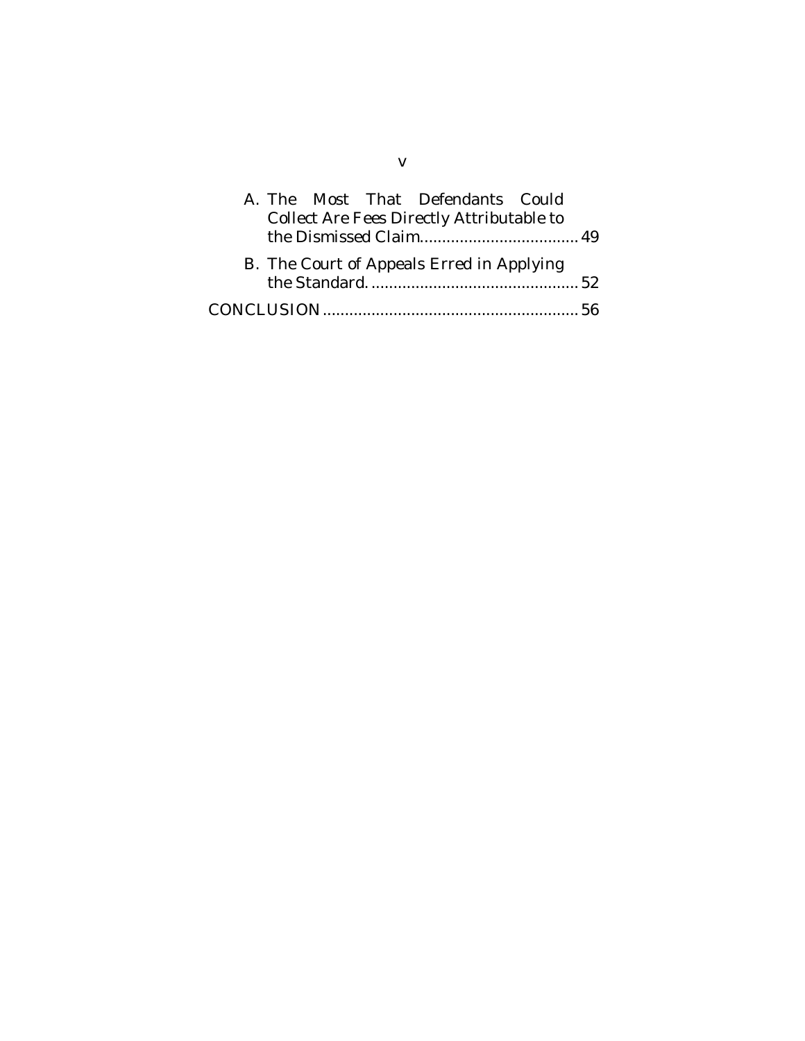A. The Most That Defendants Could Collect Are Fees Directly Attributable to the Dismissed Claim.................................... 49

B. The Court of Appeals Erred in Applying the Standard. ............................................... 52

CONCLUSION.......................................................... 56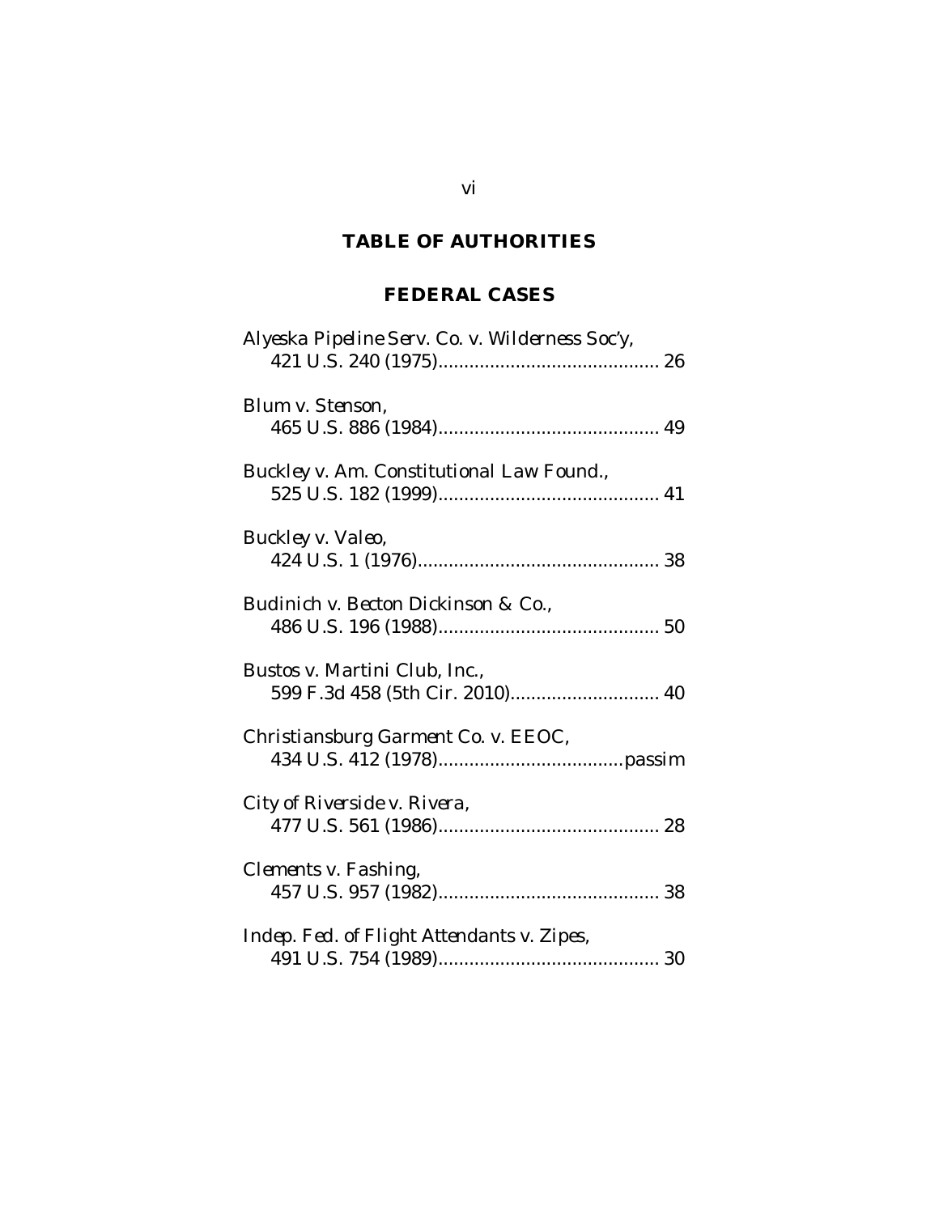## TABLE OF AUTHORITIES

### FEDERAL CASES

*Alyeska Pipeline Serv. Co. v. Wilderness Soc'y*, 421 U.S. 240 (1975).......................................... 26

*Blum v. Stenson*, 465 U.S. 886 (1984).......................................... 49

*Buckley v. Am. Constitutional Law Found.*, 525 U.S. 182 (1999).......................................... 41

*Buckley v. Valeo*, 424 U.S. 1 (1976).............................................. 38

*Budinich v. Becton Dickinson & Co.*, 486 U.S. 196 (1988).......................................... 50

*Bustos v. Martini Club, Inc.*, 599 F.3d 458 (5th Cir. 2010)............................ 40

*Christiansburg Garment Co. v. EEOC*, 434 U.S. 412 (1978)...................................passim

*City of Riverside v. Rivera*, 477 U.S. 561 (1986).......................................... 28

*Clements v. Fashing*, 457 U.S. 957 (1982).......................................... 38

*Indep. Fed. of Flight Attendants v. Zipes*, 491 U.S. 754 (1989).......................................... 30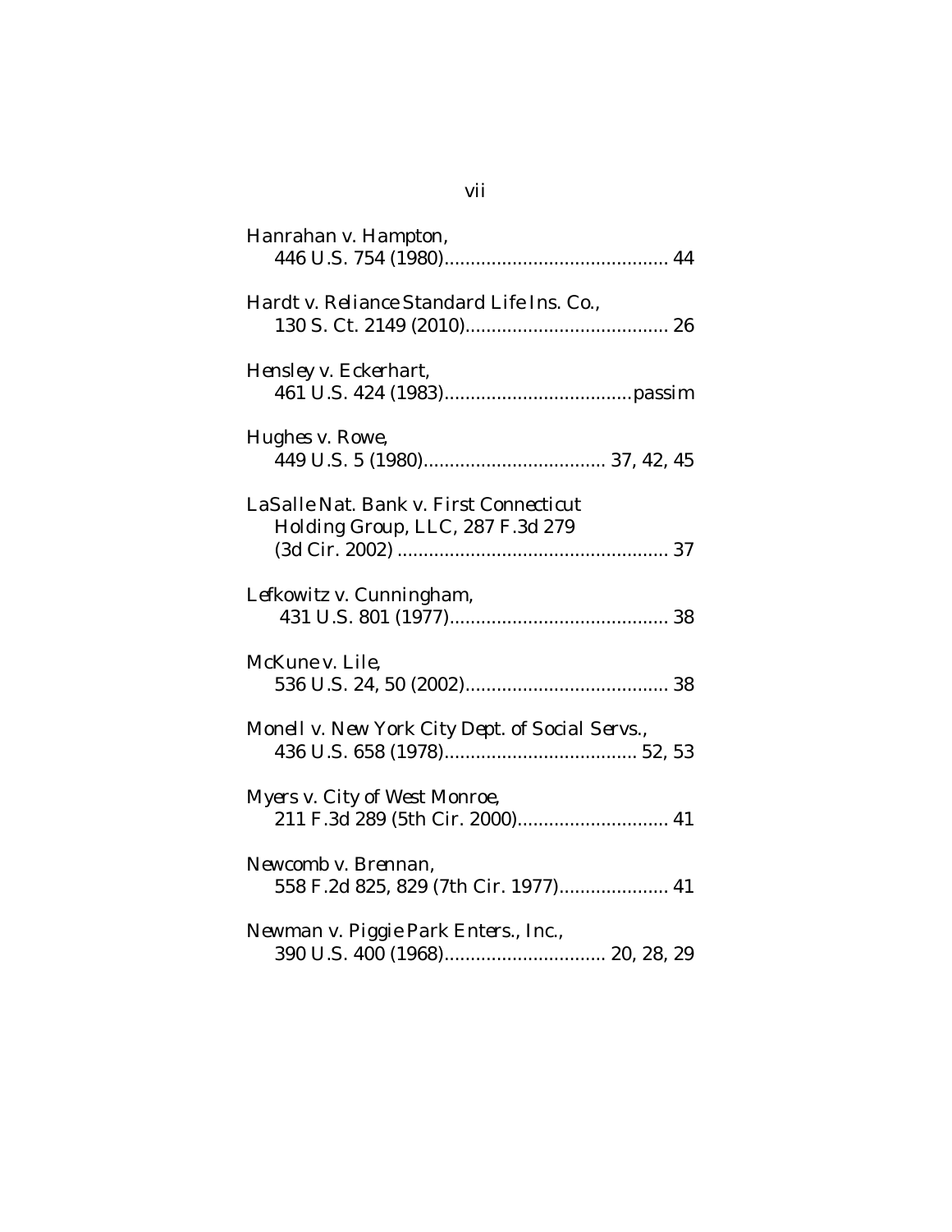*Hanrahan v. Hampton*,
446 U.S. 754 (1980).......................................... 44

*Hardt v. Reliance Standard Life Ins. Co.*,
130 S. Ct. 2149 (2010)...................................... 26

*Hensley v. Eckerhart*,
461 U.S. 424 (1983)...................................passim

*Hughes v. Rowe*,
449 U.S. 5 (1980).................................. 37, 42, 45

*LaSalle Nat. Bank v. First Connecticut Holding Group, LLC*, 287 F.3d 279
(3d Cir. 2002) ................................................... 37

*Lefkowitz v. Cunningham*,
431 U.S. 801 (1977).......................................... 38

*McKune v. Lile*,
536 U.S. 24, 50 (2002)....................................... 38

*Monell v. New York City Dept. of Social Servs.*,
436 U.S. 658 (1978).................................... 52, 53

*Myers v. City of West Monroe*,
211 F.3d 289 (5th Cir. 2000)............................ 41

*Newcomb v. Brennan*,
558 F.2d 825, 829 (7th Cir. 1977).................... 41

*Newman v. Piggie Park Enters., Inc.*,
390 U.S. 400 (1968).............................. 20, 28, 29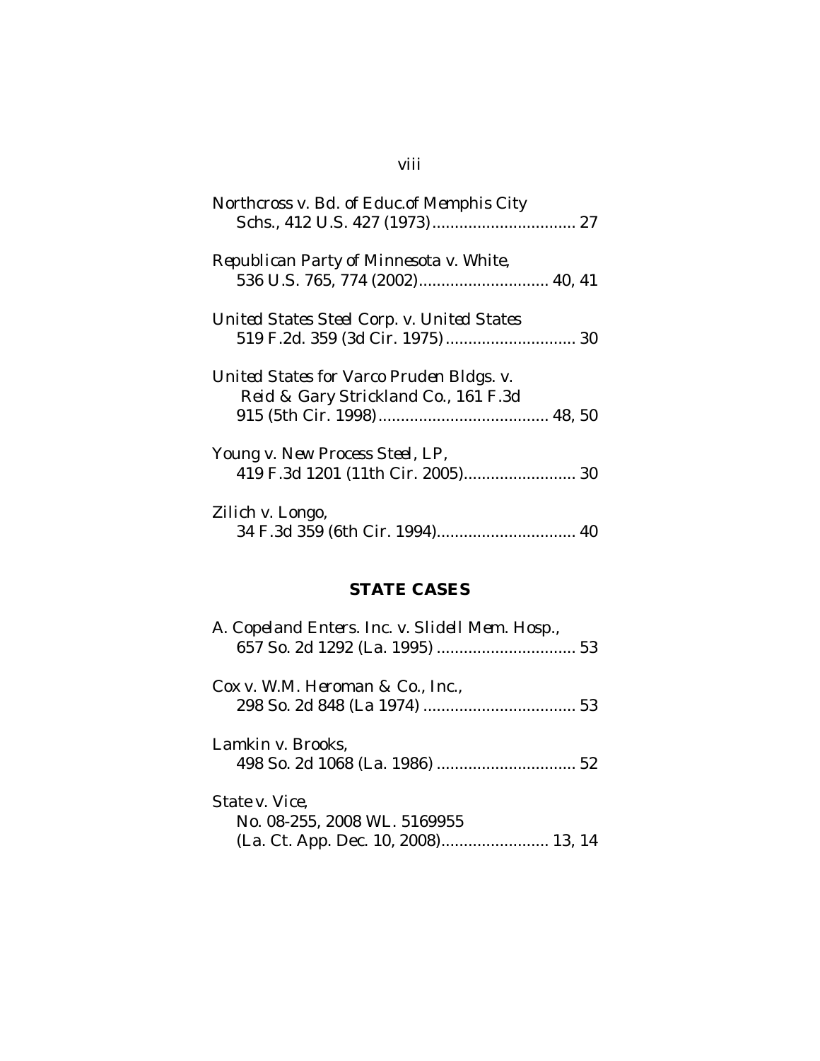*Northcross v. Bd. of Educ.of Memphis City Schs.*, 412 U.S. 427 (1973)................................ 27

*Republican Party of Minnesota v. White*, 536 U.S. 765, 774 (2002)............................ 40, 41

*United States Steel Corp. v. United States* 519 F.2d. 359 (3d Cir. 1975)............................ 30

*United States for Varco Pruden Bldgs. v. Reid & Gary Strickland Co.*, 161 F.3d 915 (5th Cir. 1998)...................................... 48, 50

*Young v. New Process Steel, LP*, 419 F.3d 1201 (11th Cir. 2005)......................... 30

*Zilich v. Longo*, 34 F.3d 359 (6th Cir. 1994)............................... 40

## STATE CASES

*A. Copeland Enters. Inc. v. Slidell Mem. Hosp.*, 657 So. 2d 1292 (La. 1995) ............................... 53

*Cox v. W.M. Heroman & Co., Inc.*, 298 So. 2d 848 (La 1974) .................................. 53

*Lamkin v. Brooks*, 498 So. 2d 1068 (La. 1986) ............................... 52

*State v. Vice*, No. 08-255, 2008 WL. 5169955 (La. Ct. App. Dec. 10, 2008)........................ 13, 14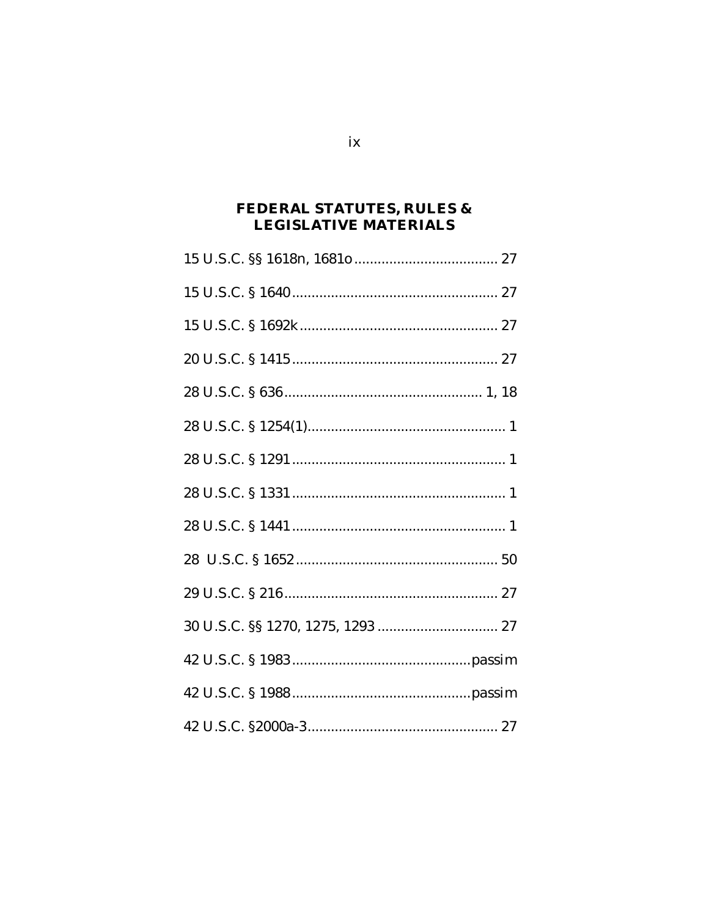## FEDERAL STATUTES, RULES & LEGISLATIVE MATERIALS

15 U.S.C. §§ 1618n, 1681o ..................................... 27

15 U.S.C. § 1640 ..................................................... 27

15 U.S.C. § 1692k ................................................... 27

20 U.S.C. § 1415 ..................................................... 27

28 U.S.C. § 636 ................................................... 1, 18

28 U.S.C. § 1254(1) ................................................... 1

28 U.S.C. § 1291 ....................................................... 1

28 U.S.C. § 1331 ....................................................... 1

28 U.S.C. § 1441 ....................................................... 1

28 U.S.C. § 1652 ..................................................... 50

29 U.S.C. § 216 ....................................................... 27

30 U.S.C. §§ 1270, 1275, 1293 ............................... 27

42 U.S.C. § 1983 .............................................. passim

42 U.S.C. § 1988 .............................................. passim

42 U.S.C. §2000a-3 .................................................. 27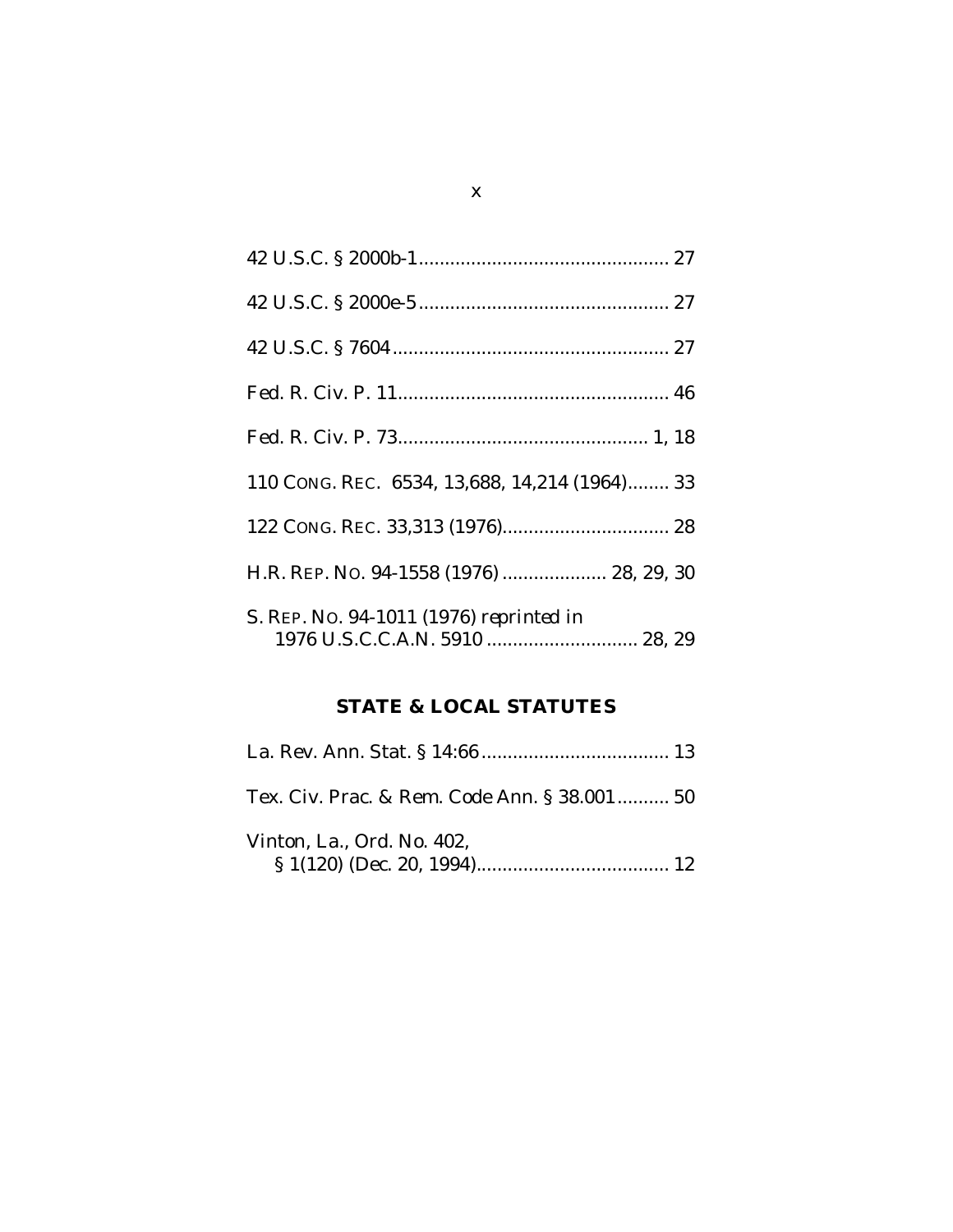42 U.S.C. § 2000b-1 ................................................ 27

42 U.S.C. § 2000e-5 ................................................ 27

42 U.S.C. § 7604 ..................................................... 27

Fed. R. Civ. P. 11 .................................................... 46

Fed. R. Civ. P. 73 ............................................... 1, 18

110 CONG. REC. 6534, 13,688, 14,214 (1964)........ 33

122 CONG. REC. 33,313 (1976)................................ 28

H.R. REP. NO. 94-1558 (1976) .................... 28, 29, 30

S. REP. NO. 94-1011 (1976) *reprinted in* 1976 U.S.C.C.A.N. 5910 ............................. 28, 29

## STATE & LOCAL STATUTES

La. Rev. Ann. Stat. § 14:66 .................................... 13

Tex. Civ. Prac. & Rem. Code Ann. § 38.001 .......... 50

Vinton, La., Ord. No. 402, § 1(120) (Dec. 20, 1994)..................................... 12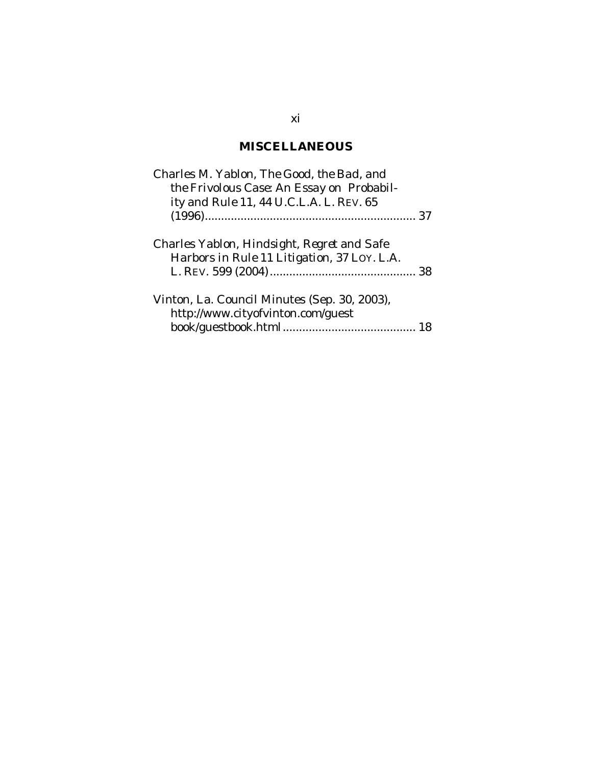## MISCELLANEOUS

Charles M. Yablon, *The Good, the Bad, and the Frivolous Case: An Essay on Probability and Rule 11*, 44 U.C.L.A. L. REV. 65 (1996)................................................................ 37

Charles Yablon, *Hindsight, Regret and Safe Harbors in Rule 11 Litigation*, 37 LOY. L.A. L. REV. 599 (2004)............................................ 38

Vinton, La. Council Minutes (Sep. 30, 2003), http://www.cityofvinton.com/guest book/guestbook.html......................................... 18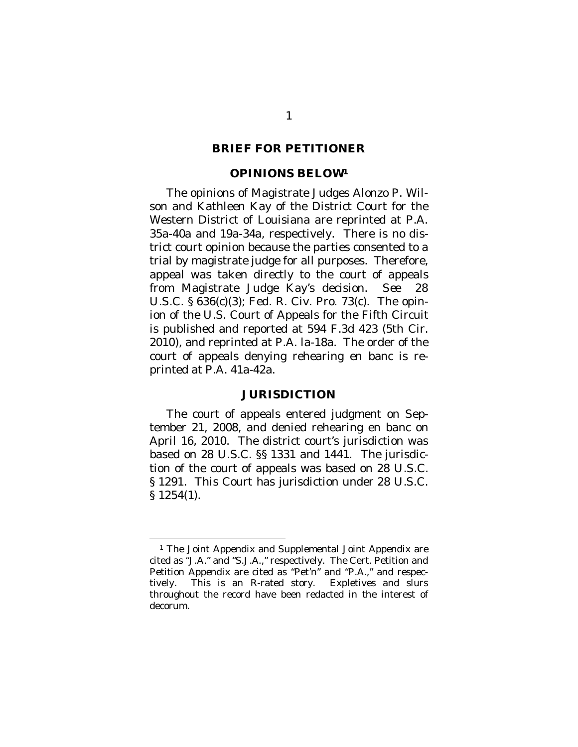## BRIEF FOR PETITIONER

### OPINIONS BELOW[1]

The opinions of Magistrate Judges Alonzo P. Wilson and Kathleen Kay of the District Court for the Western District of Louisiana are reprinted at P.A. 35a-40a and 19a-34a, respectively. There is no district court opinion because the parties consented to a trial by magistrate judge for all purposes. Therefore, appeal was taken directly to the court of appeals from Magistrate Judge Kay's decision. *See* 28 U.S.C. § 636(c)(3); Fed. R. Civ. Pro. 73(c). The opinion of the U.S. Court of Appeals for the Fifth Circuit is published and reported at 594 F.3d 423 (5th Cir. 2010), and reprinted at P.A. la-18a. The order of the court of appeals denying rehearing en banc is reprinted at P.A. 41a-42a.

### JURISDICTION

The court of appeals entered judgment on September 21, 2008, and denied rehearing en banc on April 16, 2010. The district court's jurisdiction was based on 28 U.S.C. §§ 1331 and 1441. The jurisdiction of the court of appeals was based on 28 U.S.C. § 1291. This Court has jurisdiction under 28 U.S.C. § 1254(1).

---

[1] The Joint Appendix and Supplemental Joint Appendix are cited as "J.A." and "S.J.A.," respectively. The Cert. Petition and Petition Appendix are cited as "Pet'n" and "P.A.," and respectively. This is an R-rated story. Expletives and slurs throughout the record have been redacted in the interest of decorum.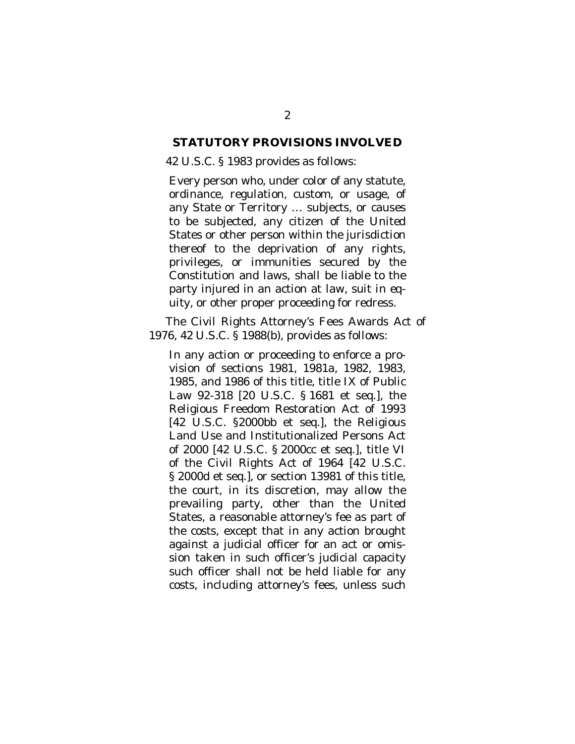## STATUTORY PROVISIONS INVOLVED

42 U.S.C. § 1983 provides as follows:

> Every person who, under color of any statute, ordinance, regulation, custom, or usage, of any State or Territory … subjects, or causes to be subjected, any citizen of the United States or other person within the jurisdiction thereof to the deprivation of any rights, privileges, or immunities secured by the Constitution and laws, shall be liable to the party injured in an action at law, suit in equity, or other proper proceeding for redress.

The Civil Rights Attorney's Fees Awards Act of 1976, 42 U.S.C. § 1988(b), provides as follows:

> In any action or proceeding to enforce a provision of sections 1981, 1981a, 1982, 1983, 1985, and 1986 of this title, title IX of Public Law 92-318 [20 U.S.C. § 1681 et seq.], the Religious Freedom Restoration Act of 1993 [42 U.S.C. §2000bb et seq.], the Religious Land Use and Institutionalized Persons Act of 2000 [42 U.S.C. § 2000cc et seq.], title VI of the Civil Rights Act of 1964 [42 U.S.C. § 2000d et seq.], or section 13981 of this title, the court, in its discretion, may allow the prevailing party, other than the United States, a reasonable attorney's fee as part of the costs, except that in any action brought against a judicial officer for an act or omission taken in such officer's judicial capacity such officer shall not be held liable for any costs, including attorney's fees, unless such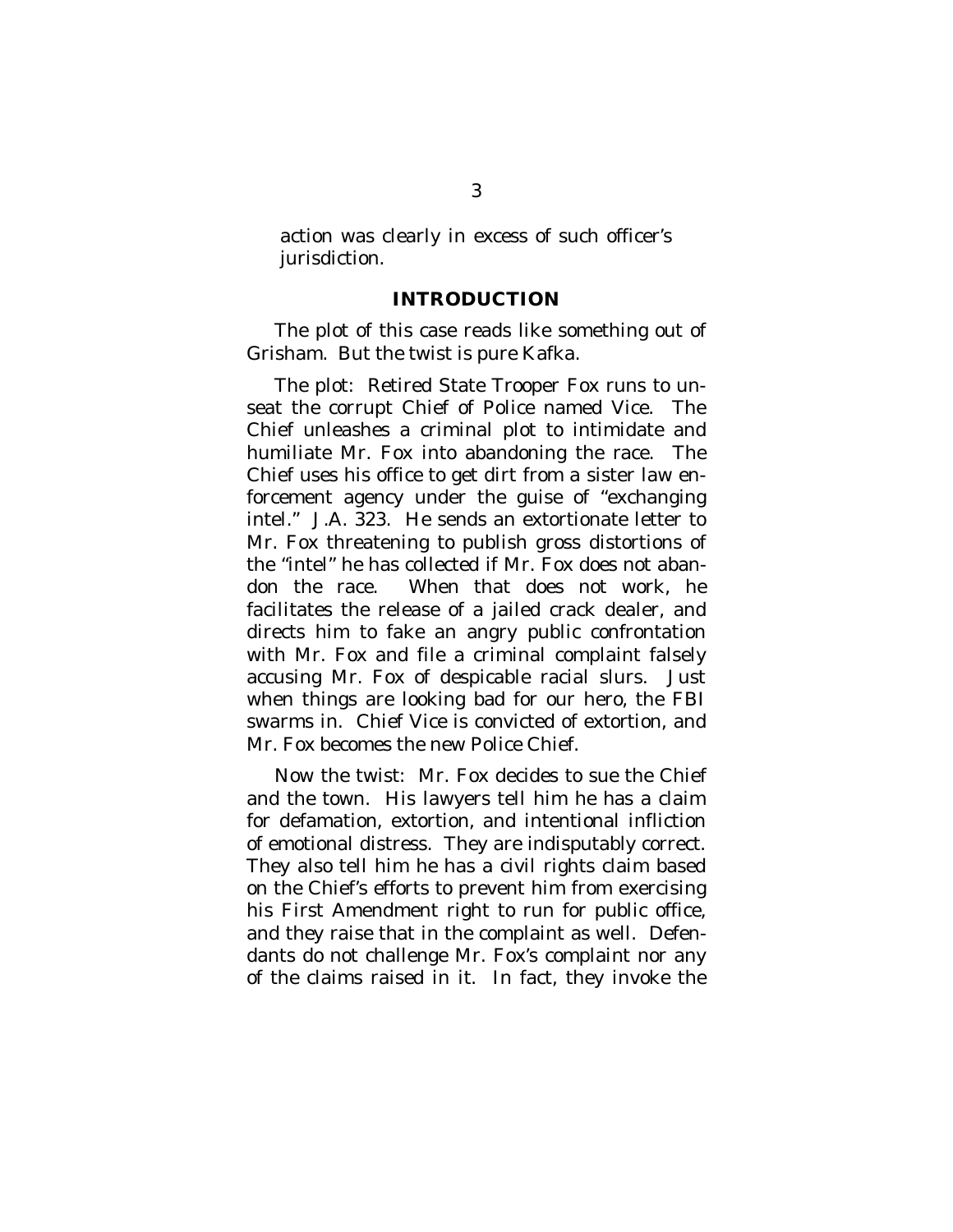action was clearly in excess of such officer's jurisdiction.

## INTRODUCTION

The plot of this case reads like something out of Grisham. But the twist is pure Kafka.

The plot: Retired State Trooper Fox runs to unseat the corrupt Chief of Police named Vice. The Chief unleashes a criminal plot to intimidate and humiliate Mr. Fox into abandoning the race. The Chief uses his office to get dirt from a sister law enforcement agency under the guise of "exchanging intel." J.A. 323. He sends an extortionate letter to Mr. Fox threatening to publish gross distortions of the "intel" he has collected if Mr. Fox does not abandon the race. When that does not work, he facilitates the release of a jailed crack dealer, and directs him to fake an angry public confrontation with Mr. Fox and file a criminal complaint falsely accusing Mr. Fox of despicable racial slurs. Just when things are looking bad for our hero, the FBI swarms in. Chief Vice is convicted of extortion, and Mr. Fox becomes the new Police Chief.

Now the twist: Mr. Fox decides to sue the Chief and the town. His lawyers tell him he has a claim for defamation, extortion, and intentional infliction of emotional distress. They are indisputably correct. They also tell him he has a civil rights claim based on the Chief's efforts to prevent him from exercising his First Amendment right to run for public office, and they raise that in the complaint as well. Defendants do not challenge Mr. Fox's complaint nor any of the claims raised in it. In fact, they invoke the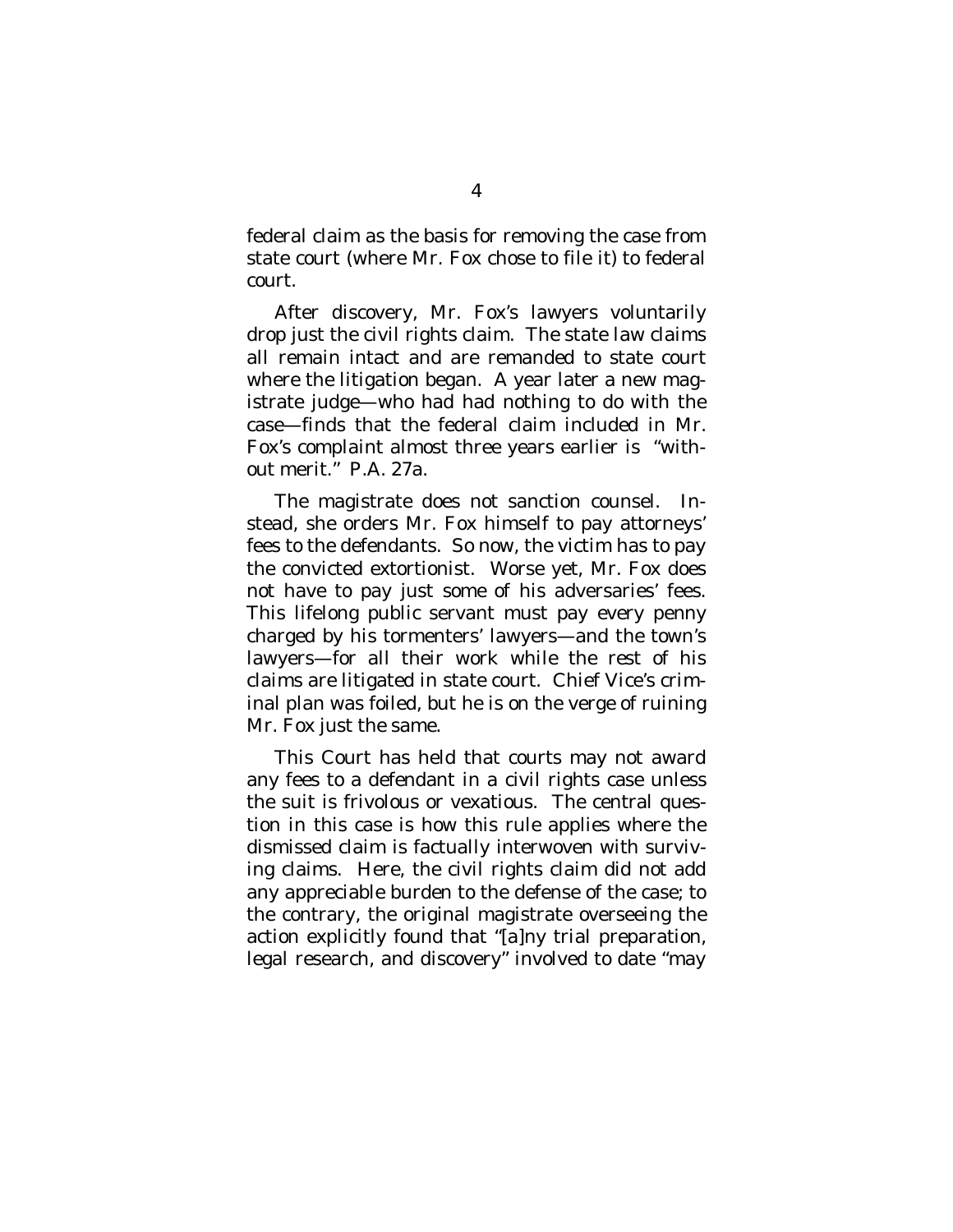federal claim as the basis for removing the case from state court (where Mr. Fox chose to file it) to federal court.

After discovery, Mr. Fox's lawyers voluntarily drop just the civil rights claim. The state law claims all remain intact and are remanded to state court where the litigation began. A year later a new magistrate judge—who had had nothing to do with the case—finds that the federal claim included in Mr. Fox's complaint almost three years earlier is "without merit." P.A. 27a.

The magistrate does not sanction counsel. Instead, she orders Mr. Fox himself to pay attorneys' fees to the defendants. So now, the victim has to pay the convicted extortionist. Worse yet, Mr. Fox does not have to pay just some of his adversaries' fees. This lifelong public servant must pay every penny charged by his tormenters' lawyers—and the town's lawyers—for all their work while the rest of his claims are litigated in state court. Chief Vice's criminal plan was foiled, but he is on the verge of ruining Mr. Fox just the same.

This Court has held that courts may not award any fees to a defendant in a civil rights case unless the suit is frivolous or vexatious. The central question in this case is how this rule applies where the dismissed claim is factually interwoven with surviving claims. Here, the civil rights claim did not add any appreciable burden to the defense of the case; to the contrary, the original magistrate overseeing the action explicitly found that "[a]ny trial preparation, legal research, and discovery" involved to date "may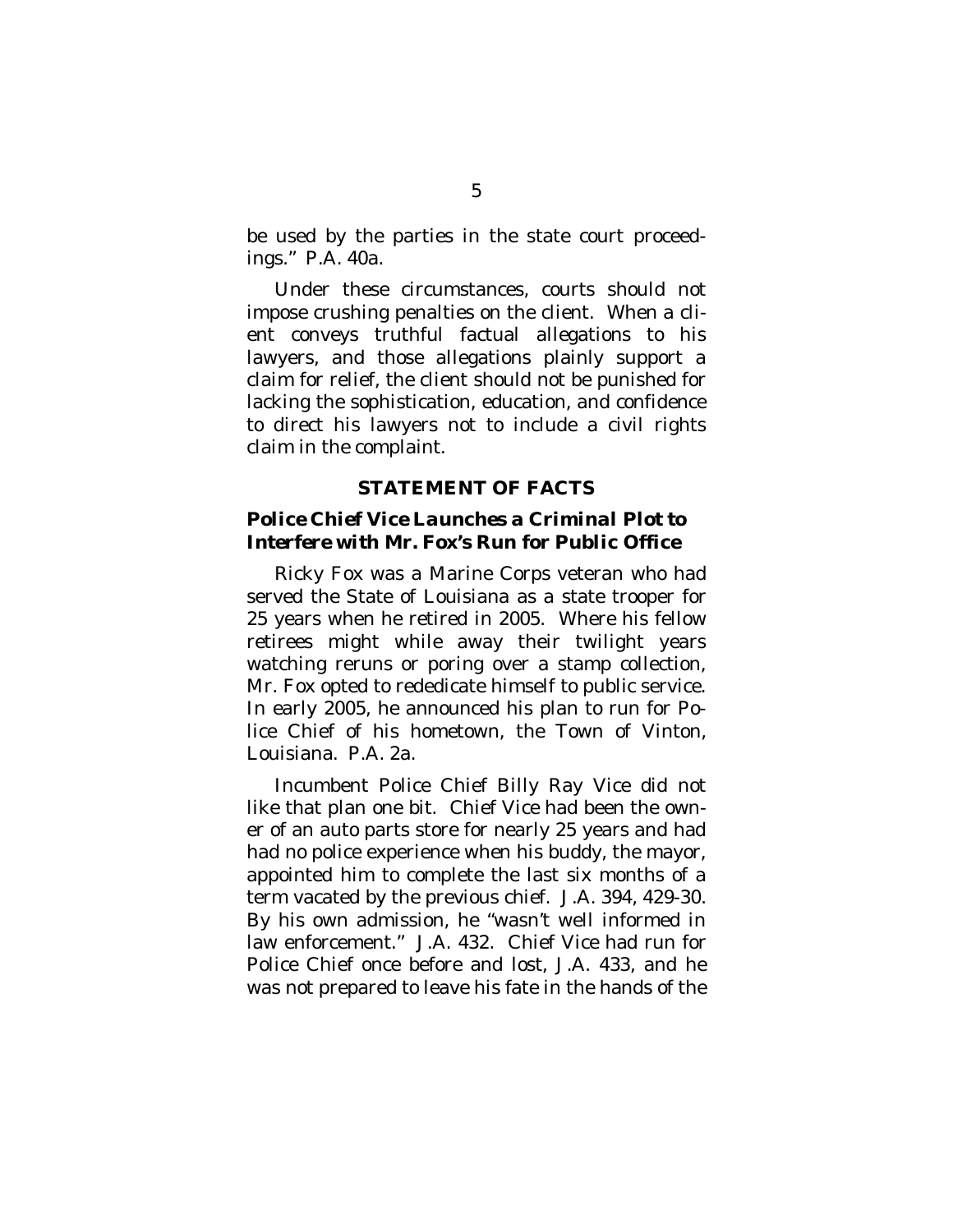be used by the parties in the state court proceedings." P.A. 40a.

Under these circumstances, courts should not impose crushing penalties on the client. When a client conveys truthful factual allegations to his lawyers, and those allegations plainly support a claim for relief, the client should not be punished for lacking the sophistication, education, and confidence to direct his lawyers not to include a civil rights claim in the complaint.

## STATEMENT OF FACTS

### *Police Chief Vice Launches a Criminal Plot to Interfere with Mr. Fox's Run for Public Office*

Ricky Fox was a Marine Corps veteran who had served the State of Louisiana as a state trooper for 25 years when he retired in 2005. Where his fellow retirees might while away their twilight years watching reruns or poring over a stamp collection, Mr. Fox opted to rededicate himself to public service. In early 2005, he announced his plan to run for Police Chief of his hometown, the Town of Vinton, Louisiana. P.A. 2a.

Incumbent Police Chief Billy Ray Vice did not like that plan one bit. Chief Vice had been the owner of an auto parts store for nearly 25 years and had had no police experience when his buddy, the mayor, appointed him to complete the last six months of a term vacated by the previous chief. J.A. 394, 429-30. By his own admission, he "wasn't well informed in law enforcement." J.A. 432. Chief Vice had run for Police Chief once before and lost, J.A. 433, and he was not prepared to leave his fate in the hands of the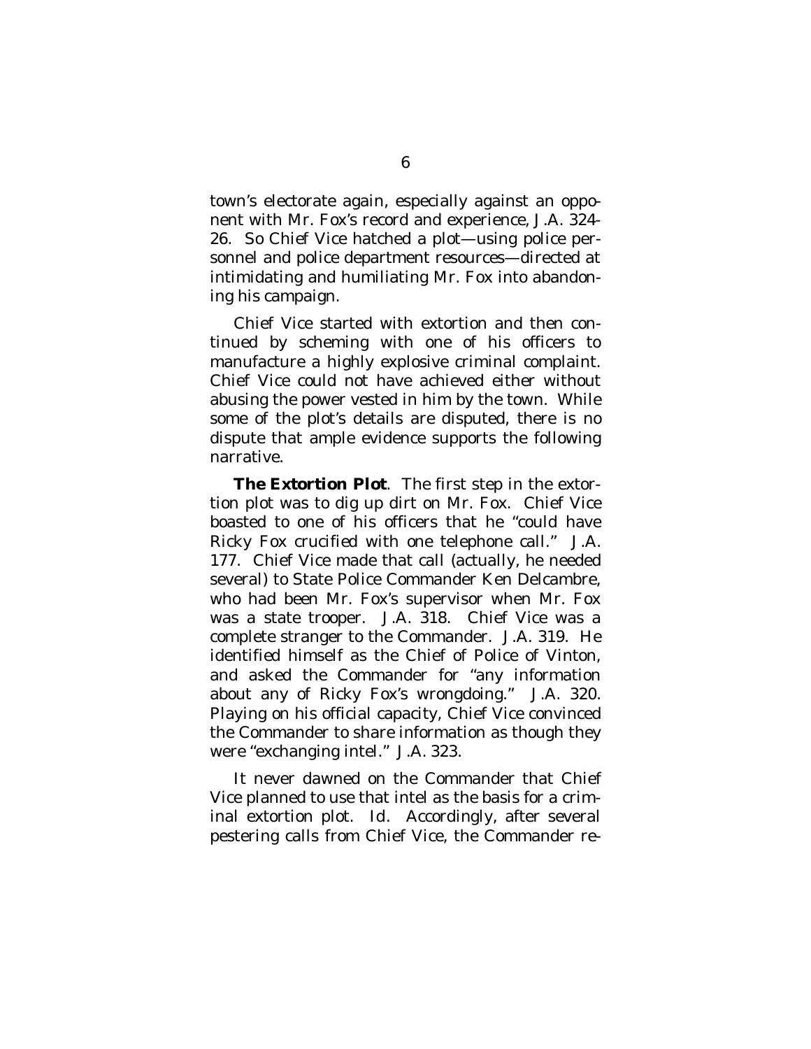town's electorate again, especially against an opponent with Mr. Fox's record and experience, J.A. 324-26. So Chief Vice hatched a plot—using police personnel and police department resources—directed at intimidating and humiliating Mr. Fox into abandoning his campaign.

Chief Vice started with extortion and then continued by scheming with one of his officers to manufacture a highly explosive criminal complaint. Chief Vice could not have achieved either without abusing the power vested in him by the town. While some of the plot's details are disputed, there is no dispute that ample evidence supports the following narrative.

**The Extortion Plot**. The first step in the extortion plot was to dig up dirt on Mr. Fox. Chief Vice boasted to one of his officers that he "could have Ricky Fox crucified with one telephone call." J.A. 177. Chief Vice made that call (actually, he needed several) to State Police Commander Ken Delcambre, who had been Mr. Fox's supervisor when Mr. Fox was a state trooper. J.A. 318. Chief Vice was a complete stranger to the Commander. J.A. 319. He identified himself as the Chief of Police of Vinton, and asked the Commander for "any information about any of Ricky Fox's wrongdoing." J.A. 320. Playing on his official capacity, Chief Vice convinced the Commander to share information as though they were "exchanging intel." J.A. 323.

It never dawned on the Commander that Chief Vice planned to use that intel as the basis for a criminal extortion plot. *Id.* Accordingly, after several pestering calls from Chief Vice, the Commander re-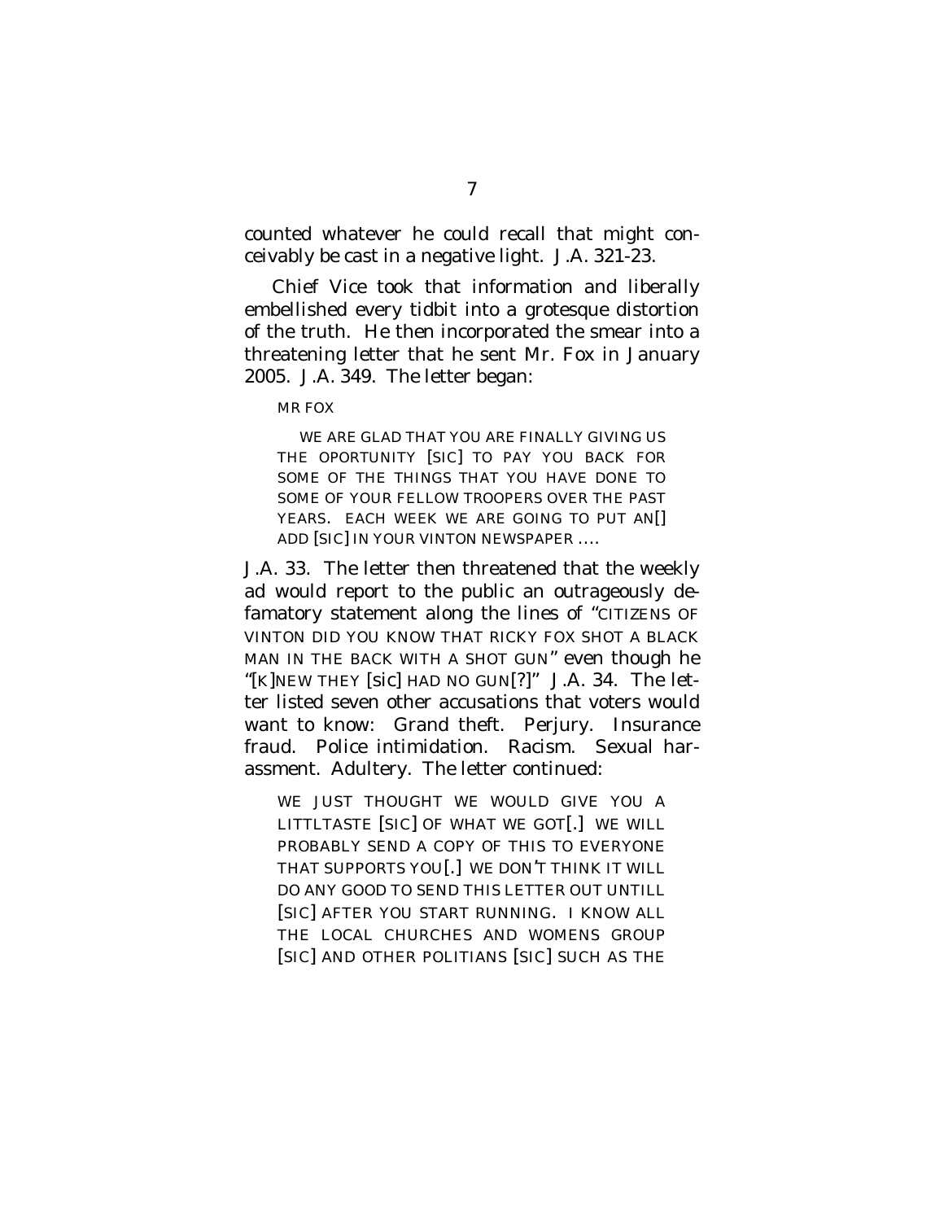counted whatever he could recall that might conceivably be cast in a negative light. J.A. 321-23.

Chief Vice took that information and liberally embellished every tidbit into a grotesque distortion of the truth. He then incorporated the smear into a threatening letter that he sent Mr. Fox in January 2005. J.A. 349. The letter began:

> MR FOX
>
> WE ARE GLAD THAT YOU ARE FINALLY GIVING US THE OPORTUNITY [SIC] TO PAY YOU BACK FOR SOME OF THE THINGS THAT YOU HAVE DONE TO SOME OF YOUR FELLOW TROOPERS OVER THE PAST YEARS. EACH WEEK WE ARE GOING TO PUT AN[] ADD [SIC] IN YOUR VINTON NEWSPAPER ....

J.A. 33. The letter then threatened that the weekly ad would report to the public an outrageously defamatory statement along the lines of "CITIZENS OF VINTON DID YOU KNOW THAT RICKY FOX SHOT A BLACK MAN IN THE BACK WITH A SHOT GUN" even though he "[K]NEW THEY [sic] HAD NO GUN[?]" J.A. 34. The letter listed seven other accusations that voters would want to know: Grand theft. Perjury. Insurance fraud. Police intimidation. Racism. Sexual harassment. Adultery. The letter continued:

> WE JUST THOUGHT WE WOULD GIVE YOU A LITTLTASTE [SIC] OF WHAT WE GOT[.] WE WILL PROBABLY SEND A COPY OF THIS TO EVERYONE THAT SUPPORTS YOU[.] WE DON'T THINK IT WILL DO ANY GOOD TO SEND THIS LETTER OUT UNTILL [SIC] AFTER YOU START RUNNING. I KNOW ALL THE LOCAL CHURCHES AND WOMENS GROUP [SIC] AND OTHER POLITIANS [SIC] SUCH AS THE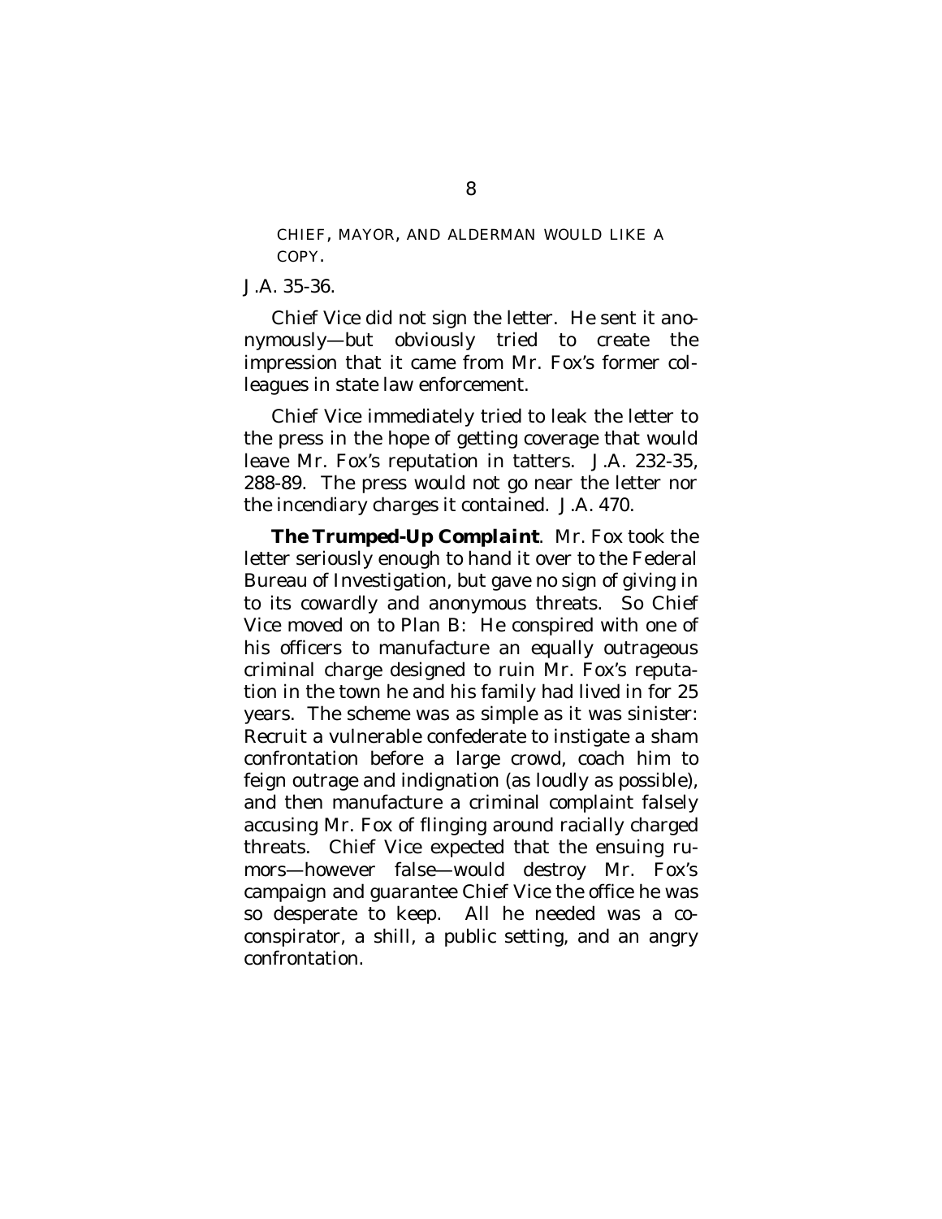CHIEF, MAYOR, AND ALDERMAN WOULD LIKE A COPY.

J.A. 35-36.

Chief Vice did not sign the letter. He sent it anonymously—but obviously tried to create the impression that it came from Mr. Fox's former colleagues in state law enforcement.

Chief Vice immediately tried to leak the letter to the press in the hope of getting coverage that would leave Mr. Fox's reputation in tatters. J.A. 232-35, 288-89. The press would not go near the letter nor the incendiary charges it contained. J.A. 470.

***The Trumped-Up Complaint***. Mr. Fox took the letter seriously enough to hand it over to the Federal Bureau of Investigation, but gave no sign of giving in to its cowardly and anonymous threats. So Chief Vice moved on to Plan B: He conspired with one of his officers to manufacture an equally outrageous criminal charge designed to ruin Mr. Fox's reputation in the town he and his family had lived in for 25 years. The scheme was as simple as it was sinister: Recruit a vulnerable confederate to instigate a sham confrontation before a large crowd, coach him to feign outrage and indignation (as loudly as possible), and then manufacture a criminal complaint falsely accusing Mr. Fox of flinging around racially charged threats. Chief Vice expected that the ensuing rumors—however false—would destroy Mr. Fox's campaign and guarantee Chief Vice the office he was so desperate to keep. All he needed was a co-conspirator, a shill, a public setting, and an angry confrontation.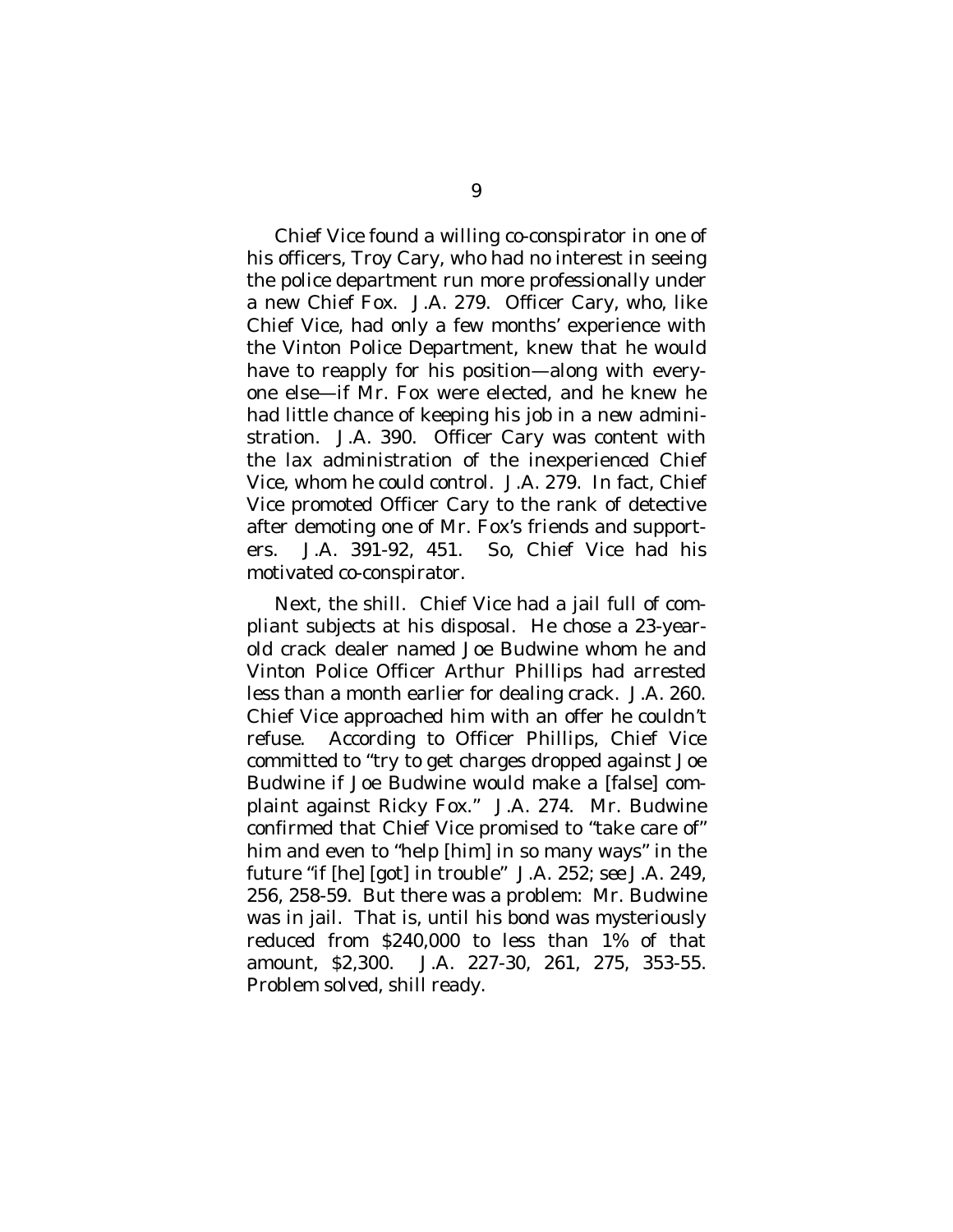Chief Vice found a willing co-conspirator in one of his officers, Troy Cary, who had no interest in seeing the police department run more professionally under a new Chief Fox. J.A. 279. Officer Cary, who, like Chief Vice, had only a few months' experience with the Vinton Police Department, knew that he would have to reapply for his position—along with everyone else—if Mr. Fox were elected, and he knew he had little chance of keeping his job in a new administration. J.A. 390. Officer Cary was content with the lax administration of the inexperienced Chief Vice, whom he could control. J.A. 279. In fact, Chief Vice promoted Officer Cary to the rank of detective after demoting one of Mr. Fox's friends and supporters. J.A. 391-92, 451. So, Chief Vice had his motivated co-conspirator.

Next, the shill. Chief Vice had a jail full of compliant subjects at his disposal. He chose a 23-year-old crack dealer named Joe Budwine whom he and Vinton Police Officer Arthur Phillips had arrested less than a month earlier for dealing crack. J.A. 260. Chief Vice approached him with an offer he couldn't refuse. According to Officer Phillips, Chief Vice committed to "try to get charges dropped against Joe Budwine if Joe Budwine would make a [false] complaint against Ricky Fox." J.A. 274. Mr. Budwine confirmed that Chief Vice promised to "take care of" him and even to "help [him] in so many ways" in the future "if [he] [got] in trouble" J.A. 252; *see* J.A. 249, 256, 258-59. But there was a problem: Mr. Budwine was in jail. That is, until his bond was mysteriously reduced from $240,000 to less than 1% of that amount, $2,300. J.A. 227-30, 261, 275, 353-55. Problem solved, shill ready.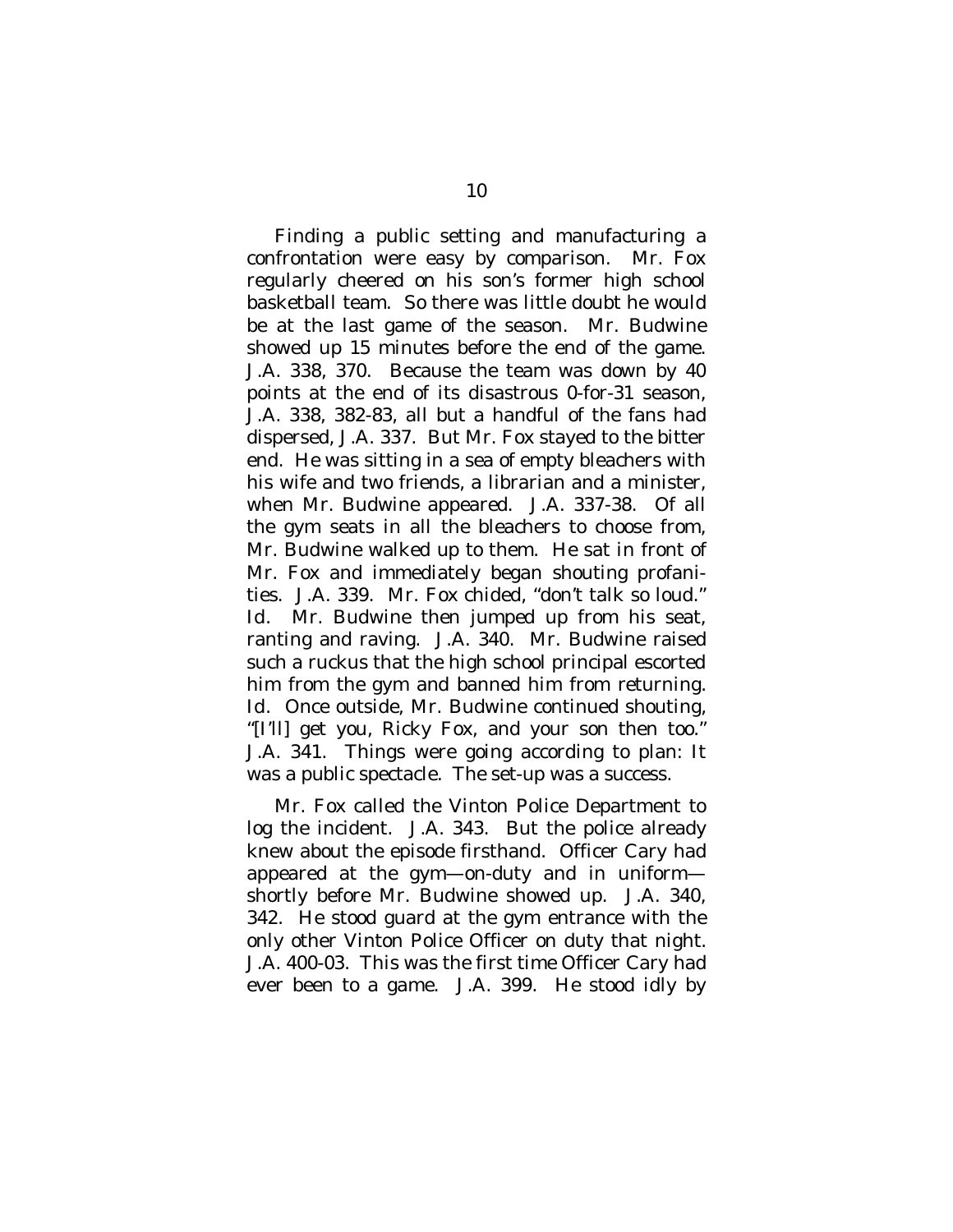Finding a public setting and manufacturing a confrontation were easy by comparison. Mr. Fox regularly cheered on his son's former high school basketball team. So there was little doubt he would be at the last game of the season. Mr. Budwine showed up 15 minutes before the end of the game. J.A. 338, 370. Because the team was down by 40 points at the end of its disastrous 0-for-31 season, J.A. 338, 382-83, all but a handful of the fans had dispersed, J.A. 337. But Mr. Fox stayed to the bitter end. He was sitting in a sea of empty bleachers with his wife and two friends, a librarian and a minister, when Mr. Budwine appeared. J.A. 337-38. Of all the gym seats in all the bleachers to choose from, Mr. Budwine walked up to them. He sat in front of Mr. Fox and immediately began shouting profanities. J.A. 339. Mr. Fox chided, "don't talk so loud." *Id.* Mr. Budwine then jumped up from his seat, ranting and raving. J.A. 340. Mr. Budwine raised such a ruckus that the high school principal escorted him from the gym and banned him from returning. *Id.* Once outside, Mr. Budwine continued shouting, "[I'll] get you, Ricky Fox, and your son then too." J.A. 341. Things were going according to plan: It was a public spectacle. The set-up was a success.

Mr. Fox called the Vinton Police Department to log the incident. J.A. 343. But the police already knew about the episode firsthand. Officer Cary had appeared at the gym—on-duty and in uniform—shortly before Mr. Budwine showed up. J.A. 340, 342. He stood guard at the gym entrance with the only other Vinton Police Officer on duty that night. J.A. 400-03. This was the first time Officer Cary had ever been to a game. J.A. 399. He stood idly by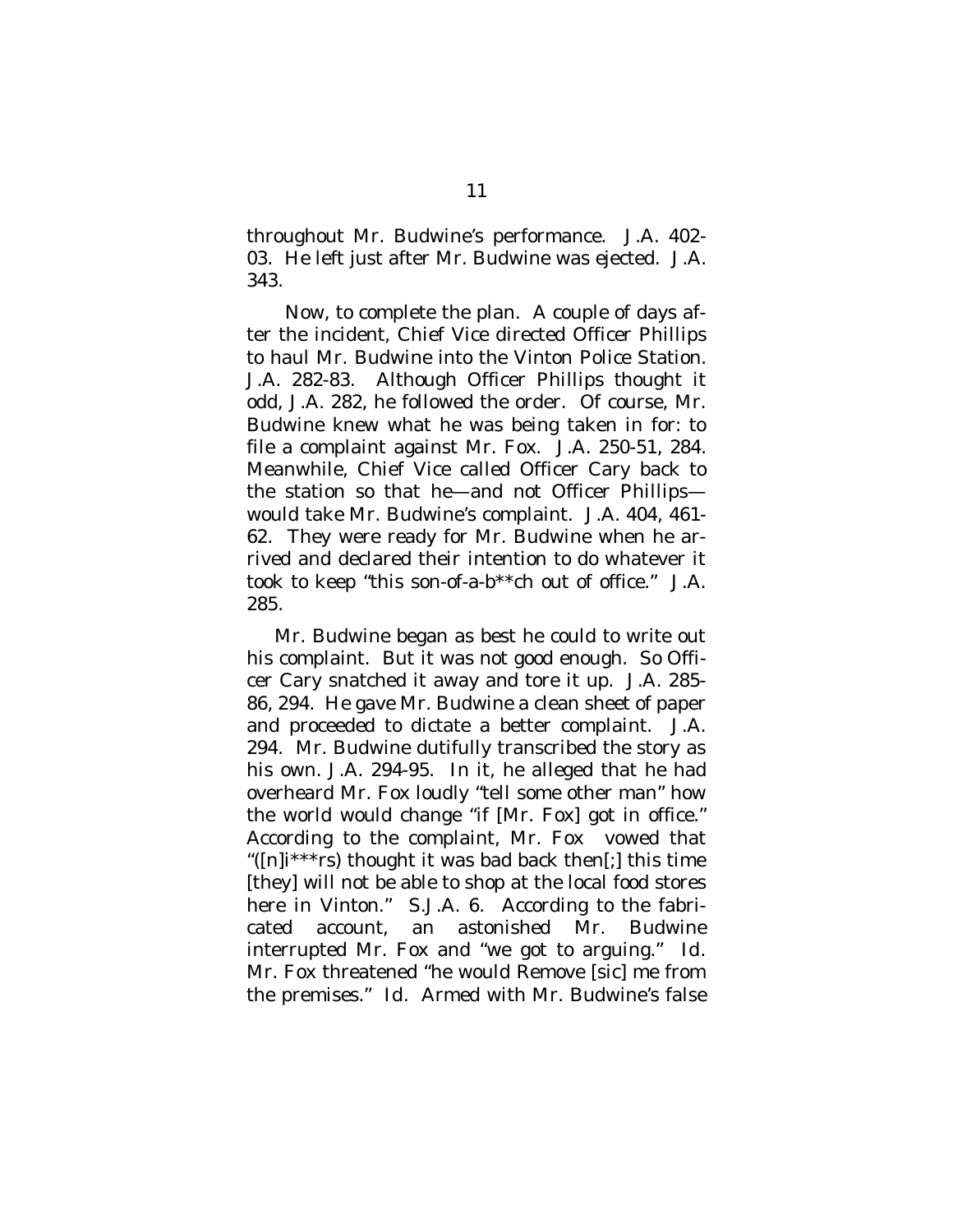throughout Mr. Budwine's performance. J.A. 402-03. He left just after Mr. Budwine was ejected. J.A. 343.

Now, to complete the plan. A couple of days after the incident, Chief Vice directed Officer Phillips to haul Mr. Budwine into the Vinton Police Station. J.A. 282-83. Although Officer Phillips thought it odd, J.A. 282, he followed the order. Of course, Mr. Budwine knew what he was being taken in for: to file a complaint against Mr. Fox. J.A. 250-51, 284. Meanwhile, Chief Vice called Officer Cary back to the station so that he—and not Officer Phillips—would take Mr. Budwine's complaint. J.A. 404, 461-62. They were ready for Mr. Budwine when he arrived and declared their intention to do whatever it took to keep "this son-of-a-b**ch out of office." J.A. 285.

Mr. Budwine began as best he could to write out his complaint. But it was not good enough. So Officer Cary snatched it away and tore it up. J.A. 285-86, 294. He gave Mr. Budwine a clean sheet of paper and proceeded to dictate a better complaint. J.A. 294. Mr. Budwine dutifully transcribed the story as his own. J.A. 294-95. In it, he alleged that he had overheard Mr. Fox loudly "tell some other man" how the world would change "if [Mr. Fox] got in office." According to the complaint, Mr. Fox vowed that "([n]i***rs) thought it was bad back then[;] this time [they] will not be able to shop at the local food stores here in Vinton." S.J.A. 6. According to the fabricated account, an astonished Mr. Budwine interrupted Mr. Fox and "we got to arguing." *Id.* Mr. Fox threatened "he would Remove [sic] me from the premises." *Id.* Armed with Mr. Budwine's false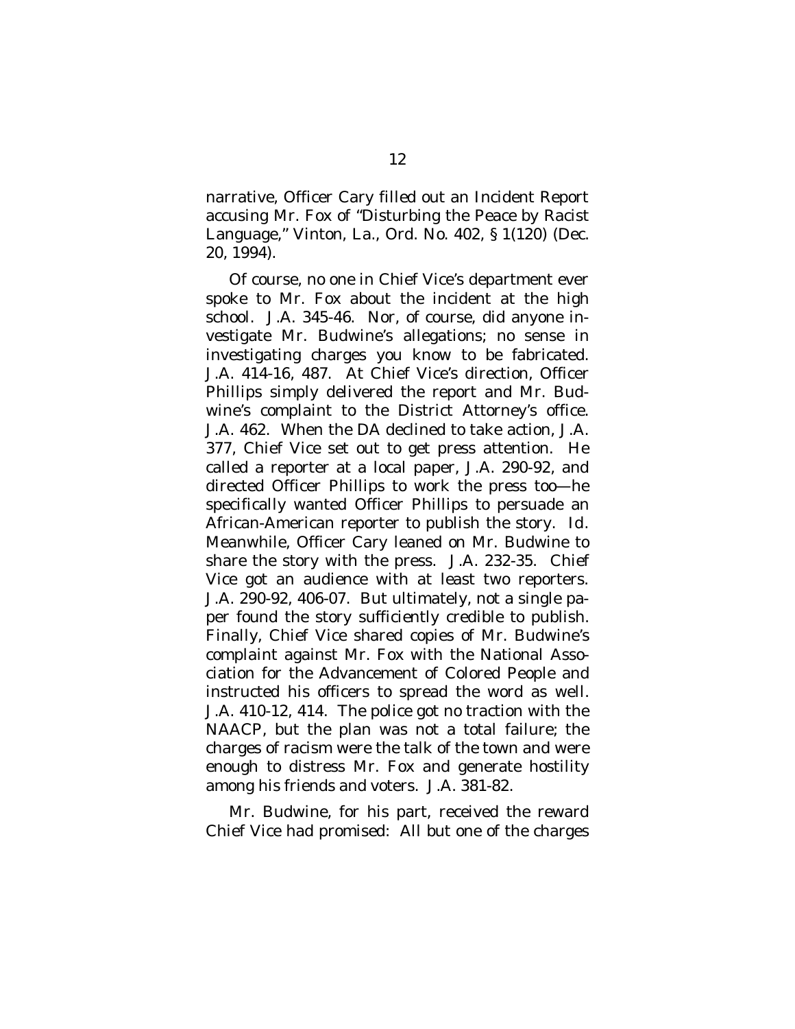narrative, Officer Cary filled out an Incident Report accusing Mr. Fox of "Disturbing the Peace by Racist Language," Vinton, La., Ord. No. 402, § 1(120) (Dec. 20, 1994).

Of course, no one in Chief Vice's department ever spoke to Mr. Fox about the incident at the high school. J.A. 345-46. Nor, of course, did anyone investigate Mr. Budwine's allegations; no sense in investigating charges you know to be fabricated. J.A. 414-16, 487. At Chief Vice's direction, Officer Phillips simply delivered the report and Mr. Budwine's complaint to the District Attorney's office. J.A. 462. When the DA declined to take action, J.A. 377, Chief Vice set out to get press attention. He called a reporter at a local paper, J.A. 290-92, and directed Officer Phillips to work the press too—he specifically wanted Officer Phillips to persuade an African-American reporter to publish the story. *Id.* Meanwhile, Officer Cary leaned on Mr. Budwine to share the story with the press. J.A. 232-35. Chief Vice got an audience with at least two reporters. J.A. 290-92, 406-07. But ultimately, not a single paper found the story sufficiently credible to publish. Finally, Chief Vice shared copies of Mr. Budwine's complaint against Mr. Fox with the National Association for the Advancement of Colored People and instructed his officers to spread the word as well. J.A. 410-12, 414. The police got no traction with the NAACP, but the plan was not a total failure; the charges of racism were the talk of the town and were enough to distress Mr. Fox and generate hostility among his friends and voters. J.A. 381-82.

Mr. Budwine, for his part, received the reward Chief Vice had promised: All but one of the charges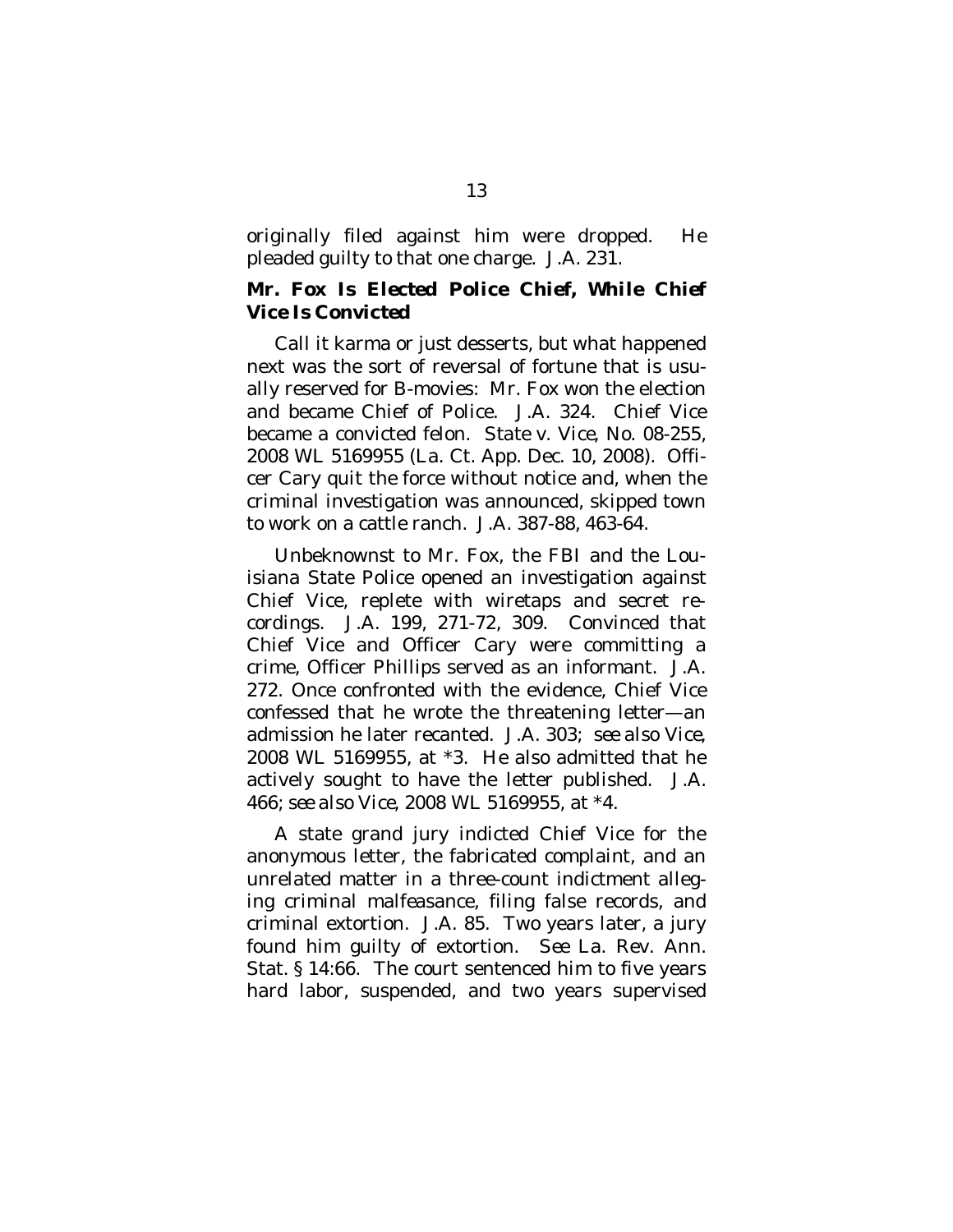originally filed against him were dropped. He pleaded guilty to that one charge. J.A. 231.

**Mr. Fox Is Elected Police Chief, While Chief Vice Is Convicted**

Call it karma or just desserts, but what happened next was the sort of reversal of fortune that is usually reserved for B-movies: Mr. Fox won the election and became Chief of Police. J.A. 324. Chief Vice became a convicted felon. *State v. Vice*, No. 08-255, 2008 WL 5169955 (La. Ct. App. Dec. 10, 2008). Officer Cary quit the force without notice and, when the criminal investigation was announced, skipped town to work on a cattle ranch. J.A. 387-88, 463-64.

Unbeknownst to Mr. Fox, the FBI and the Louisiana State Police opened an investigation against Chief Vice, replete with wiretaps and secret recordings. J.A. 199, 271-72, 309. Convinced that Chief Vice and Officer Cary were committing a crime, Officer Phillips served as an informant. J.A. 272. Once confronted with the evidence, Chief Vice confessed that he wrote the threatening letter—an admission he later recanted. J.A. 303; *see also Vice*, 2008 WL 5169955, at *3. He also admitted that he actively sought to have the letter published. J.A. 466; *see also Vice*, 2008 WL 5169955, at *4.

A state grand jury indicted Chief Vice for the anonymous letter, the fabricated complaint, and an unrelated matter in a three-count indictment alleging criminal malfeasance, filing false records, and criminal extortion. J.A. 85. Two years later, a jury found him guilty of extortion. *See* La. Rev. Ann. Stat. § 14:66. The court sentenced him to five years hard labor, suspended, and two years supervised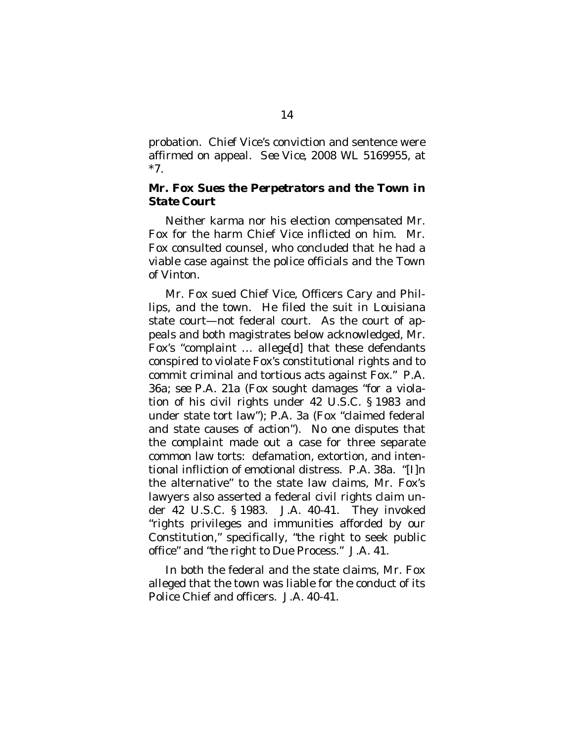probation. Chief Vice's conviction and sentence were affirmed on appeal. *See Vice*, 2008 WL 5169955, at *7.

### *Mr. Fox Sues the Perpetrators and the Town in State Court*

Neither karma nor his election compensated Mr. Fox for the harm Chief Vice inflicted on him. Mr. Fox consulted counsel, who concluded that he had a viable case against the police officials and the Town of Vinton.

Mr. Fox sued Chief Vice, Officers Cary and Phillips, and the town. He filed the suit in Louisiana state court—not federal court. As the court of appeals and both magistrates below acknowledged, Mr. Fox's "complaint … allege[d] that these defendants conspired to violate Fox's constitutional rights and to commit criminal and tortious acts against Fox." P.A. 36a; *see* P.A. 21a (Fox sought damages "for a violation of his civil rights under 42 U.S.C. § 1983 and under state tort law"); P.A. 3a (Fox "claimed federal and state causes of action"). No one disputes that the complaint made out a case for three separate common law torts: defamation, extortion, and intentional infliction of emotional distress. P.A. 38a. "[I]n the alternative" to the state law claims, Mr. Fox's lawyers also asserted a federal civil rights claim under 42 U.S.C. § 1983. J.A. 40-41. They invoked "rights privileges and immunities afforded by our Constitution," specifically, "the right to seek public office" and "the right to Due Process." J.A. 41.

In both the federal and the state claims, Mr. Fox alleged that the town was liable for the conduct of its Police Chief and officers. J.A. 40-41.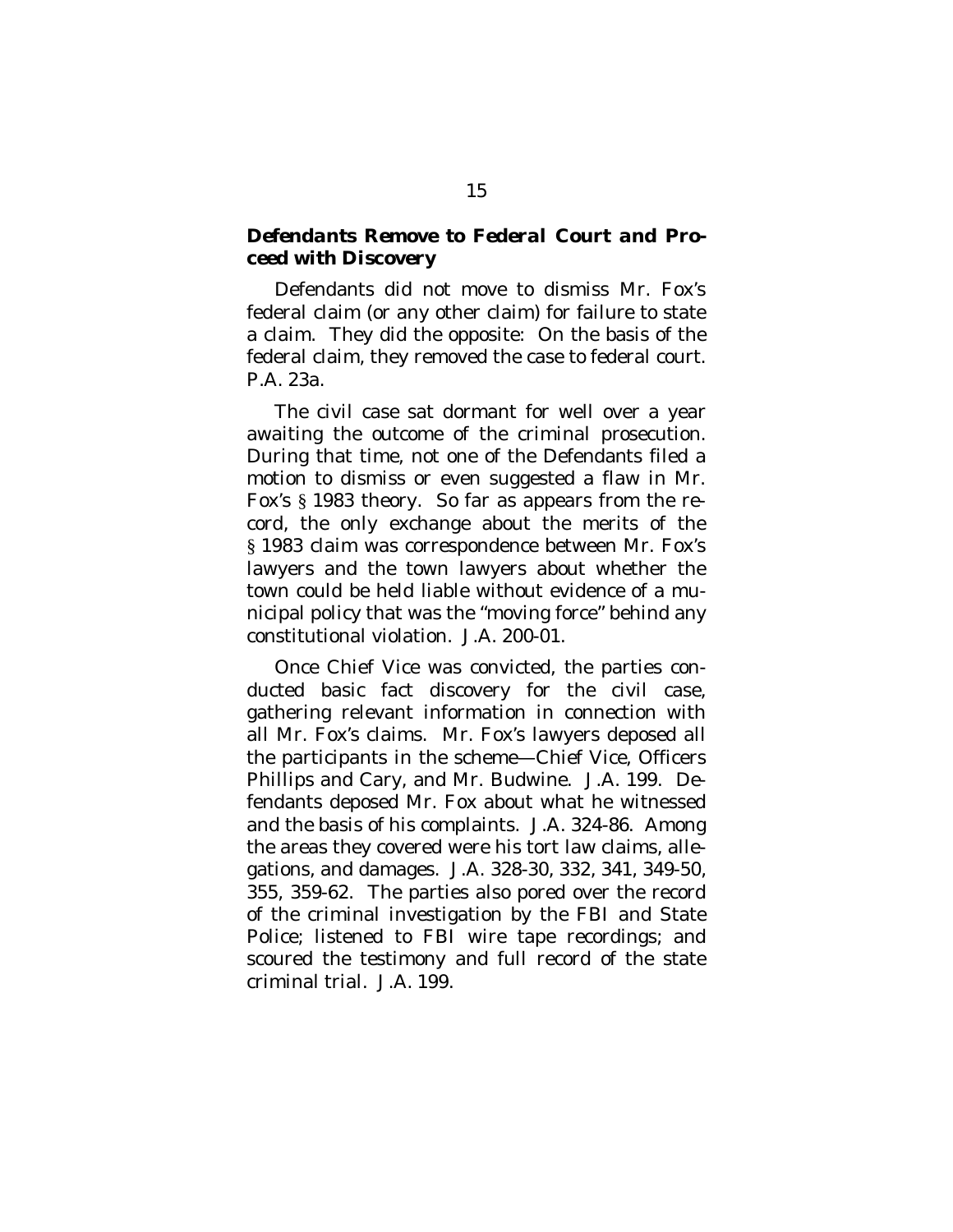### *Defendants Remove to Federal Court and Proceed with Discovery*

Defendants did not move to dismiss Mr. Fox's federal claim (or any other claim) for failure to state a claim. They did the opposite: On the basis of the federal claim, they removed the case to federal court. P.A. 23a.

The civil case sat dormant for well over a year awaiting the outcome of the criminal prosecution. During that time, not one of the Defendants filed a motion to dismiss or even suggested a flaw in Mr. Fox's § 1983 theory. So far as appears from the record, the only exchange about the merits of the § 1983 claim was correspondence between Mr. Fox's lawyers and the town lawyers about whether the town could be held liable without evidence of a municipal policy that was the "moving force" behind any constitutional violation. J.A. 200-01.

Once Chief Vice was convicted, the parties conducted basic fact discovery for the civil case, gathering relevant information in connection with all Mr. Fox's claims. Mr. Fox's lawyers deposed all the participants in the scheme—Chief Vice, Officers Phillips and Cary, and Mr. Budwine. J.A. 199. Defendants deposed Mr. Fox about what he witnessed and the basis of his complaints. J.A. 324-86. Among the areas they covered were his tort law claims, allegations, and damages. J.A. 328-30, 332, 341, 349-50, 355, 359-62. The parties also pored over the record of the criminal investigation by the FBI and State Police; listened to FBI wire tape recordings; and scoured the testimony and full record of the state criminal trial. J.A. 199.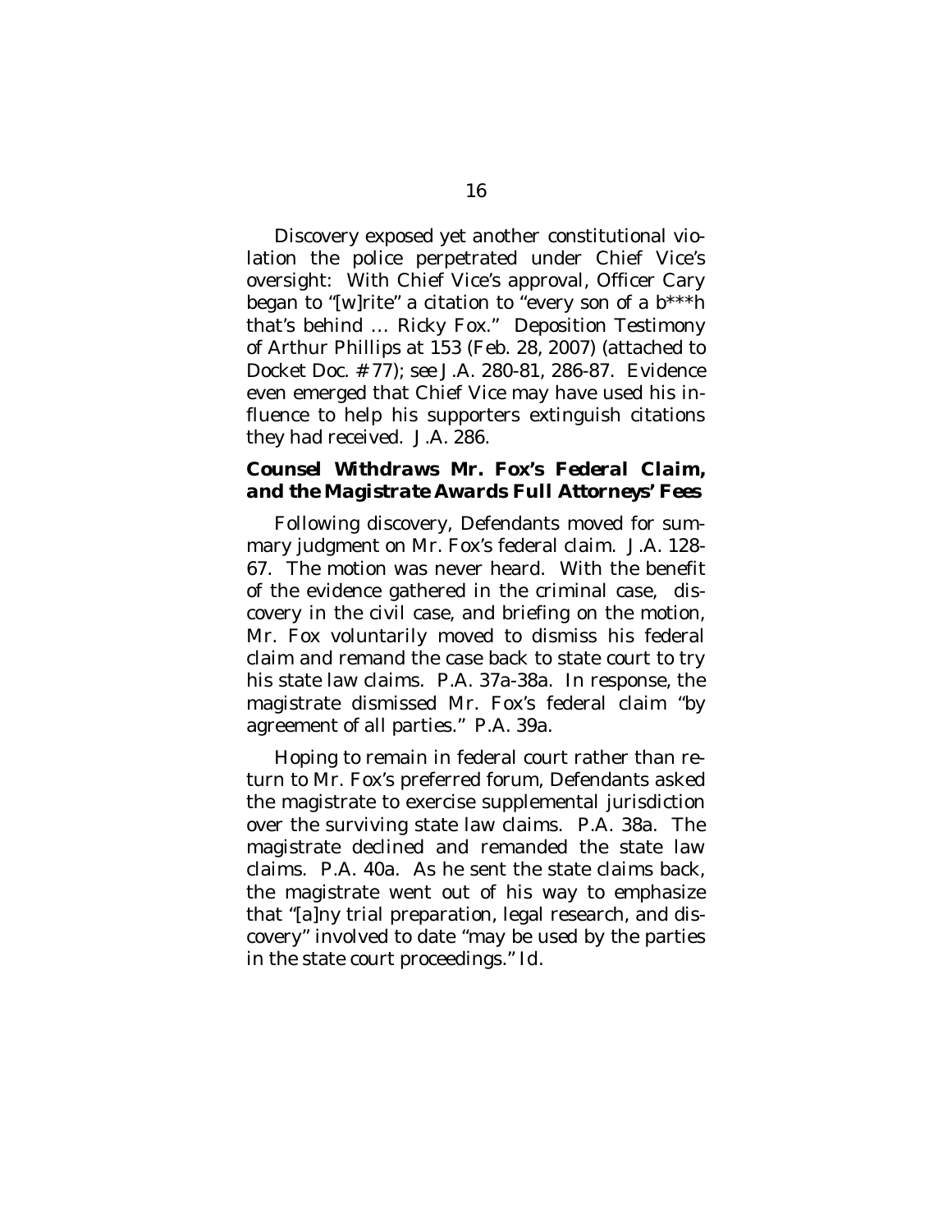Discovery exposed yet another constitutional violation the police perpetrated under Chief Vice's oversight: With Chief Vice's approval, Officer Cary began to "[w]rite" a citation to "every son of a b***h that's behind … Ricky Fox." Deposition Testimony of Arthur Phillips at 153 (Feb. 28, 2007) (attached to Docket Doc. # 77); *see* J.A. 280-81, 286-87. Evidence even emerged that Chief Vice may have used his influence to help his supporters extinguish citations they had received. J.A. 286.

### *Counsel Withdraws Mr. Fox's Federal Claim, and the Magistrate Awards Full Attorneys' Fees*

Following discovery, Defendants moved for summary judgment on Mr. Fox's federal claim. J.A. 128-67. The motion was never heard. With the benefit of the evidence gathered in the criminal case, discovery in the civil case, and briefing on the motion, Mr. Fox voluntarily moved to dismiss his federal claim and remand the case back to state court to try his state law claims. P.A. 37a-38a. In response, the magistrate dismissed Mr. Fox's federal claim "by agreement of all parties." P.A. 39a.

Hoping to remain in federal court rather than return to Mr. Fox's preferred forum, Defendants asked the magistrate to exercise supplemental jurisdiction over the surviving state law claims. P.A. 38a. The magistrate declined and remanded the state law claims. P.A. 40a. As he sent the state claims back, the magistrate went out of his way to emphasize that "[a]ny trial preparation, legal research, and discovery" involved to date "may be used by the parties in the state court proceedings." *Id.*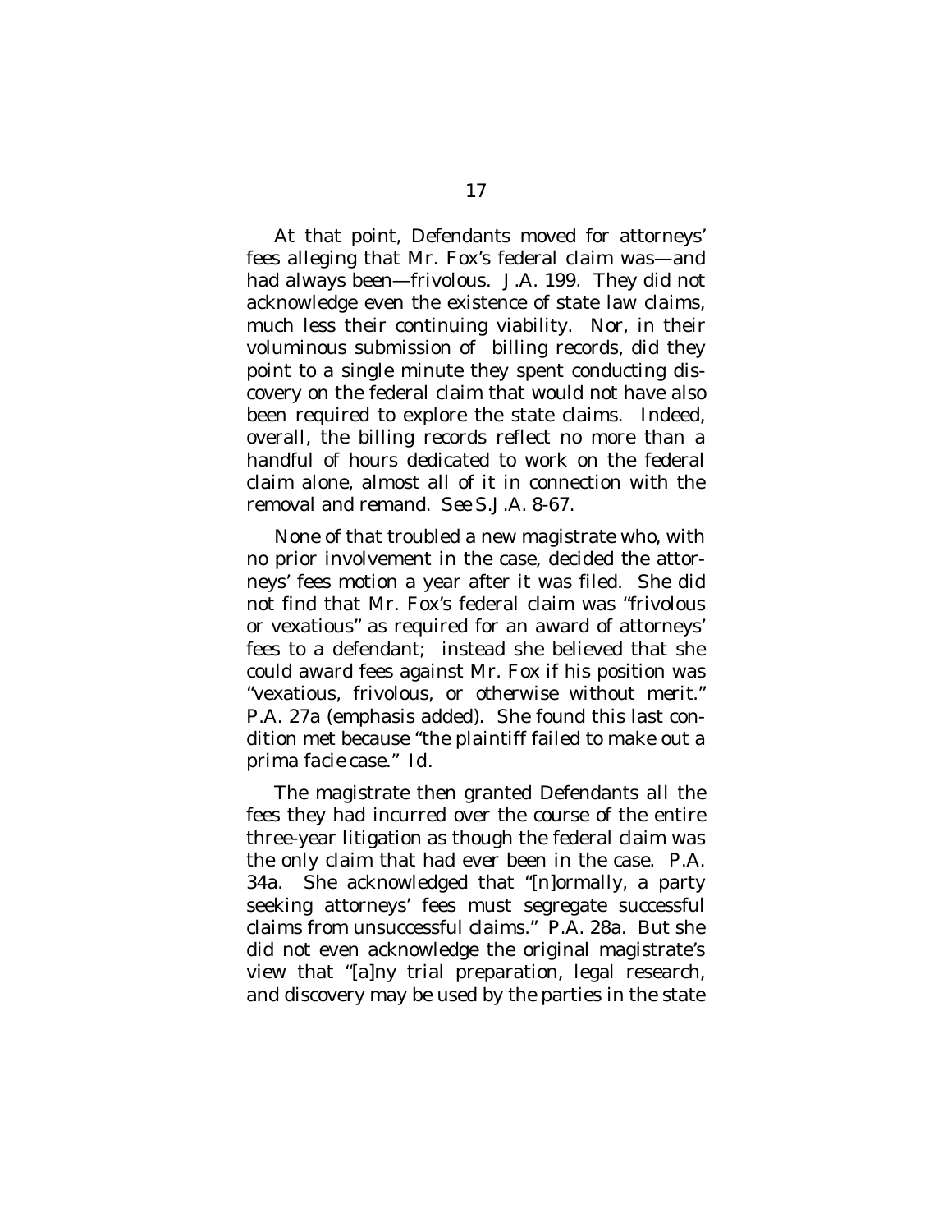At that point, Defendants moved for attorneys' fees alleging that Mr. Fox's federal claim was—and had always been—frivolous. J.A. 199. They did not acknowledge even the existence of state law claims, much less their continuing viability. Nor, in their voluminous submission of billing records, did they point to a single minute they spent conducting discovery on the federal claim that would not have also been required to explore the state claims. Indeed, overall, the billing records reflect no more than a handful of hours dedicated to work on the federal claim alone, almost all of it in connection with the removal and remand. *See* S.J.A. 8-67.

None of that troubled a new magistrate who, with no prior involvement in the case, decided the attorneys' fees motion a year after it was filed. She did not find that Mr. Fox's federal claim was "frivolous or vexatious" as required for an award of attorneys' fees to a defendant; instead she believed that she could award fees against Mr. Fox if his position was "vexatious, frivolous, *or otherwise without merit*." P.A. 27a (emphasis added). She found this last condition met because "the plaintiff failed to make out a *prima facie* case." *Id.*

The magistrate then granted Defendants all the fees they had incurred over the course of the entire three-year litigation as though the federal claim was the only claim that had ever been in the case. P.A. 34a. She acknowledged that "[n]ormally, a party seeking attorneys' fees must segregate successful claims from unsuccessful claims." P.A. 28a. But she did not even acknowledge the original magistrate's view that "[a]ny trial preparation, legal research, and discovery may be used by the parties in the state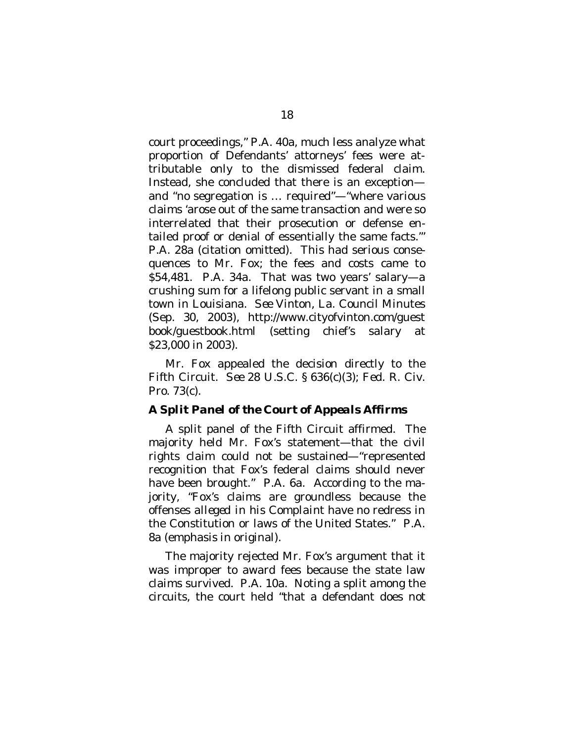court proceedings," P.A. 40a, much less analyze what proportion of Defendants' attorneys' fees were attributable only to the dismissed federal claim. Instead, she concluded that there is an exception—and "no segregation is … required"—"where various claims 'arose out of the same transaction and were so interrelated that their prosecution or defense entailed proof or denial of essentially the same facts.'" P.A. 28a (citation omitted). This had serious consequences to Mr. Fox; the fees and costs came to $54,481. P.A. 34a. That was two years' salary—a crushing sum for a lifelong public servant in a small town in Louisiana. *See* Vinton, La. Council Minutes (Sep. 30, 2003), http://www.cityofvinton.com/guestbook/guestbook.html (setting chief's salary at $23,000 in 2003).

Mr. Fox appealed the decision directly to the Fifth Circuit. *See* 28 U.S.C. § 636(c)(3); Fed. R. Civ. Pro. 73(c).

### *A Split Panel of the Court of Appeals Affirms*

A split panel of the Fifth Circuit affirmed. The majority held Mr. Fox's statement—that the civil rights claim could not be sustained—"represented recognition that Fox's federal claims should never have been brought." P.A. 6a. According to the majority, "Fox's claims are groundless because the offenses *alleged* in his Complaint have no redress in the Constitution or laws of the United States." P.A. 8a (emphasis in original).

The majority rejected Mr. Fox's argument that it was improper to award fees because the state law claims survived. P.A. 10a. Noting a split among the circuits, the court held "that a defendant does not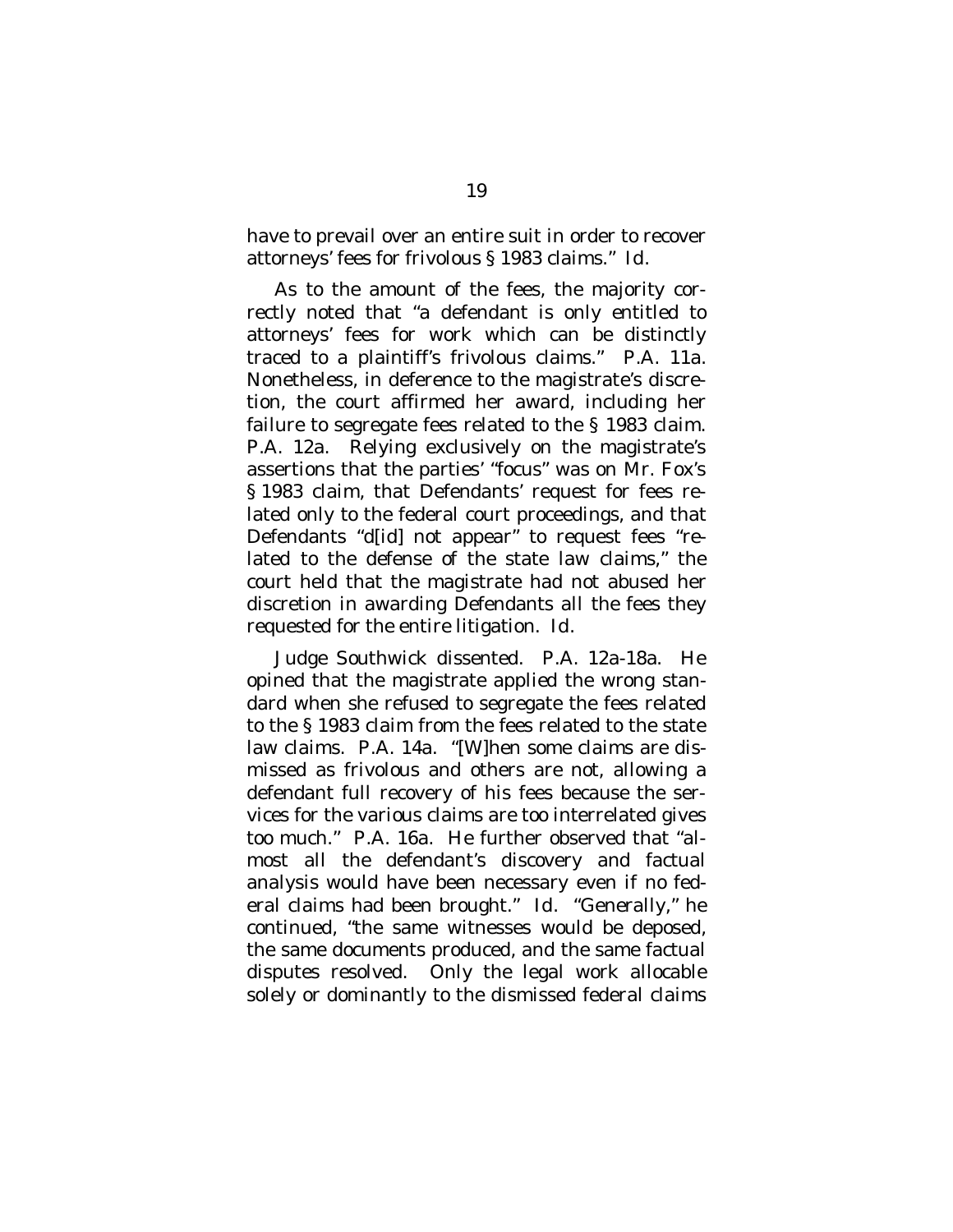have to prevail over an entire suit in order to recover attorneys' fees for frivolous § 1983 claims." *Id.*

As to the amount of the fees, the majority correctly noted that "a defendant is only entitled to attorneys' fees for work which can be distinctly traced to a plaintiff's frivolous claims." P.A. 11a. Nonetheless, in deference to the magistrate's discretion, the court affirmed her award, including her failure to segregate fees related to the § 1983 claim. P.A. 12a. Relying exclusively on the magistrate's assertions that the parties' "focus" was on Mr. Fox's § 1983 claim, that Defendants' request for fees related only to the federal court proceedings, and that Defendants "d[id] not appear" to request fees "related to the defense of the state law claims," the court held that the magistrate had not abused her discretion in awarding Defendants all the fees they requested for the entire litigation. *Id.*

Judge Southwick dissented. P.A. 12a-18a. He opined that the magistrate applied the wrong standard when she refused to segregate the fees related to the § 1983 claim from the fees related to the state law claims. P.A. 14a. "[W]hen some claims are dismissed as frivolous and others are not, allowing a defendant full recovery of his fees because the services for the various claims are too interrelated gives too much." P.A. 16a. He further observed that "almost all the defendant's discovery and factual analysis would have been necessary even if no federal claims had been brought." *Id.* "Generally," he continued, "the same witnesses would be deposed, the same documents produced, and the same factual disputes resolved. Only the legal work allocable solely or dominantly to the dismissed federal claims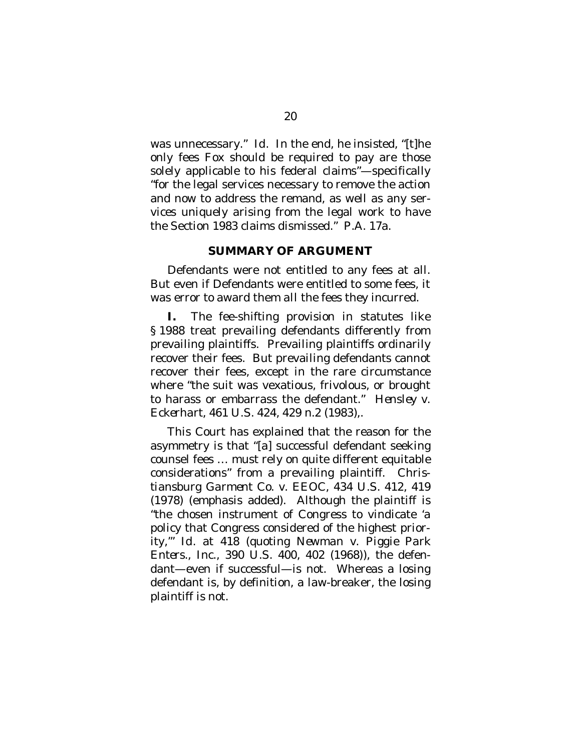was unnecessary." Id. In the end, he insisted, "[t]he only fees Fox should be required to pay are those solely applicable to his federal claims"—specifically "for the legal services necessary to remove the action and now to address the remand, as well as any services uniquely arising from the legal work to have the Section 1983 claims dismissed." P.A. 17a.

## SUMMARY OF ARGUMENT

Defendants were not entitled to any fees at all. But even if Defendants were entitled to some fees, it was error to award them all the fees they incurred.

**I.** The fee-shifting provision in statutes like § 1988 treat prevailing defendants differently from prevailing plaintiffs. Prevailing plaintiffs ordinarily recover their fees. But prevailing defendants cannot recover their fees, except in the rare circumstance where "the suit was vexatious, frivolous, or brought to harass or embarrass the defendant." *Hensley v. Eckerhart*, 461 U.S. 424, 429 n.2 (1983),.

This Court has explained that the reason for the asymmetry is that "[a] successful defendant seeking counsel fees … must rely on quite *different* equitable considerations" from a prevailing plaintiff. *Christiansburg Garment Co. v. EEOC*, 434 U.S. 412, 419 (1978) (emphasis added). Although the plaintiff is "the chosen instrument of Congress to vindicate 'a policy that Congress considered of the highest priority,'" *Id.* at 418 (quoting *Newman v. Piggie Park Enters., Inc.*, 390 U.S. 400, 402 (1968)), the defendant—even if successful—is not. Whereas a losing defendant is, by definition, a law-breaker, the losing plaintiff is not.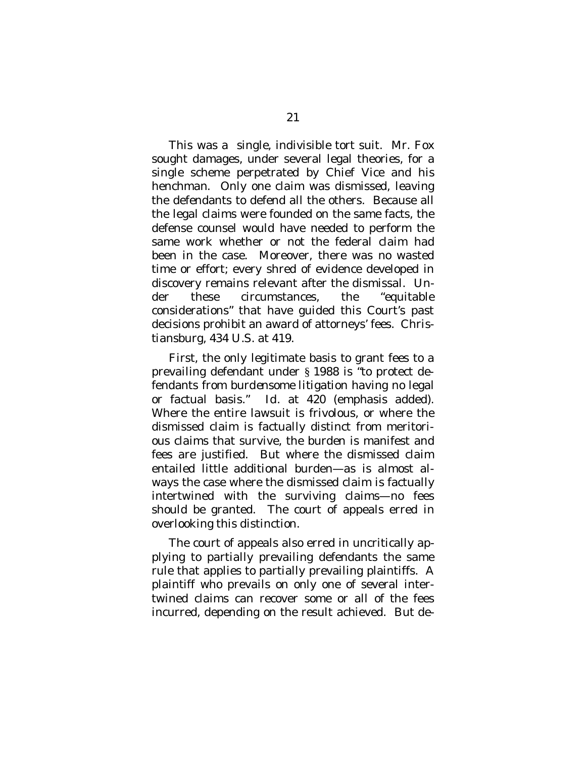This was a single, indivisible tort suit. Mr. Fox sought damages, under several legal theories, for a single scheme perpetrated by Chief Vice and his henchman. Only one claim was dismissed, leaving the defendants to defend all the others. Because all the legal claims were founded on the same facts, the defense counsel would have needed to perform the same work whether or not the federal claim had been in the case. Moreover, there was no wasted time or effort; every shred of evidence developed in discovery remains relevant after the dismissal. Under these circumstances, the "equitable considerations" that have guided this Court's past decisions prohibit an award of attorneys' fees. *Christiansburg*, 434 U.S. at 419.

First, the only legitimate basis to grant fees to a prevailing defendant under § 1988 is "to protect defendants from *burdensome* litigation having no legal or factual basis." *Id.* at 420 (emphasis added). Where the entire lawsuit is frivolous, or where the dismissed claim is factually distinct from meritorious claims that survive, the burden is manifest and fees are justified. But where the dismissed claim entailed little additional burden—as is almost always the case where the dismissed claim is factually intertwined with the surviving claims—no fees should be granted. The court of appeals erred in overlooking this distinction.

The court of appeals also erred in uncritically applying to partially prevailing defendants the same rule that applies to partially prevailing plaintiffs. A plaintiff who prevails on only one of several intertwined claims can recover some or all of the fees incurred, depending on the result achieved. But de-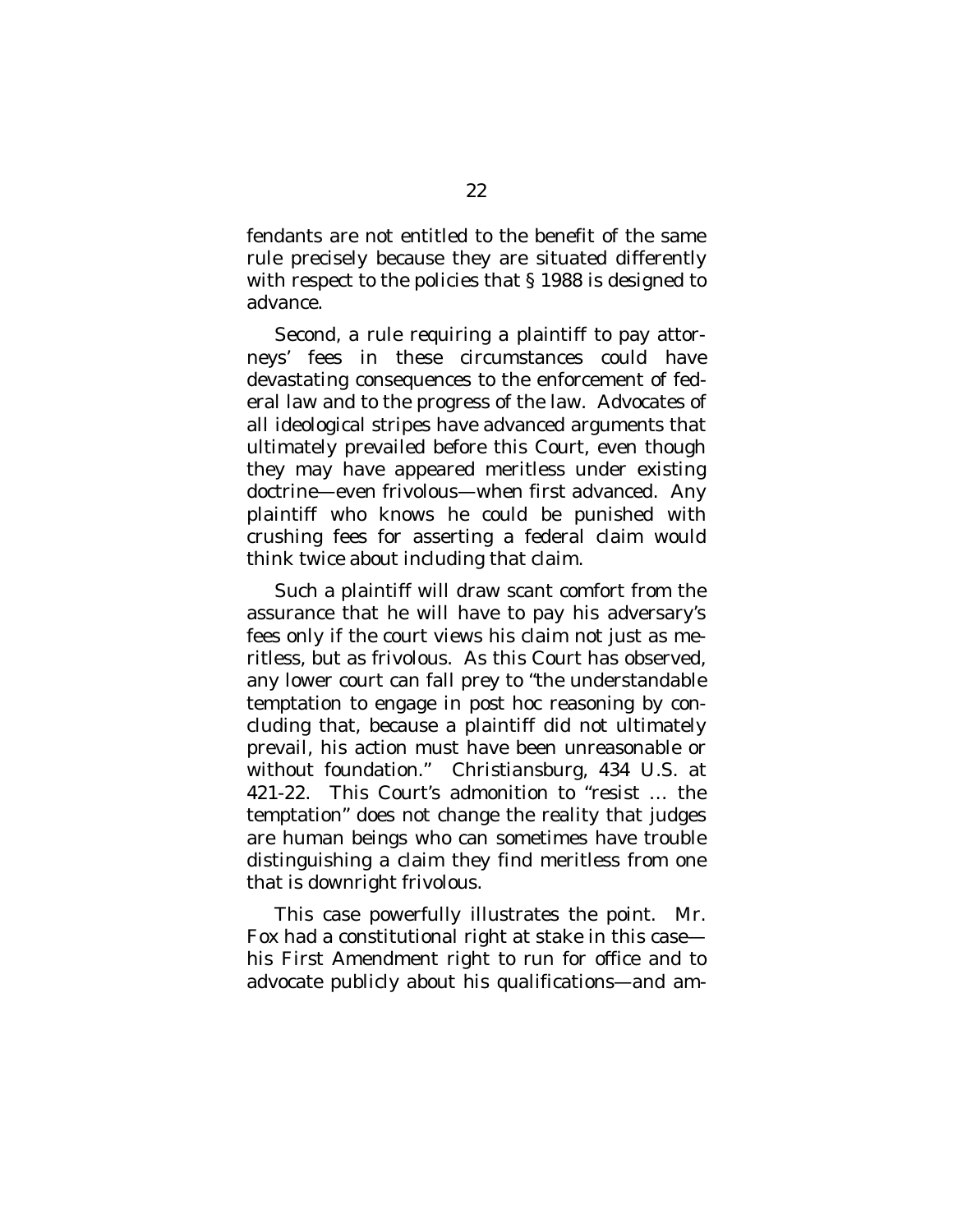fendants are not entitled to the benefit of the same rule precisely because they are situated differently with respect to the policies that § 1988 is designed to advance.

Second, a rule requiring a plaintiff to pay attorneys' fees in these circumstances could have devastating consequences to the enforcement of federal law and to the progress of the law. Advocates of all ideological stripes have advanced arguments that ultimately prevailed before this Court, even though they may have appeared meritless under existing doctrine—even frivolous—when first advanced. Any plaintiff who knows he could be punished with crushing fees for asserting a federal claim would think twice about including that claim.

Such a plaintiff will draw scant comfort from the assurance that he will have to pay his adversary's fees only if the court views his claim not just as meritless, but as frivolous. As this Court has observed, any lower court can fall prey to "the understandable temptation to engage in post hoc reasoning by concluding that, because a plaintiff did not ultimately prevail, his action must have been unreasonable or without foundation." *Christiansburg*, 434 U.S. at 421-22. This Court's admonition to "resist … the temptation" does not change the reality that judges are human beings who can sometimes have trouble distinguishing a claim they find meritless from one that is downright frivolous.

This case powerfully illustrates the point. Mr. Fox had a constitutional right at stake in this case—his First Amendment right to run for office and to advocate publicly about his qualifications—and am-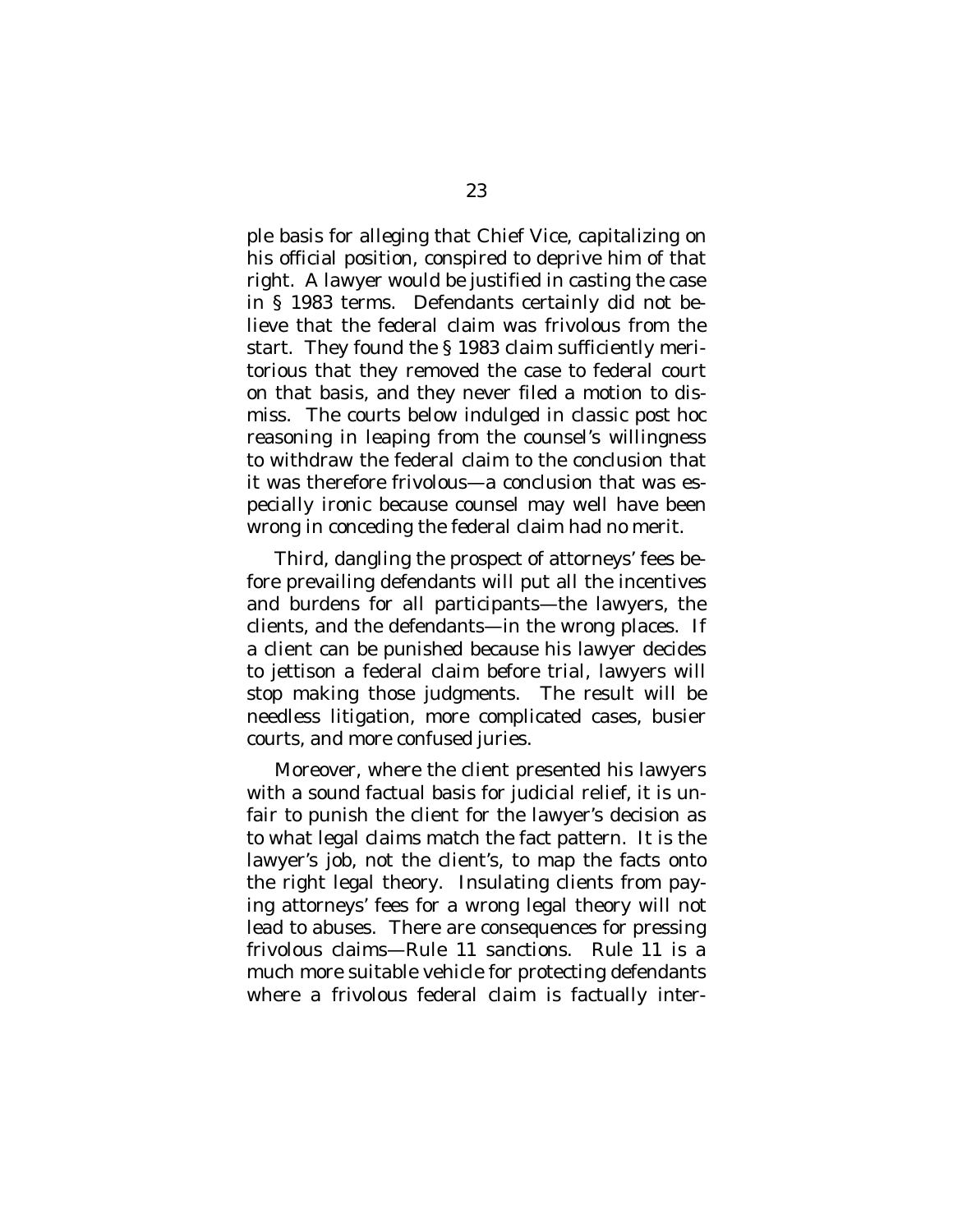ple basis for alleging that Chief Vice, capitalizing on his official position, conspired to deprive him of that right. A lawyer would be justified in casting the case in § 1983 terms. Defendants certainly did not believe that the federal claim was frivolous from the start. They found the § 1983 claim sufficiently meritorious that they removed the case to federal court on that basis, and they never filed a motion to dismiss. The courts below indulged in classic post hoc reasoning in leaping from the counsel's willingness to withdraw the federal claim to the conclusion that it was therefore frivolous—a conclusion that was especially ironic because counsel may well have been wrong in conceding the federal claim had no merit.

Third, dangling the prospect of attorneys' fees before prevailing defendants will put all the incentives and burdens for all participants—the lawyers, the clients, and the defendants—in the wrong places. If a client can be punished because his lawyer decides to jettison a federal claim before trial, lawyers will stop making those judgments. The result will be needless litigation, more complicated cases, busier courts, and more confused juries.

Moreover, where the client presented his lawyers with a sound factual basis for judicial relief, it is unfair to punish the client for the lawyer's decision as to what legal claims match the fact pattern. It is the lawyer's job, not the client's, to map the facts onto the right legal theory. Insulating clients from paying attorneys' fees for a wrong legal theory will not lead to abuses. There are consequences for pressing frivolous claims—Rule 11 sanctions. Rule 11 is a much more suitable vehicle for protecting defendants where a frivolous federal claim is factually inter-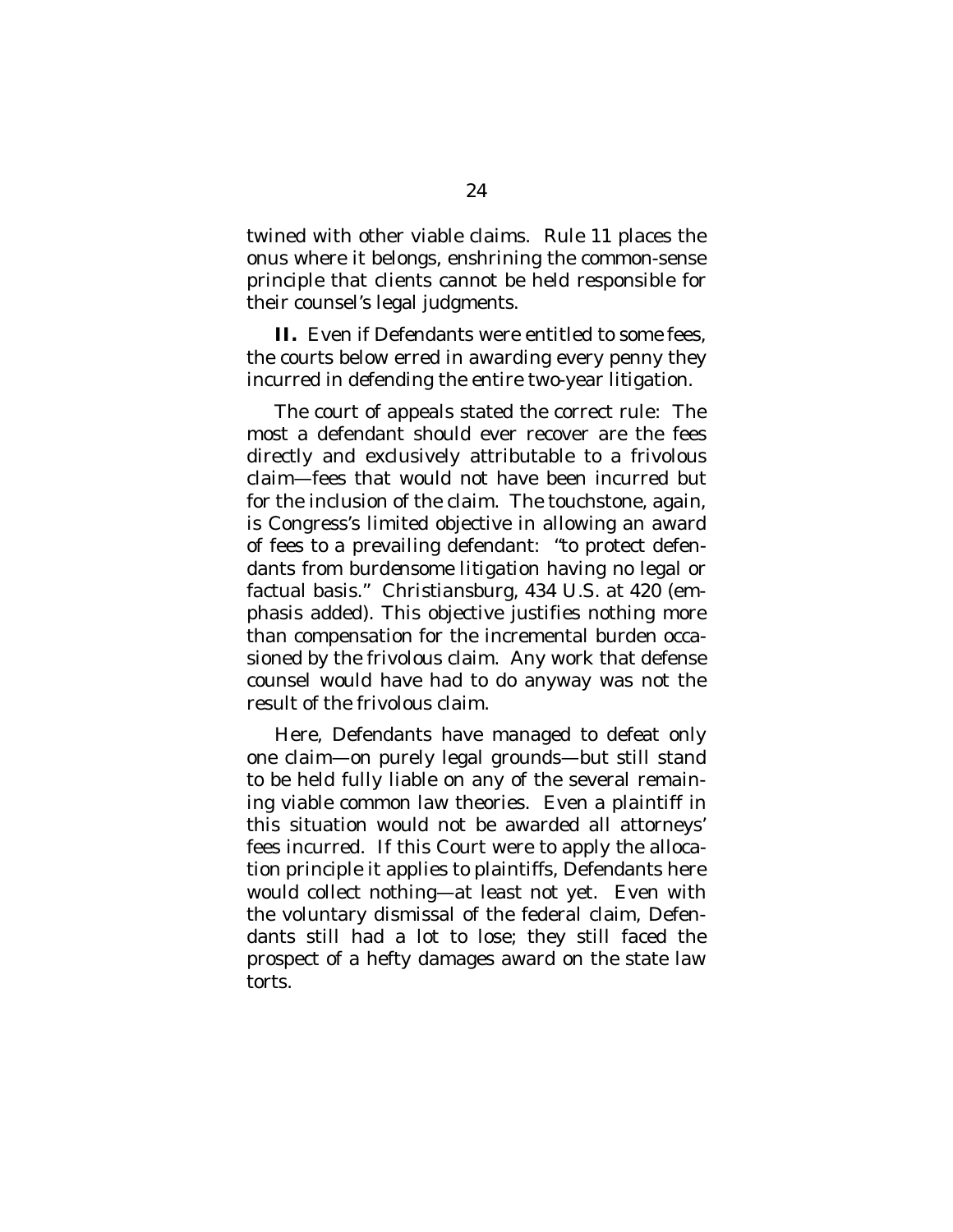twined with other viable claims. Rule 11 places the onus where it belongs, enshrining the common-sense principle that clients cannot be held responsible for their counsel's legal judgments.

**II.** Even if Defendants were entitled to some fees, the courts below erred in awarding every penny they incurred in defending the entire two-year litigation.

The court of appeals stated the correct rule: The most a defendant should ever recover are the fees directly and exclusively attributable to a frivolous claim—fees that would not have been incurred but for the inclusion of the claim. The touchstone, again, is Congress's limited objective in allowing an award of fees to a prevailing defendant: "to protect defendants from burdensome litigation having *no* legal or factual basis." *Christiansburg*, 434 U.S. at 420 (emphasis added). This objective justifies nothing more than compensation for the incremental burden occasioned by the frivolous claim. Any work that defense counsel would have had to do anyway was not the result of the frivolous claim.

Here, Defendants have managed to defeat only one claim—on purely legal grounds—but still stand to be held fully liable on any of the several remaining viable common law theories. Even a plaintiff in this situation would not be awarded all attorneys' fees incurred. If this Court were to apply the allocation principle it applies to plaintiffs, Defendants here would collect nothing—at least not yet. Even with the voluntary dismissal of the federal claim, Defendants still had a lot to lose; they still faced the prospect of a hefty damages award on the state law torts.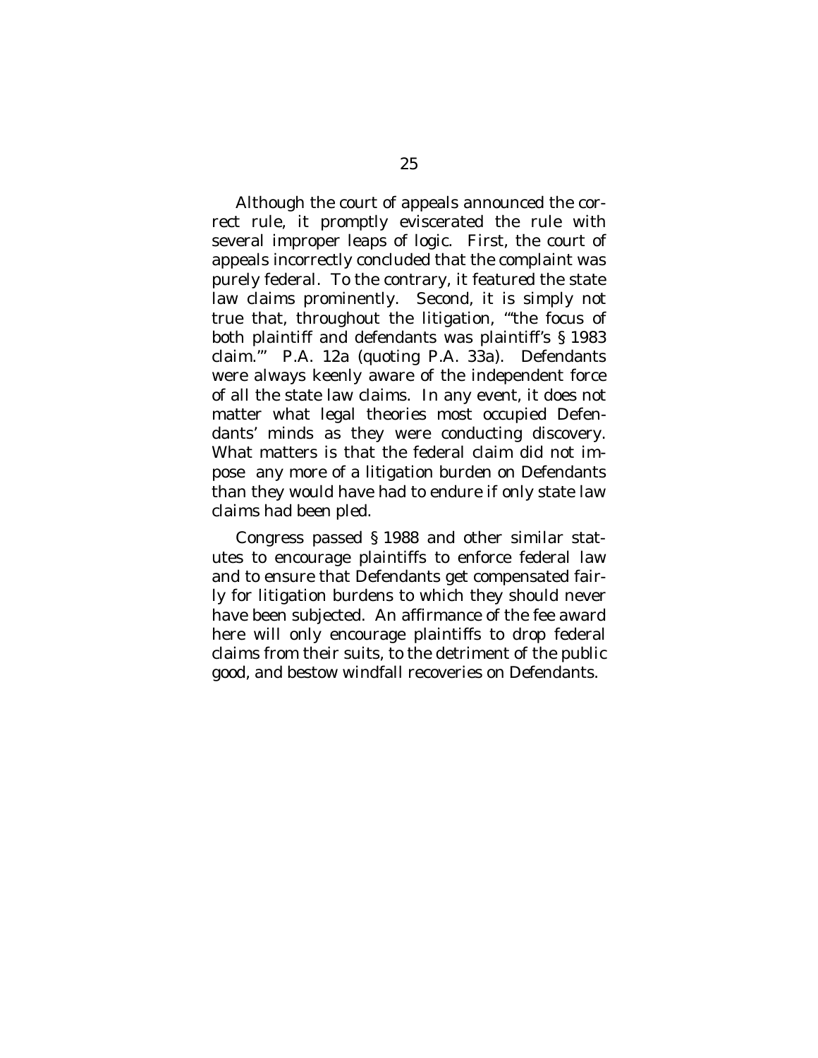Although the court of appeals announced the correct rule, it promptly eviscerated the rule with several improper leaps of logic. First, the court of appeals incorrectly concluded that the complaint was purely federal. To the contrary, it featured the state law claims prominently. Second, it is simply not true that, throughout the litigation, "'the focus of both plaintiff and defendants was plaintiff's § 1983 claim.'" P.A. 12a (quoting P.A. 33a). Defendants were always keenly aware of the independent force of all the state law claims. In any event, it does not matter what legal theories most occupied Defendants' minds as they were conducting discovery. What matters is that the federal claim did not impose any more of a litigation burden on Defendants than they would have had to endure if only state law claims had been pled.

Congress passed § 1988 and other similar statutes to encourage plaintiffs to enforce federal law and to ensure that Defendants get compensated fairly for litigation burdens to which they should never have been subjected. An affirmance of the fee award here will only encourage plaintiffs to drop federal claims from their suits, to the detriment of the public good, and bestow windfall recoveries on Defendants.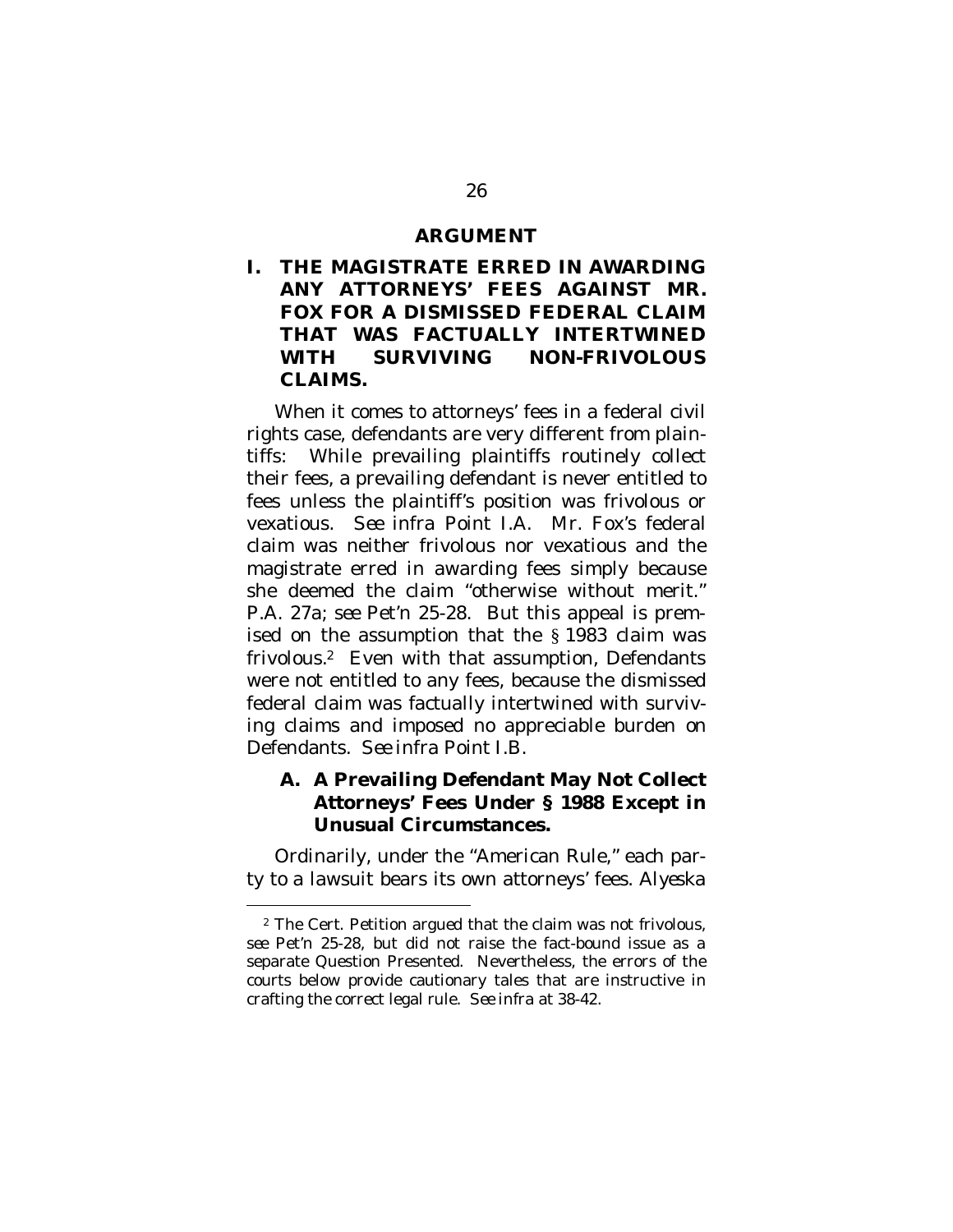# ARGUMENT

## I. THE MAGISTRATE ERRED IN AWARDING ANY ATTORNEYS' FEES AGAINST MR. FOX FOR A DISMISSED FEDERAL CLAIM THAT WAS FACTUALLY INTERTWINED WITH SURVIVING NON-FRIVOLOUS CLAIMS.

When it comes to attorneys' fees in a federal civil rights case, defendants are very different from plaintiffs: While prevailing plaintiffs routinely collect their fees, a prevailing defendant is never entitled to fees unless the plaintiff's position was frivolous or vexatious. *See infra* Point I.A. Mr. Fox's federal claim was neither frivolous nor vexatious and the magistrate erred in awarding fees simply because she deemed the claim "otherwise without merit." P.A. 27a; *see* Pet'n 25-28. But this appeal is premised on the assumption that the § 1983 claim was frivolous.[2] Even with that assumption, Defendants were not entitled to any fees, because the dismissed federal claim was factually intertwined with surviving claims and imposed no appreciable burden on Defendants. *See infra* Point I.B.

### A. A Prevailing Defendant May Not Collect Attorneys' Fees Under § 1988 Except in Unusual Circumstances.

Ordinarily, under the "American Rule," each party to a lawsuit bears its own attorneys' fees. Alyeska

[2] The Cert. Petition argued that the claim was not frivolous, *see* Pet'n 25-28, but did not raise the fact-bound issue as a separate Question Presented. Nevertheless, the errors of the courts below provide cautionary tales that are instructive in crafting the correct legal rule. *See infra* at 38-42.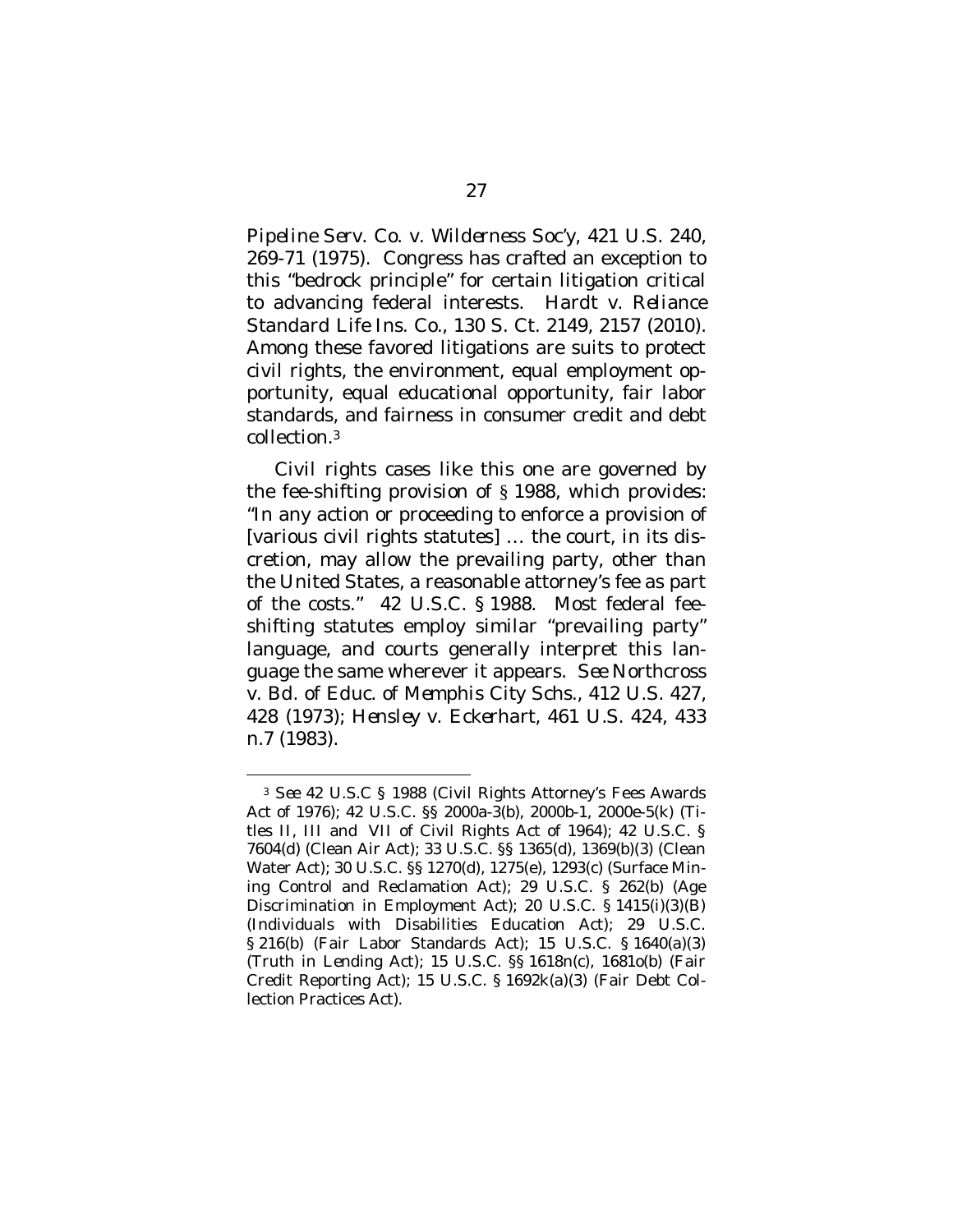*Pipeline Serv. Co. v. Wilderness Soc'y*, 421 U.S. 240, 269-71 (1975). Congress has crafted an exception to this "bedrock principle" for certain litigation critical to advancing federal interests. *Hardt v. Reliance Standard Life Ins. Co.*, 130 S. Ct. 2149, 2157 (2010). Among these favored litigations are suits to protect civil rights, the environment, equal employment opportunity, equal educational opportunity, fair labor standards, and fairness in consumer credit and debt collection.[3]

Civil rights cases like this one are governed by the fee-shifting provision of § 1988, which provides: "In any action or proceeding to enforce a provision of [various civil rights statutes] … the court, in its discretion, may allow the prevailing party, other than the United States, a reasonable attorney's fee as part of the costs." 42 U.S.C. § 1988. Most federal fee-shifting statutes employ similar "prevailing party" language, and courts generally interpret this language the same wherever it appears. *See Northcross v. Bd. of Educ. of Memphis City Schs.*, 412 U.S. 427, 428 (1973); *Hensley v. Eckerhart*, 461 U.S. 424, 433 n.7 (1983).

---

[3] *See* 42 U.S.C § 1988 (Civil Rights Attorney's Fees Awards Act of 1976); 42 U.S.C. §§ 2000a-3(b), 2000b-1, 2000e-5(k) (Titles II, III and VII of Civil Rights Act of 1964); 42 U.S.C. § 7604(d) (Clean Air Act); 33 U.S.C. §§ 1365(d), 1369(b)(3) (Clean Water Act); 30 U.S.C. §§ 1270(d), 1275(e), 1293(c) (Surface Mining Control and Reclamation Act); 29 U.S.C. § 262(b) (Age Discrimination in Employment Act); 20 U.S.C. § 1415(i)(3)(B) (Individuals with Disabilities Education Act); 29 U.S.C. § 216(b) (Fair Labor Standards Act); 15 U.S.C. § 1640(a)(3) (Truth in Lending Act); 15 U.S.C. §§ 1618n(c), 1681o(b) (Fair Credit Reporting Act); 15 U.S.C. § 1692k(a)(3) (Fair Debt Collection Practices Act).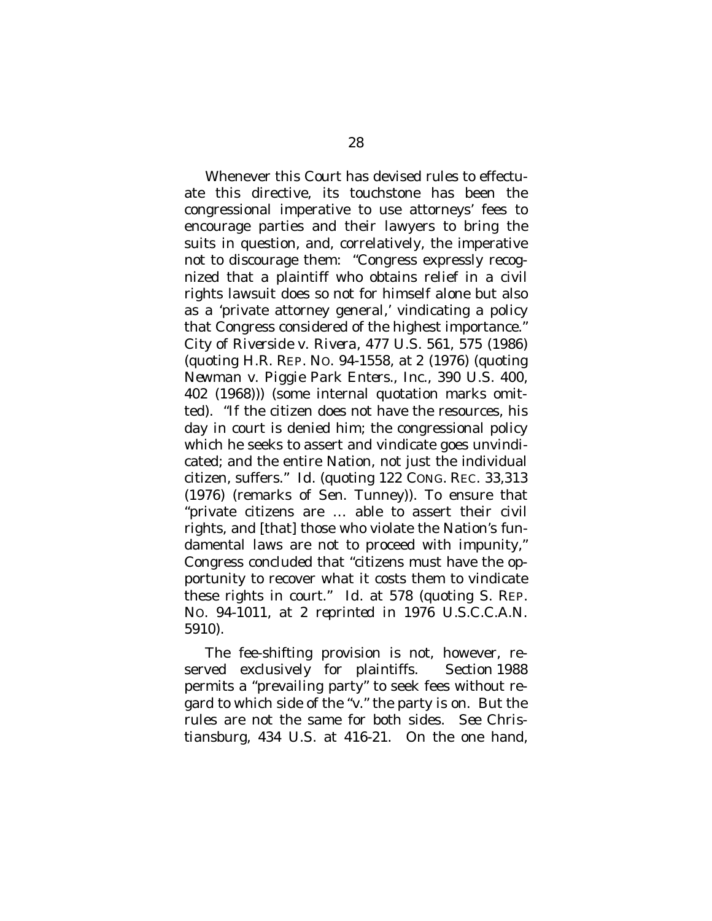Whenever this Court has devised rules to effectuate this directive, its touchstone has been the congressional imperative to use attorneys' fees to encourage parties and their lawyers to bring the suits in question, and, correlatively, the imperative not to discourage them: "Congress expressly recognized that a plaintiff who obtains relief in a civil rights lawsuit does so not for himself alone but also as a 'private attorney general,' vindicating a policy that Congress considered of the highest importance." *City of Riverside v. Rivera*, 477 U.S. 561, 575 (1986) (quoting H.R. REP. NO. 94-1558, at 2 (1976) (quoting *Newman v. Piggie Park Enters., Inc.*, 390 U.S. 400, 402 (1968))) (some internal quotation marks omitted). "If the citizen does not have the resources, his day in court is denied him; the congressional policy which he seeks to assert and vindicate goes unvindicated; and the entire Nation, not just the individual citizen, suffers." *Id.* (quoting 122 CONG. REC. 33,313 (1976) (remarks of Sen. Tunney)). To ensure that "private citizens are … able to assert their civil rights, and [that] those who violate the Nation's fundamental laws are not to proceed with impunity," Congress concluded that "citizens must have the opportunity to recover what it costs them to vindicate these rights in court." *Id.* at 578 (quoting S. REP. NO. 94-1011, at 2 *reprinted in* 1976 U.S.C.C.A.N. 5910).

The fee-shifting provision is not, however, reserved exclusively for plaintiffs. Section 1988 permits a "prevailing party" to seek fees without regard to which side of the "v." the party is on. But the rules are not the same for both sides. *See Christiansburg*, 434 U.S. at 416-21. On the one hand,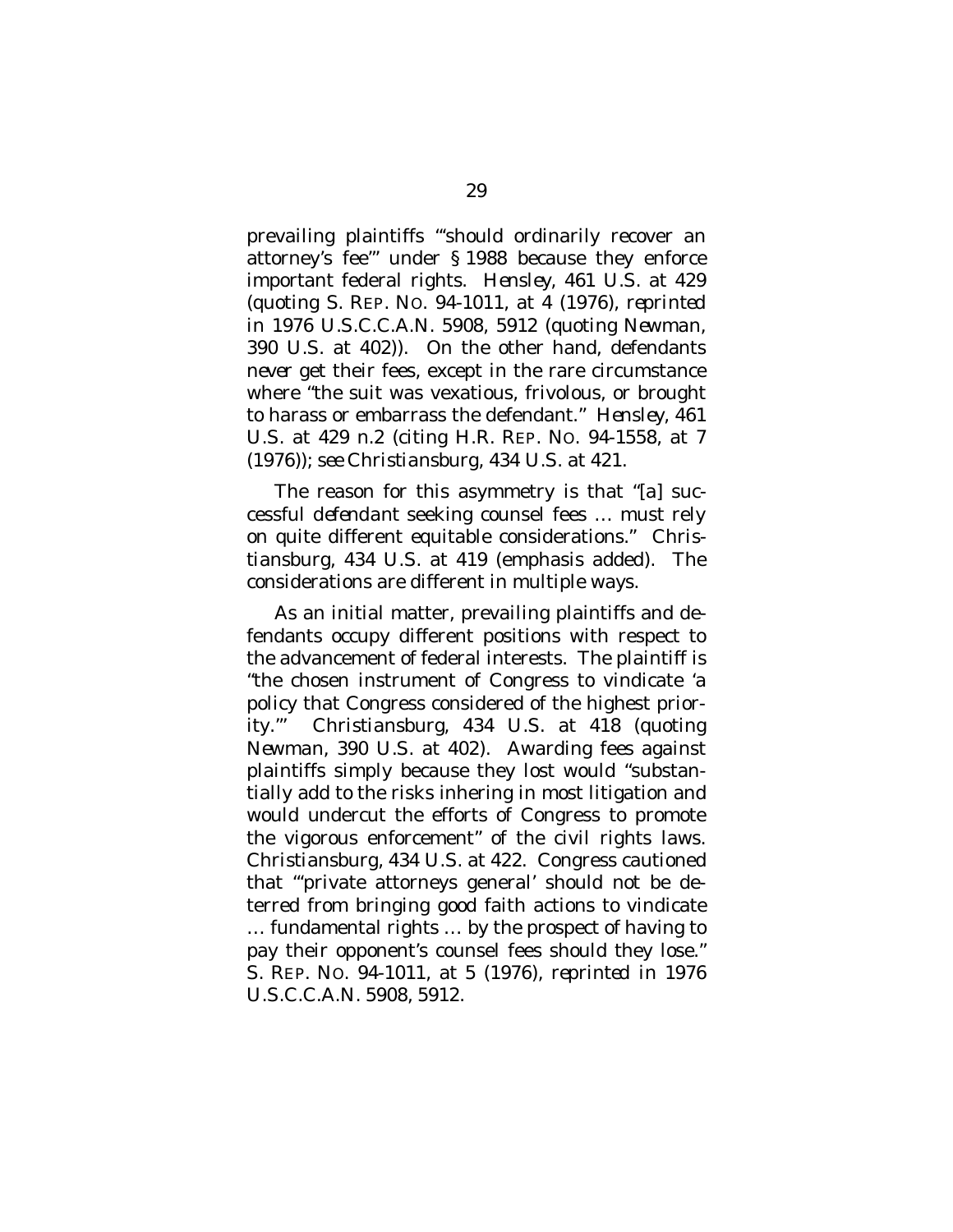prevailing plaintiffs "'should ordinarily recover an attorney's fee'" under § 1988 because they enforce important federal rights. *Hensley*, 461 U.S. at 429 (quoting S. REP. NO. 94-1011, at 4 (1976), *reprinted in* 1976 U.S.C.C.A.N. 5908, 5912 (quoting *Newman*, 390 U.S. at 402)). On the other hand, defendants *never* get their fees, except in the rare circumstance where "the suit was vexatious, frivolous, or brought to harass or embarrass the defendant." *Hensley*, 461 U.S. at 429 n.2 (citing H.R. REP. NO. 94-1558, at 7 (1976)); *see Christiansburg*, 434 U.S. at 421.

The reason for this asymmetry is that "[a] successful *defendant* seeking counsel fees … must rely on quite different equitable considerations." *Christiansburg*, 434 U.S. at 419 (emphasis added). The considerations are different in multiple ways.

As an initial matter, prevailing plaintiffs and defendants occupy different positions with respect to the advancement of federal interests. The plaintiff is "the chosen instrument of Congress to vindicate 'a policy that Congress considered of the highest priority.'" *Christiansburg*, 434 U.S. at 418 (quoting *Newman*, 390 U.S. at 402). Awarding fees against plaintiffs simply because they lost would "substantially add to the risks inhering in most litigation and would undercut the efforts of Congress to promote the vigorous enforcement" of the civil rights laws. *Christiansburg*, 434 U.S. at 422. Congress cautioned that "'private attorneys general' should not be deterred from bringing good faith actions to vindicate … fundamental rights … by the prospect of having to pay their opponent's counsel fees should they lose." S. REP. NO. 94-1011, at 5 (1976), *reprinted in* 1976 U.S.C.C.A.N. 5908, 5912.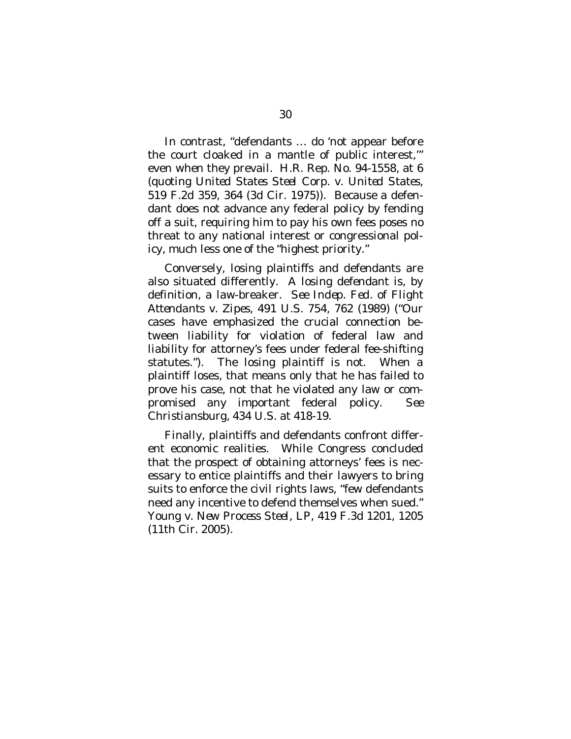In contrast, "defendants … do 'not appear before the court cloaked in a mantle of public interest,'" even when they prevail. H.R. Rep. No. 94-1558, at 6 (quoting *United States Steel Corp. v. United States*, 519 F.2d 359, 364 (3d Cir. 1975)). Because a defendant does not advance any federal policy by fending off a suit, requiring him to pay his own fees poses no threat to any national interest or congressional policy, much less one of the "highest priority."

Conversely, losing plaintiffs and defendants are also situated differently. A losing defendant is, by definition, a law-breaker. *See Indep. Fed. of Flight Attendants v. Zipes*, 491 U.S. 754, 762 (1989) ("Our cases have emphasized the crucial connection between liability for violation of federal law and liability for attorney's fees under federal fee-shifting statutes."). The losing plaintiff is not. When a plaintiff loses, that means only that he has failed to prove his case, not that he violated any law or compromised any important federal policy. *See Christiansburg*, 434 U.S. at 418-19.

Finally, plaintiffs and defendants confront different economic realities. While Congress concluded that the prospect of obtaining attorneys' fees is necessary to entice plaintiffs and their lawyers to bring suits to enforce the civil rights laws, "few defendants need any incentive to defend themselves when sued." *Young v. New Process Steel, LP*, 419 F.3d 1201, 1205 (11th Cir. 2005).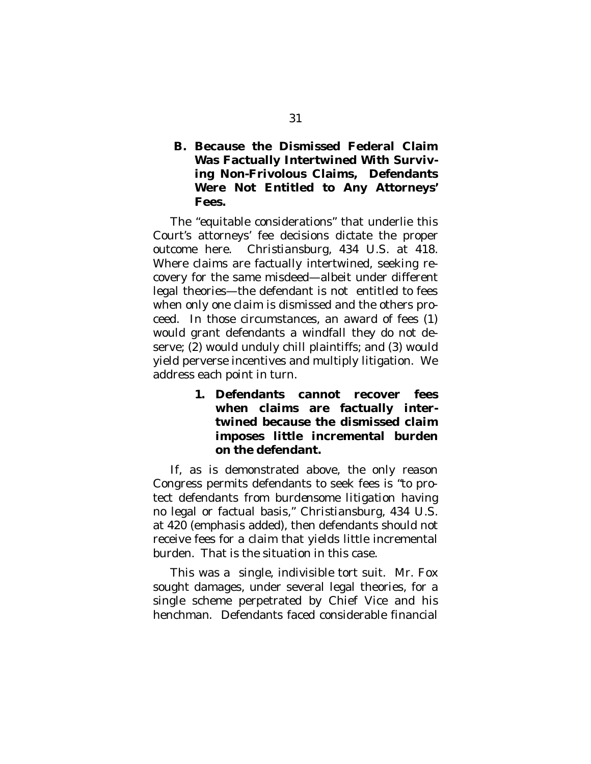### B. Because the Dismissed Federal Claim Was Factually Intertwined With Surviving Non-Frivolous Claims, Defendants Were Not Entitled to Any Attorneys' Fees.

The "equitable considerations" that underlie this Court's attorneys' fee decisions dictate the proper outcome here. *Christiansburg*, 434 U.S. at 418. Where claims are factually intertwined, seeking recovery for the same misdeed—albeit under different legal theories—the defendant is not entitled to fees when only one claim is dismissed and the others proceed. In those circumstances, an award of fees (1) would grant defendants a windfall they do not deserve; (2) would unduly chill plaintiffs; and (3) would yield perverse incentives and multiply litigation. We address each point in turn.

#### 1. Defendants cannot recover fees when claims are factually intertwined because the dismissed claim imposes little incremental burden on the defendant.

If, as is demonstrated above, the only reason Congress permits defendants to seek fees is "to protect defendants from *burdensome* litigation having no legal or factual basis," *Christiansburg*, 434 U.S. at 420 (emphasis added), then defendants should not receive fees for a claim that yields little incremental burden. That is the situation in this case.

This was a single, indivisible tort suit. Mr. Fox sought damages, under several legal theories, for a single scheme perpetrated by Chief Vice and his henchman. Defendants faced considerable financial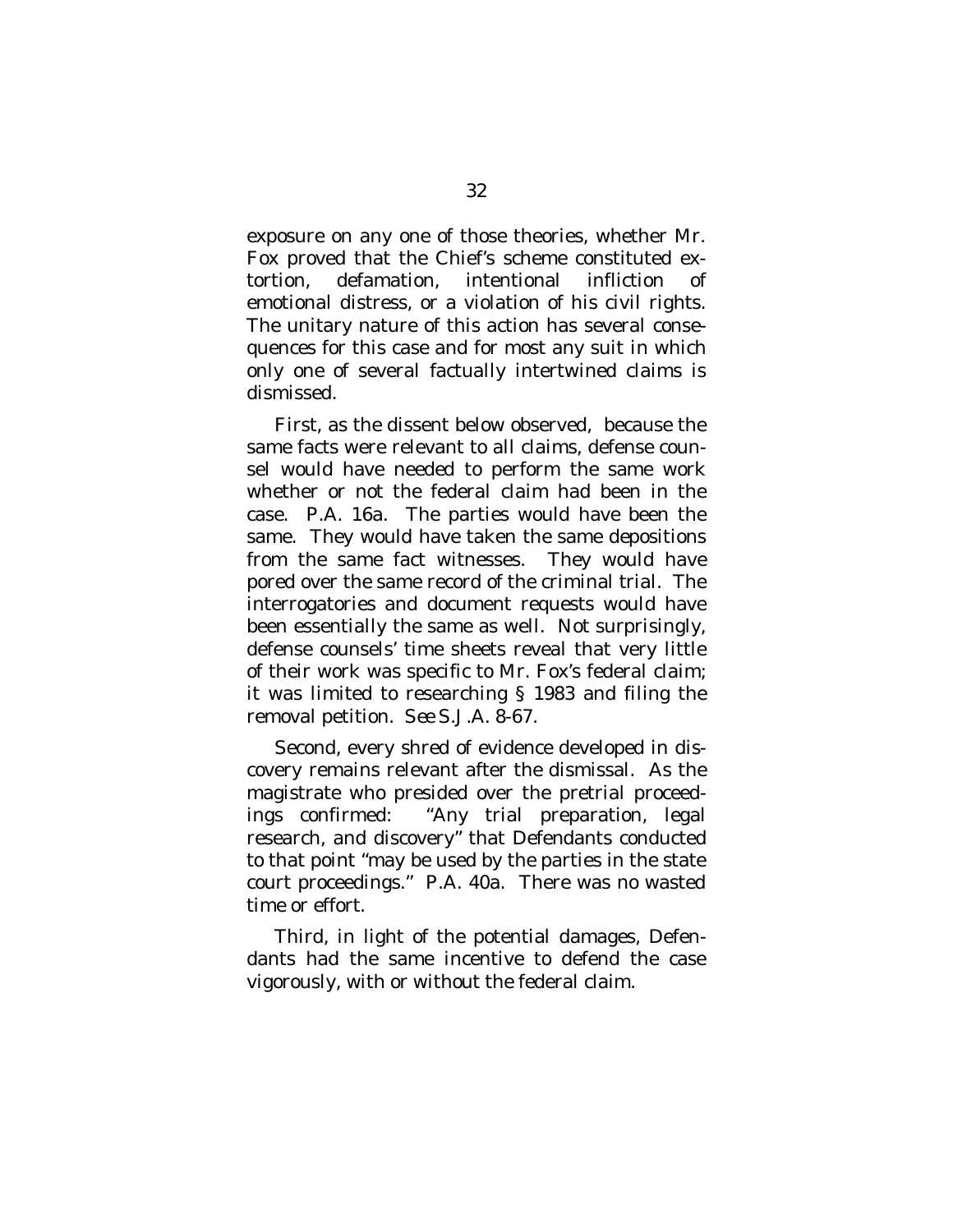exposure on any one of those theories, whether Mr. Fox proved that the Chief's scheme constituted extortion, defamation, intentional infliction of emotional distress, or a violation of his civil rights. The unitary nature of this action has several consequences for this case and for most any suit in which only one of several factually intertwined claims is dismissed.

First, as the dissent below observed, because the same facts were relevant to all claims, defense counsel would have needed to perform the same work whether or not the federal claim had been in the case. P.A. 16a. The parties would have been the same. They would have taken the same depositions from the same fact witnesses. They would have pored over the same record of the criminal trial. The interrogatories and document requests would have been essentially the same as well. Not surprisingly, defense counsels' time sheets reveal that very little of their work was specific to Mr. Fox's federal claim; it was limited to researching § 1983 and filing the removal petition. *See* S.J.A. 8-67.

Second, every shred of evidence developed in discovery remains relevant after the dismissal. As the magistrate who presided over the pretrial proceedings confirmed: "Any trial preparation, legal research, and discovery" that Defendants conducted to that point "may be used by the parties in the state court proceedings." P.A. 40a. There was no wasted time or effort.

Third, in light of the potential damages, Defendants had the same incentive to defend the case vigorously, with or without the federal claim.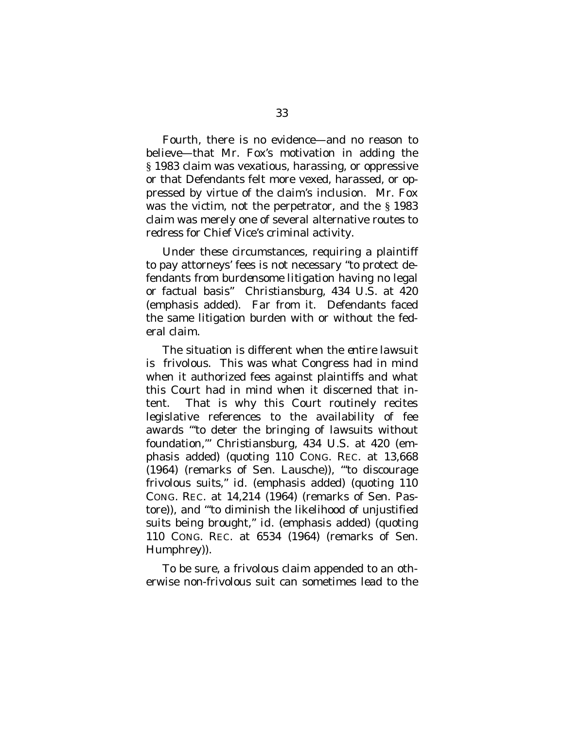Fourth, there is no evidence—and no reason to believe—that Mr. Fox's motivation in adding the § 1983 claim was vexatious, harassing, or oppressive or that Defendants felt more vexed, harassed, or oppressed by virtue of the claim's inclusion. Mr. Fox was the victim, not the perpetrator, and the § 1983 claim was merely one of several alternative routes to redress for Chief Vice's criminal activity.

Under these circumstances, requiring a plaintiff to pay attorneys' fees is not necessary "to protect defendants from burdensome *litigation* having no legal or factual basis" *Christiansburg*, 434 U.S. at 420 (emphasis added). Far from it. Defendants faced the same litigation burden with or without the federal claim.

The situation is different when the *entire lawsuit* is frivolous. This was what Congress had in mind when it authorized fees against plaintiffs and what this Court had in mind when it discerned that intent. That is why this Court routinely recites legislative references to the availability of fee awards "'to deter the bringing of *lawsuits* without foundation,'" *Christiansburg*, 434 U.S. at 420 (emphasis added) (quoting 110 CONG. REC. at 13,668 (1964) (remarks of Sen. Lausche)), "'to discourage frivolous *suits*," *id.* (emphasis added) (quoting 110 CONG. REC. at 14,214 (1964) (remarks of Sen. Pastore)), and "'to diminish the likelihood of unjustified *suits* being brought," *id.* (emphasis added) (quoting 110 CONG. REC. at 6534 (1964) (remarks of Sen. Humphrey)).

To be sure, a frivolous claim appended to an otherwise non-frivolous suit can sometimes lead to the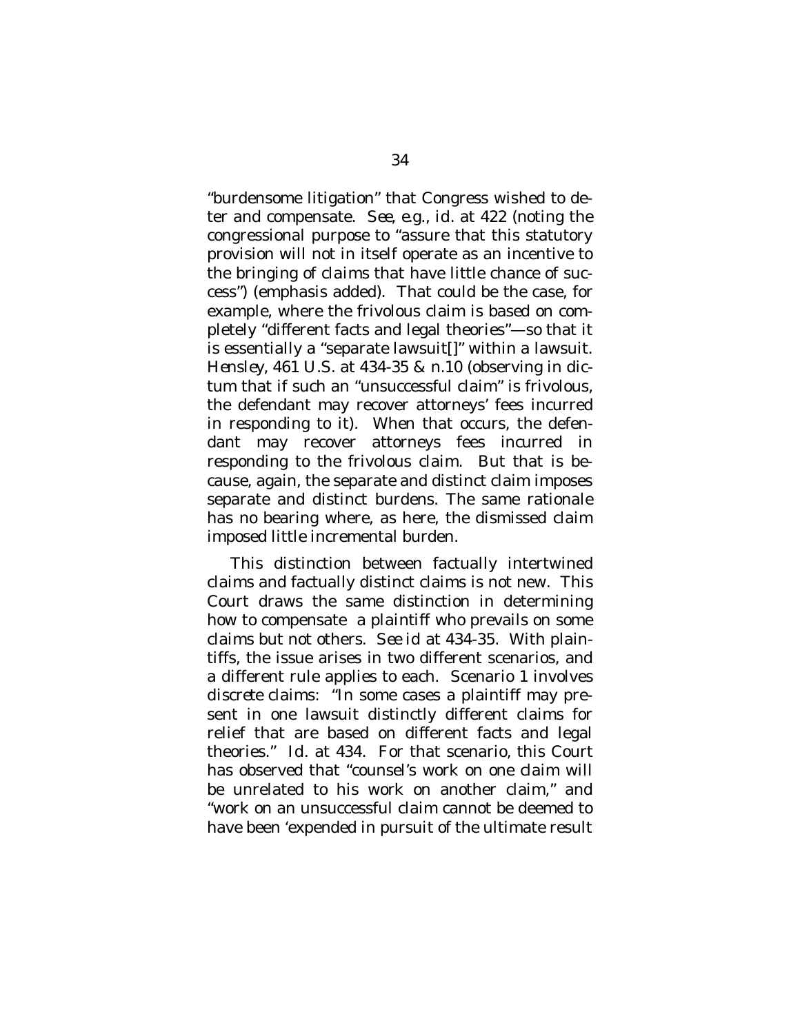"burdensome litigation" that Congress wished to deter and compensate. *See, e.g.*, *id.* at 422 (noting the congressional purpose to "assure that this statutory provision will not in itself operate as an incentive to the bringing of claims that have *little chance of success*") (emphasis added). That could be the case, for example, where the frivolous claim is based on completely "different facts and legal theories"—so that it is essentially a "separate lawsuit[]" within a lawsuit. *Hensley*, 461 U.S. at 434-35 & n.10 (observing in dictum that if such an "unsuccessful claim" is frivolous, the defendant may recover attorneys' fees incurred in responding to it). When that occurs, the defendant may recover attorneys fees incurred in responding to the frivolous claim. But that is because, again, the separate and distinct claim imposes separate and distinct burdens. The same rationale has no bearing where, as here, the dismissed claim imposed little incremental burden.

This distinction between factually intertwined claims and factually distinct claims is not new. This Court draws the same distinction in determining how to compensate a plaintiff who prevails on some claims but not others. *See id* at 434-35. With plaintiffs, the issue arises in two different scenarios, and a different rule applies to each. Scenario 1 involves *discrete* claims: "In some cases a plaintiff may present in one lawsuit distinctly different claims for relief that are based on different facts and legal theories." *Id.* at 434. For that scenario, this Court has observed that "counsel's work on one claim will be unrelated to his work on another claim," and "work on an unsuccessful claim cannot be deemed to have been 'expended in pursuit of the ultimate result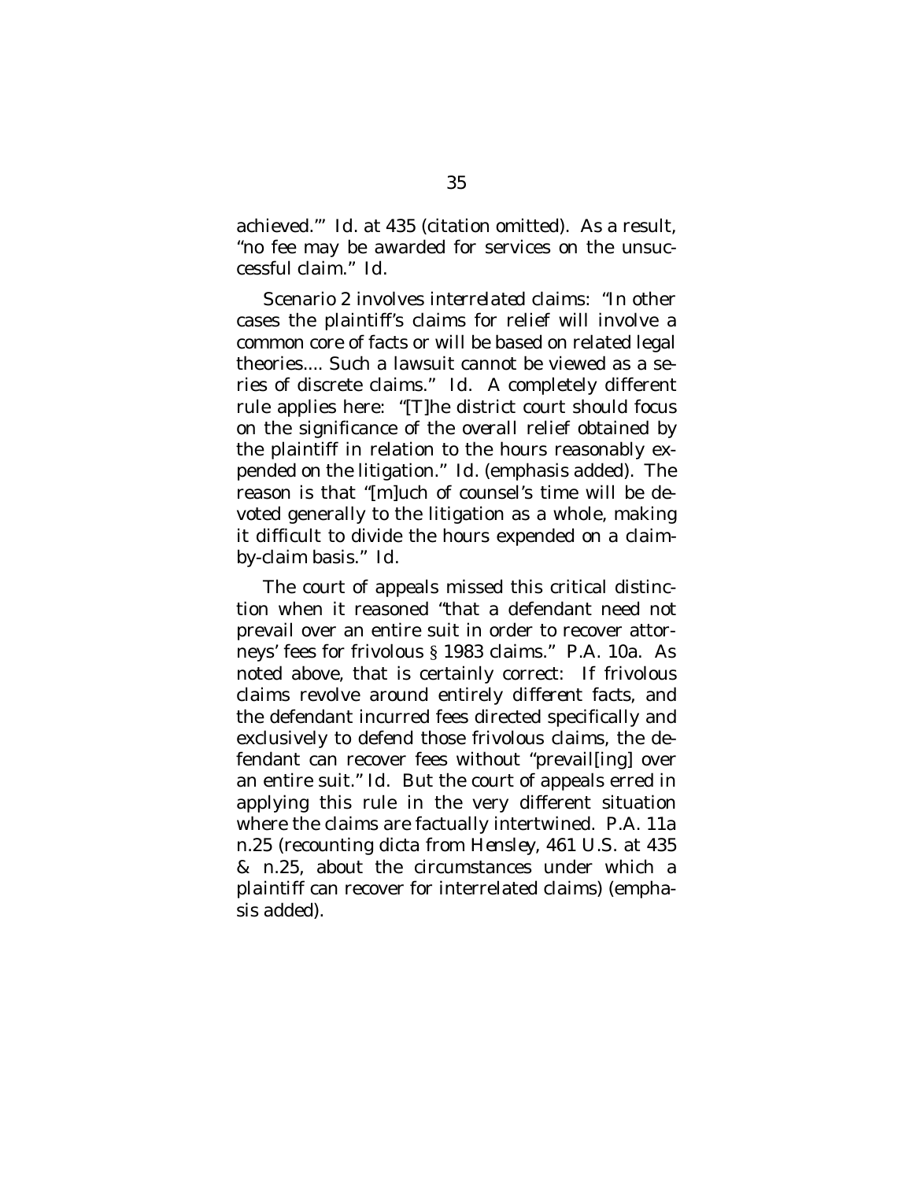achieved.'" *Id.* at 435 (citation omitted). As a result, "no fee may be awarded for services on the unsuccessful claim." *Id.*

*Scenario 2* involves *interrelated* claims: "In other cases the plaintiff's claims for relief will involve a common core of facts or will be based on related legal theories.... Such a lawsuit cannot be viewed as a series of discrete claims." *Id.* A completely different rule applies here: "[T]he district court should focus on the significance of the *overall* relief obtained by the plaintiff in relation to the hours reasonably expended on the litigation." *Id.* (emphasis added). The reason is that "[m]uch of counsel's time will be devoted generally to the litigation as a whole, making it difficult to divide the hours expended on a claim-by-claim basis." *Id.*

The court of appeals missed this critical distinction when it reasoned "that a defendant need not prevail over an entire suit in order to recover attorneys' fees for frivolous § 1983 claims." P.A. 10a. As noted above, that is certainly correct: If frivolous claims revolve around entirely *different* facts, and the defendant incurred fees directed specifically and exclusively to defend those frivolous claims, the defendant can recover fees without "prevail[ing] over an entire suit." *Id.* But the court of appeals erred in applying this rule in the very different situation where the claims are factually intertwined. P.A. 11a n.25 (recounting dicta from *Hensley*, 461 U.S. at 435 & n.25, about the circumstances under which a plaintiff can recover for interrelated claims) (emphasis added).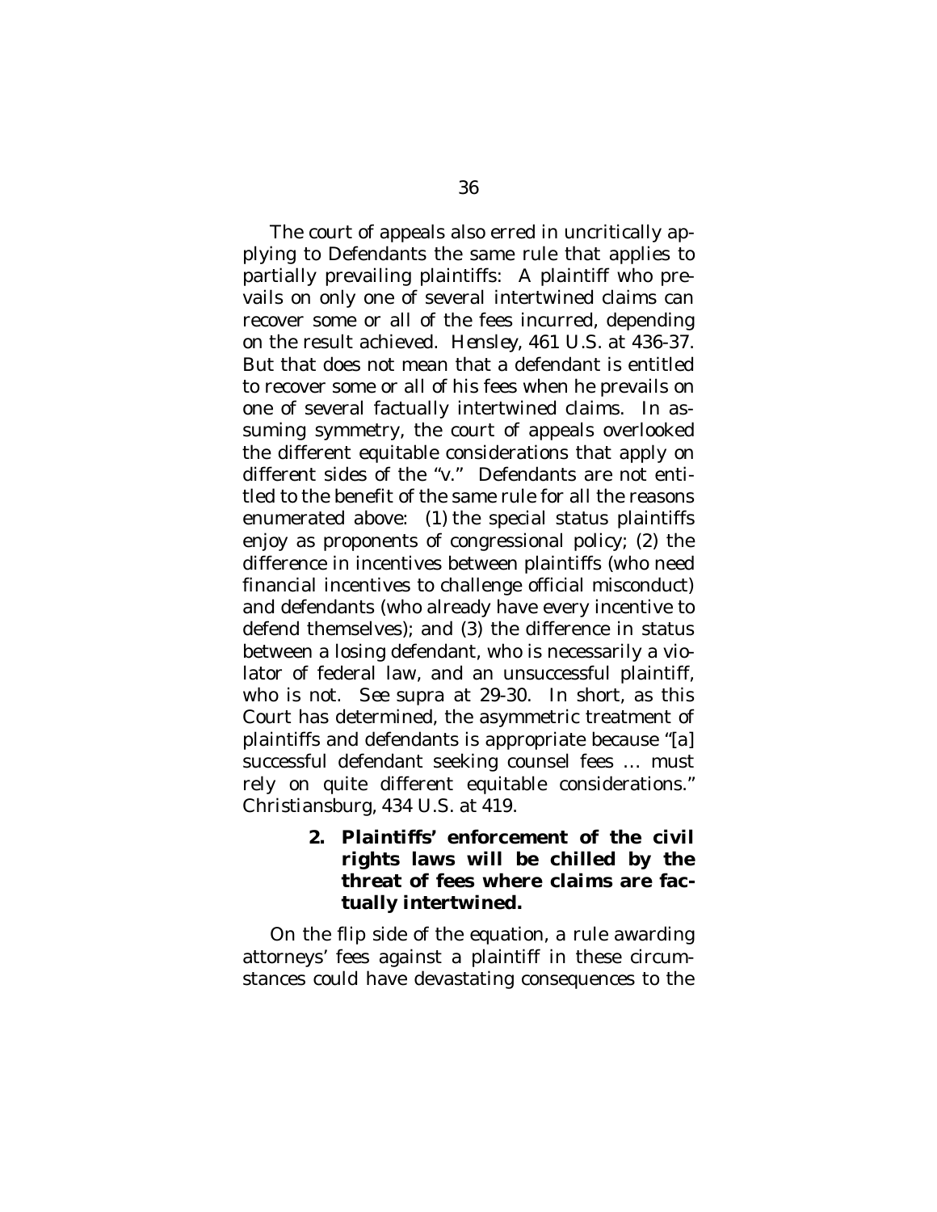The court of appeals also erred in uncritically applying to Defendants the same rule that applies to partially prevailing plaintiffs: A plaintiff who prevails on only one of several intertwined claims can recover some or all of the fees incurred, depending on the result achieved. *Hensley*, 461 U.S. at 436-37. But that does not mean that a defendant is entitled to recover some or all of his fees when he prevails on one of several factually intertwined claims. In assuming symmetry, the court of appeals overlooked the different equitable considerations that apply on different sides of the "v." Defendants are not entitled to the benefit of the same rule for all the reasons enumerated above: (1) the special status plaintiffs enjoy as proponents of congressional policy; (2) the difference in incentives between plaintiffs (who need financial incentives to challenge official misconduct) and defendants (who already have every incentive to defend themselves); and (3) the difference in status between a losing defendant, who is necessarily a violator of federal law, and an unsuccessful plaintiff, who is not. *See supra* at 29-30. In short, as this Court has determined, the asymmetric treatment of plaintiffs and defendants is appropriate because "[a] successful defendant seeking counsel fees … must rely on quite different equitable considerations." *Christiansburg*, 434 U.S. at 419.

**2. Plaintiffs' enforcement of the civil rights laws will be chilled by the threat of fees where claims are factually intertwined.**

On the flip side of the equation, a rule awarding attorneys' fees against a plaintiff in these circumstances could have devastating consequences to the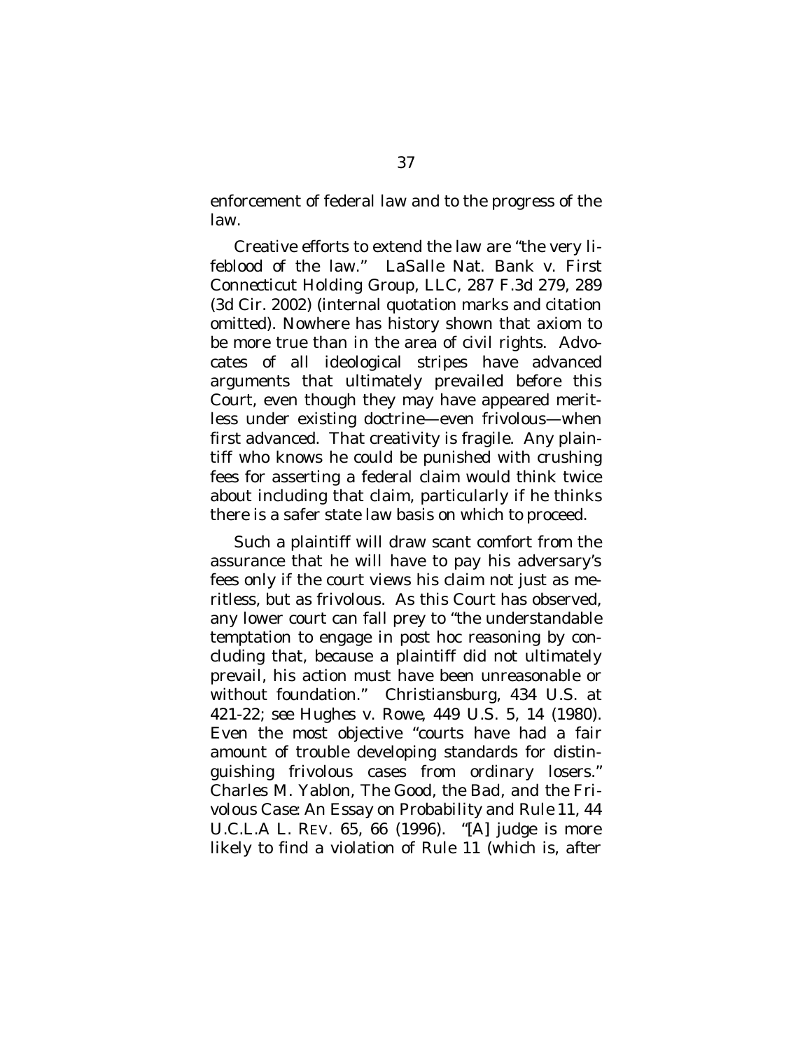enforcement of federal law and to the progress of the law.

Creative efforts to extend the law are "the very lifeblood of the law." *LaSalle Nat. Bank v. First Connecticut Holding Group, LLC*, 287 F.3d 279, 289 (3d Cir. 2002) (internal quotation marks and citation omitted). Nowhere has history shown that axiom to be more true than in the area of civil rights. Advocates of all ideological stripes have advanced arguments that ultimately prevailed before this Court, even though they may have appeared meritless under existing doctrine—even frivolous—when first advanced. That creativity is fragile. Any plaintiff who knows he could be punished with crushing fees for asserting a federal claim would think twice about including that claim, particularly if he thinks there is a safer state law basis on which to proceed.

Such a plaintiff will draw scant comfort from the assurance that he will have to pay his adversary's fees only if the court views his claim not just as meritless, but as frivolous. As this Court has observed, any lower court can fall prey to "the understandable temptation to engage in post hoc reasoning by concluding that, because a plaintiff did not ultimately prevail, his action must have been unreasonable or without foundation." *Christiansburg*, 434 U.S. at 421-22; *see Hughes v. Rowe*, 449 U.S. 5, 14 (1980). Even the most objective "courts have had a fair amount of trouble developing standards for distinguishing frivolous cases from ordinary losers." Charles M. Yablon, *The Good, the Bad, and the Frivolous Case: An Essay on Probability and Rule 11*, 44 U.C.L.A L. REV. 65, 66 (1996). "[A] judge is more likely to find a violation of Rule 11 (which is, after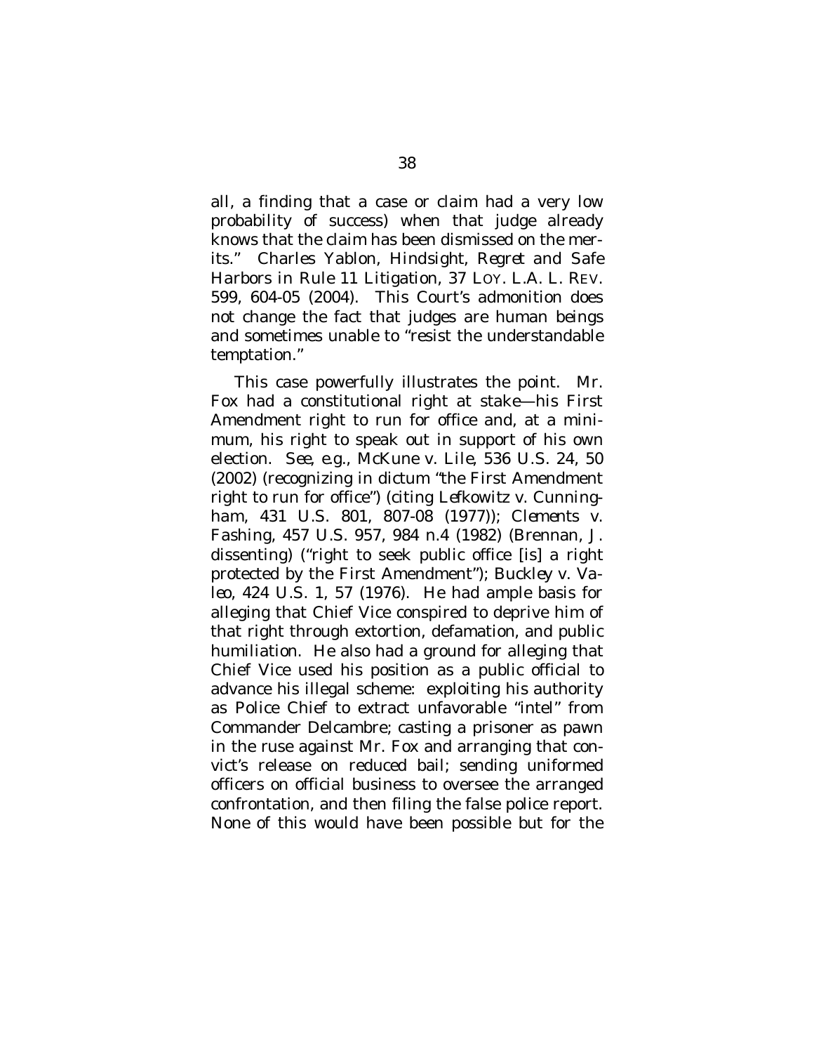all, a finding that a case or claim had a very low probability of success) when that judge already knows that the claim has been dismissed on the merits." Charles Yablon, *Hindsight, Regret and Safe Harbors in Rule 11 Litigation*, 37 LOY. L.A. L. REV. 599, 604-05 (2004). This Court's admonition does not change the fact that judges are human beings and sometimes unable to "resist the understandable temptation."

This case powerfully illustrates the point. Mr. Fox had a constitutional right at stake—his First Amendment right to run for office and, at a minimum, his right to speak out in support of his own election. *See, e.g.*, *McKune v. Lile*, 536 U.S. 24, 50 (2002) (recognizing in dictum "the First Amendment right to run for office") (citing *Lefkowitz v. Cunningham*, 431 U.S. 801, 807-08 (1977)); *Clements v. Fashing*, 457 U.S. 957, 984 n.4 (1982) (Brennan, J. dissenting) ("right to seek public office [is] a right protected by the First Amendment"); *Buckley v. Valeo*, 424 U.S. 1, 57 (1976). He had ample basis for alleging that Chief Vice conspired to deprive him of that right through extortion, defamation, and public humiliation. He also had a ground for alleging that Chief Vice used his position as a public official to advance his illegal scheme: exploiting his authority as Police Chief to extract unfavorable "intel" from Commander Delcambre; casting a prisoner as pawn in the ruse against Mr. Fox and arranging that convict's release on reduced bail; sending uniformed officers on official business to oversee the arranged confrontation, and then filing the false police report. None of this would have been possible but for the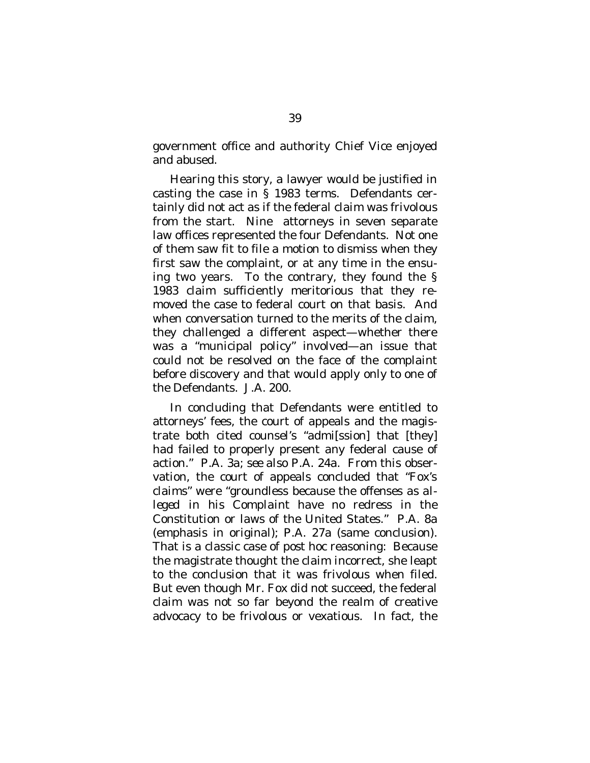government office and authority Chief Vice enjoyed and abused.

Hearing this story, a lawyer would be justified in casting the case in § 1983 terms. Defendants certainly did not act as if the federal claim was frivolous from the start. Nine attorneys in seven separate law offices represented the four Defendants. Not one of them saw fit to file a motion to dismiss when they first saw the complaint, or at any time in the ensuing two years. To the contrary, they found the § 1983 claim sufficiently meritorious that they removed the case to federal court on that basis. And when conversation turned to the merits of the claim, they challenged a different aspect—whether there was a "municipal policy" involved—an issue that could not be resolved on the face of the complaint before discovery and that would apply only to one of the Defendants. J.A. 200.

In concluding that Defendants were entitled to attorneys' fees, the court of appeals and the magistrate both cited counsel's "admi[ssion] that [they] had failed to properly present any federal cause of action." P.A. 3a; *see also* P.A. 24a. From this observation, the court of appeals concluded that "Fox's claims" were "groundless because the offenses *as alleged in his Complaint* have no redress in the Constitution or laws of the United States." P.A. 8a (emphasis in original); P.A. 27a (same conclusion). That is a classic case of *post hoc* reasoning: Because the magistrate thought the claim incorrect, she leapt to the conclusion that it was frivolous when filed. But even though Mr. Fox did not succeed, the federal claim was not so far beyond the realm of creative advocacy to be frivolous or vexatious. In fact, the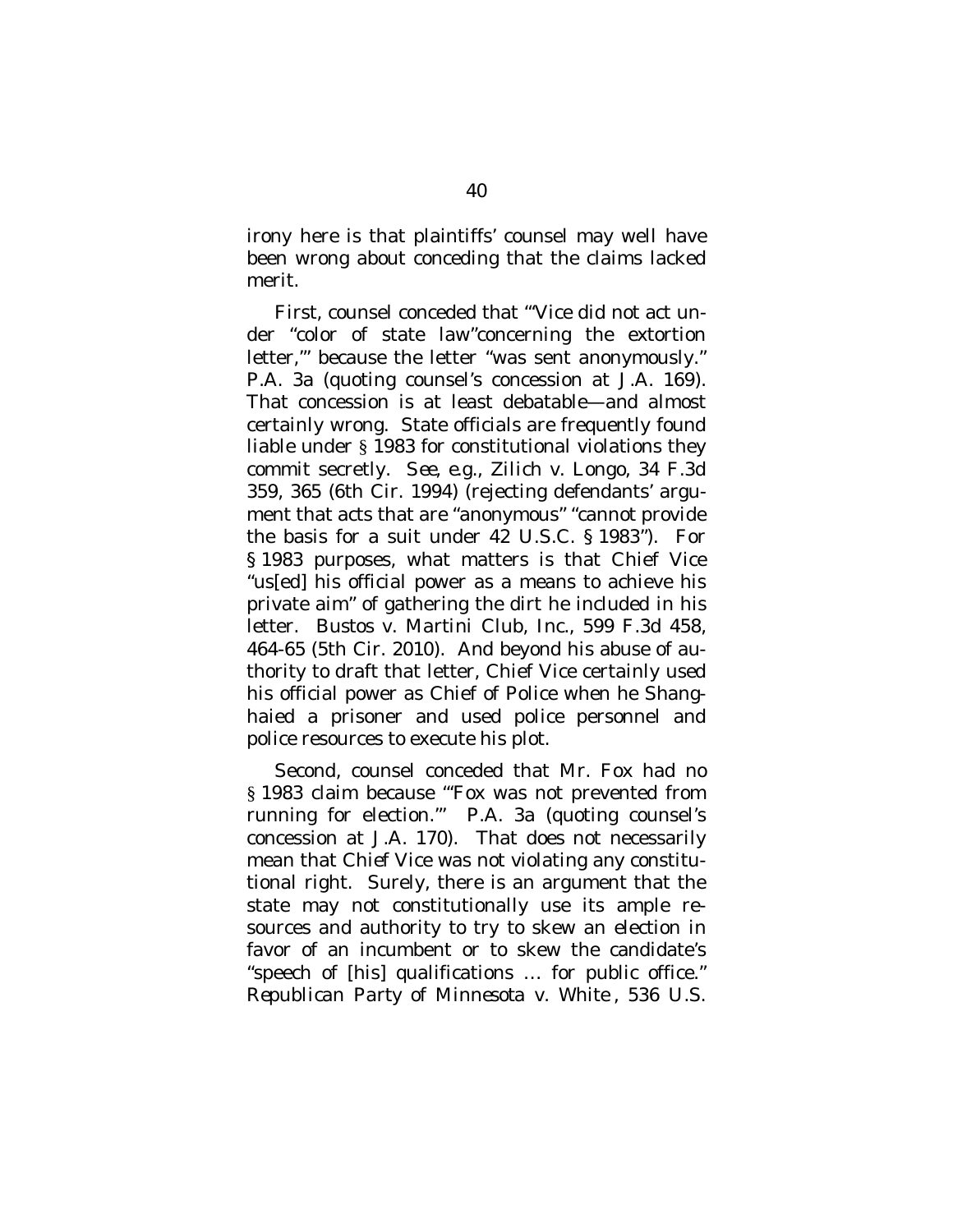irony here is that plaintiffs' counsel may well have been wrong about conceding that the claims lacked merit.

First, counsel conceded that "'Vice did not act under "color of state law"concerning the extortion letter,'" because the letter "was sent anonymously." P.A. 3a (quoting counsel's concession at J.A. 169). That concession is at least debatable—and almost certainly wrong. State officials are frequently found liable under § 1983 for constitutional violations they commit secretly. *See, e.g.*, *Zilich* v. *Longo*, 34 F.3d 359, 365 (6th Cir. 1994) (rejecting defendants' argument that acts that are "anonymous" "cannot provide the basis for a suit under 42 U.S.C. § 1983"). For § 1983 purposes, what matters is that Chief Vice "us[ed] his official power as a means to achieve his private aim" of gathering the dirt he included in his letter. *Bustos* v. *Martini Club, Inc.*, 599 F.3d 458, 464-65 (5th Cir. 2010). And beyond his abuse of authority to draft that letter, Chief Vice certainly used his official power as Chief of Police when he Shanghaied a prisoner and used police personnel and police resources to execute his plot.

Second, counsel conceded that Mr. Fox had no § 1983 claim because "'Fox was not prevented from running for election.'" P.A. 3a (quoting counsel's concession at J.A. 170). That does not necessarily mean that Chief Vice was not violating any constitutional right. Surely, there is an argument that the state may not constitutionally use its ample resources and authority to try to skew an election in favor of an incumbent or to skew the candidate's "speech of [his] qualifications … for public office." *Republican Party of Minnesota* v. *White*, 536 U.S.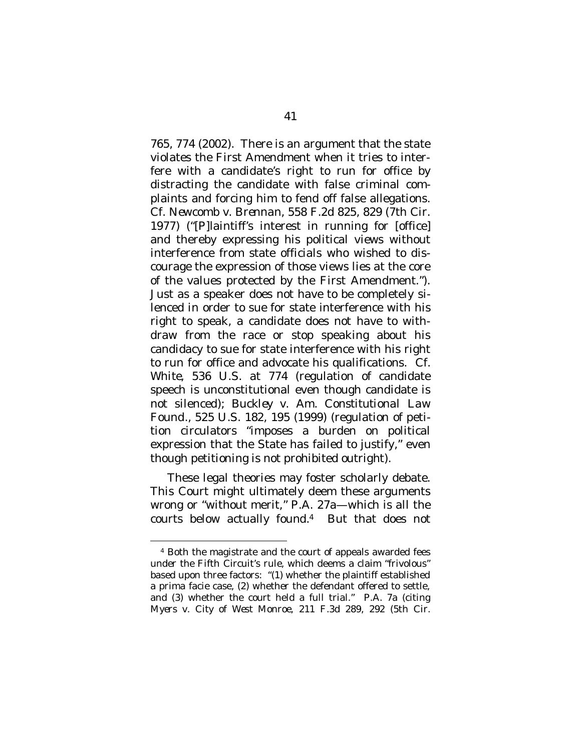765, 774 (2002). There is an argument that the state violates the First Amendment when it tries to interfere with a candidate's right to run for office by distracting the candidate with false criminal complaints and forcing him to fend off false allegations. *Cf. Newcomb v. Brennan*, 558 F.2d 825, 829 (7th Cir. 1977) ("[P]laintiff's interest in running for [office] and thereby expressing his political views without interference from state officials who wished to discourage the expression of those views lies at the core of the values protected by the First Amendment."). Just as a speaker does not have to be completely silenced in order to sue for state interference with his right to speak, a candidate does not have to withdraw from the race or stop speaking about his candidacy to sue for state interference with his right to run for office and advocate his qualifications. *Cf. White*, 536 U.S. at 774 (regulation of candidate speech is unconstitutional even though candidate is not silenced); *Buckley v. Am. Constitutional Law Found.*, 525 U.S. 182, 195 (1999) (regulation of petition circulators "imposes a burden on political expression that the State has failed to justify," even though petitioning is not prohibited outright).

These legal theories may foster scholarly debate. This Court might ultimately deem these arguments wrong or "without merit," P.A. 27a—which is all the courts below actually found.[4] But that does not

[4] Both the magistrate and the court of appeals awarded fees under the Fifth Circuit's rule, which deems a claim "frivolous" based upon three factors: "(1) whether the plaintiff established a prima facie case, (2) whether the defendant offered to settle, and (3) whether the court held a full trial." P.A. 7a (citing *Myers v. City of West Monroe*, 211 F.3d 289, 292 (5th Cir.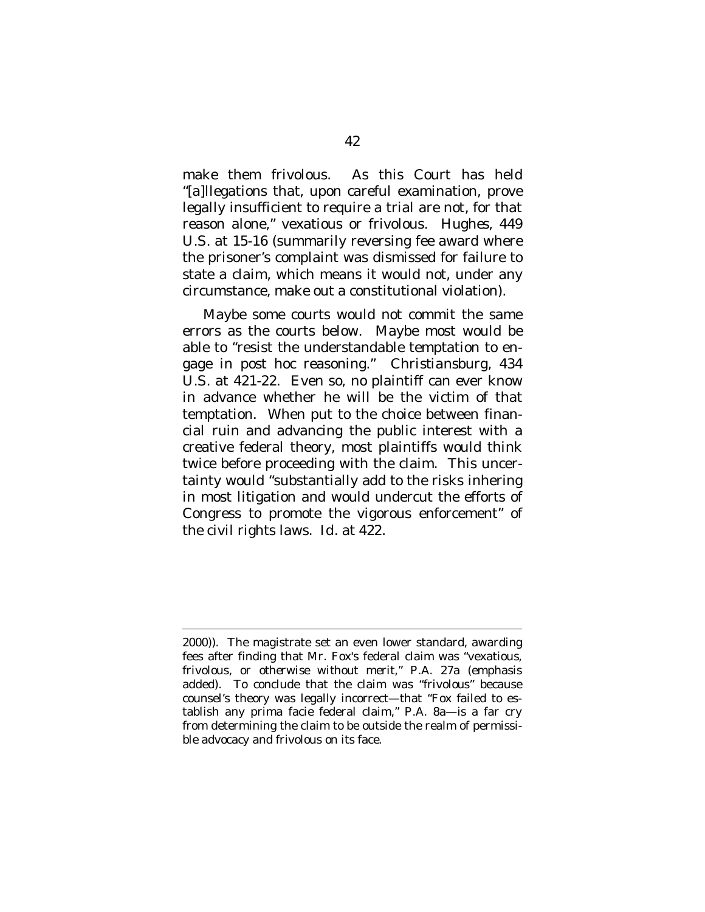make them frivolous. As this Court has held "[a]llegations that, upon careful examination, prove legally insufficient to require a trial are not, for that reason alone," vexatious or frivolous. *Hughes*, 449 U.S. at 15-16 (summarily reversing fee award where the prisoner's complaint was dismissed for failure to state a claim, which means it would not, under any circumstance, make out a constitutional violation).

Maybe some courts would not commit the same errors as the courts below. Maybe most would be able to "resist the understandable temptation to engage in post hoc reasoning." *Christiansburg*, 434 U.S. at 421-22. Even so, no plaintiff can ever know in advance whether he will be the victim of that temptation. When put to the choice between financial ruin and advancing the public interest with a creative federal theory, most plaintiffs would think twice before proceeding with the claim. This uncertainty would "substantially add to the risks inhering in most litigation and would undercut the efforts of Congress to promote the vigorous enforcement" of the civil rights laws. *Id.* at 422.

---

2000)). The magistrate set an even lower standard, awarding fees after finding that Mr. Fox's federal claim was "vexatious, frivolous, *or otherwise without merit*," P.A. 27a (emphasis added). To conclude that the claim was "frivolous" because counsel's theory was legally incorrect—that "Fox failed to establish any prima facie federal claim," P.A. 8a—is a far cry from determining the claim to be outside the realm of permissible advocacy and frivolous on its face.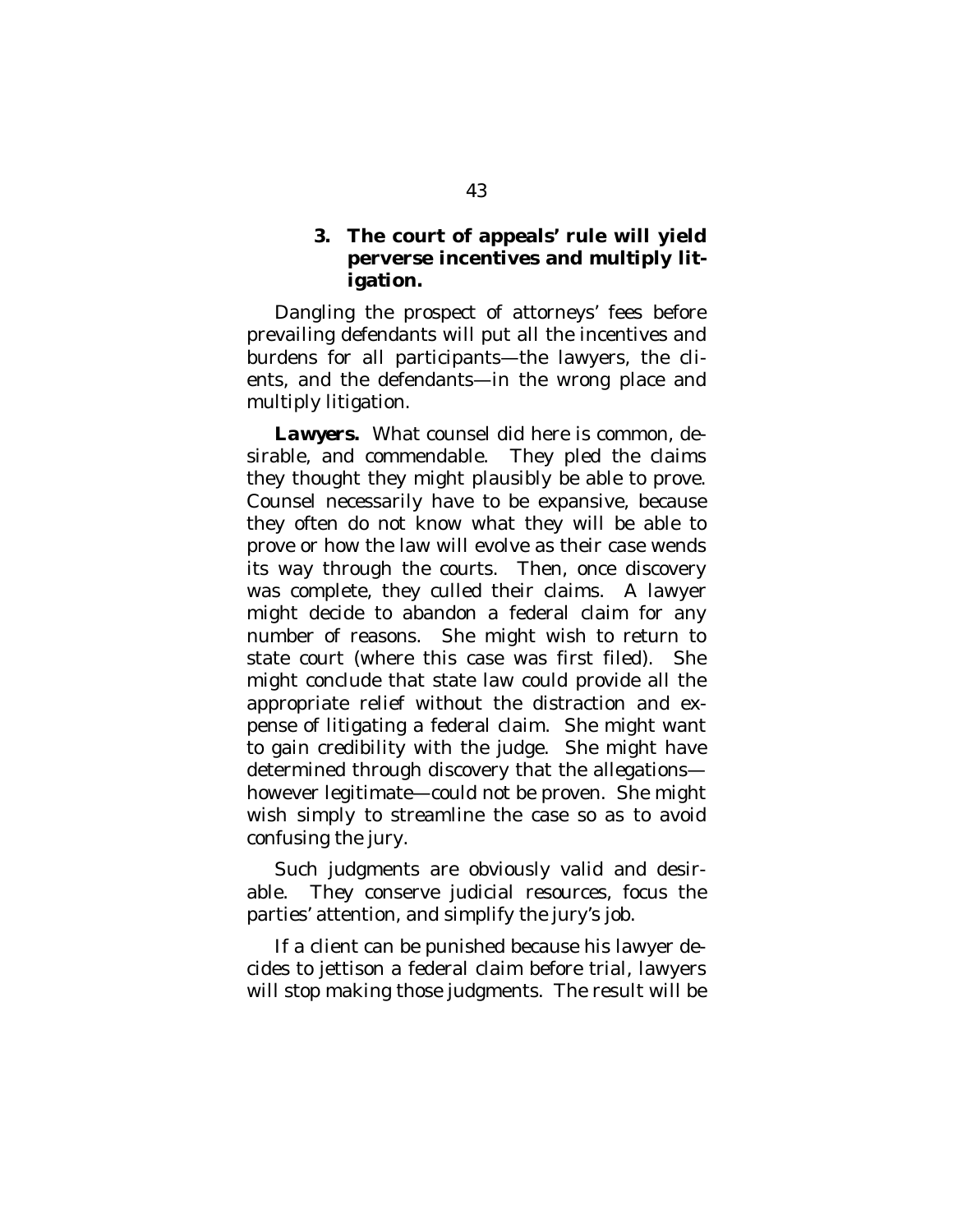### 3. The court of appeals' rule will yield perverse incentives and multiply litigation.

Dangling the prospect of attorneys' fees before prevailing defendants will put all the incentives and burdens for all participants—the lawyers, the clients, and the defendants—in the wrong place and multiply litigation.

***Lawyers.*** What counsel did here is common, desirable, and commendable. They pled the claims they thought they might plausibly be able to prove. Counsel necessarily have to be expansive, because they often do not know what they will be able to prove or how the law will evolve as their case wends its way through the courts. Then, once discovery was complete, they culled their claims. A lawyer might decide to abandon a federal claim for any number of reasons. She might wish to return to state court (where this case was first filed). She might conclude that state law could provide all the appropriate relief without the distraction and expense of litigating a federal claim. She might want to gain credibility with the judge. She might have determined through discovery that the allegations—however legitimate—could not be proven. She might wish simply to streamline the case so as to avoid confusing the jury.

Such judgments are obviously valid and desirable. They conserve judicial resources, focus the parties' attention, and simplify the jury's job.

If a client can be punished because his lawyer decides to jettison a federal claim before trial, lawyers will stop making those judgments. The result will be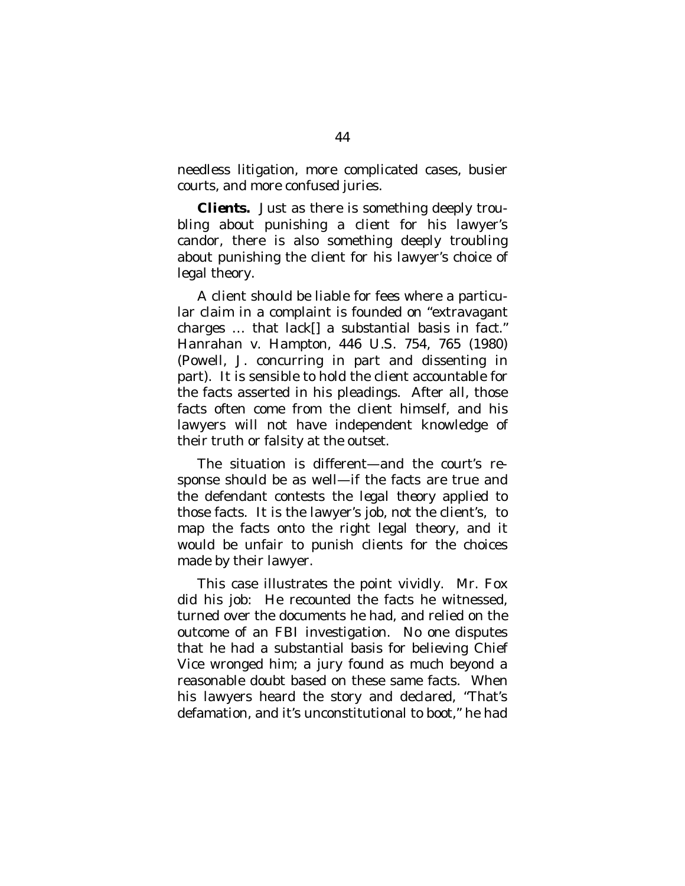needless litigation, more complicated cases, busier courts, and more confused juries.

***Clients.*** Just as there is something deeply troubling about punishing a client for his lawyer's candor, there is also something deeply troubling about punishing the client for his lawyer's choice of legal theory.

A client should be liable for fees where a particular claim in a complaint is founded on "extravagant charges … that lack[] a substantial basis in fact." *Hanrahan* v. *Hampton*, 446 U.S. 754, 765 (1980) (Powell, J. concurring in part and dissenting in part). It is sensible to hold the client accountable for the facts asserted in his pleadings. After all, those facts often come from the client himself, and his lawyers will not have independent knowledge of their truth or falsity at the outset.

The situation is different—and the court's response should be as well—if the facts are true and the defendant contests the *legal theory* applied to those facts. It is the lawyer's job, not the client's, to map the facts onto the right legal theory, and it would be unfair to punish clients for the choices made by their lawyer.

This case illustrates the point vividly. Mr. Fox did his job: He recounted the facts he witnessed, turned over the documents he had, and relied on the outcome of an FBI investigation. No one disputes that he had a substantial basis for believing Chief Vice wronged him; a jury found as much beyond a reasonable doubt based on these same facts. When his lawyers heard the story and declared, "That's defamation, and it's unconstitutional to boot," he had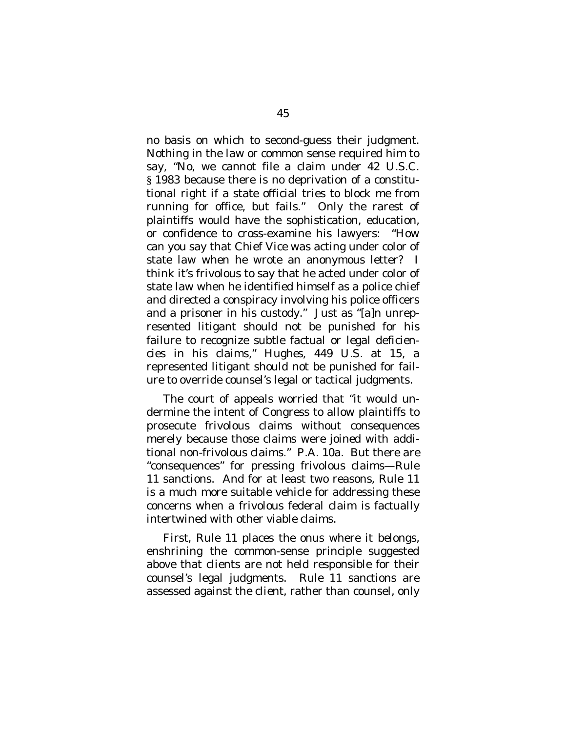no basis on which to second-guess their judgment. Nothing in the law or common sense required him to say, "No, we cannot file a claim under 42 U.S.C. § 1983 because there is no deprivation of a constitutional right if a state official tries to block me from running for office, but fails." Only the rarest of plaintiffs would have the sophistication, education, or confidence to cross-examine his lawyers: "How can you say that Chief Vice was acting under color of state law when he wrote an anonymous letter? I think it's frivolous to say that he acted under color of state law when he identified himself as a police chief and directed a conspiracy involving his police officers and a prisoner in his custody." Just as "[a]n unrepresented litigant should not be punished for his failure to recognize subtle factual or legal deficiencies in his claims," *Hughes*, 449 U.S. at 15, a represented litigant should not be punished for failure to override counsel's legal or tactical judgments.

The court of appeals worried that "it would undermine the intent of Congress to allow plaintiffs to prosecute frivolous claims without consequences merely because those claims were joined with additional non-frivolous claims." P.A. 10a. But there are "consequences" for pressing frivolous claims—Rule 11 sanctions. And for at least two reasons, Rule 11 is a much more suitable vehicle for addressing these concerns when a frivolous federal claim is factually intertwined with other viable claims.

First, Rule 11 places the onus where it belongs, enshrining the common-sense principle suggested above that clients are not held responsible for their counsel's legal judgments. Rule 11 sanctions are assessed against the client, rather than counsel, only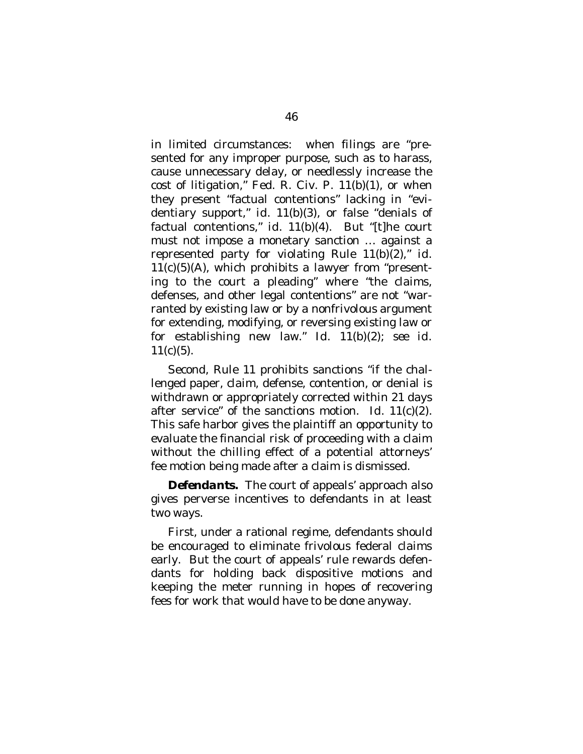in limited circumstances: when filings are "presented for any improper purpose, such as to harass, cause unnecessary delay, or needlessly increase the cost of litigation," Fed. R. Civ. P. 11(b)(1), or when they present "factual contentions" lacking in "evidentiary support," *id.* 11(b)(3), or false "denials of factual contentions," *id.* 11(b)(4). But "[t]he court must not impose a monetary sanction … against a represented party for violating Rule 11(b)(2)," *id.* 11(c)(5)(A), which prohibits a lawyer from "presenting to the court a pleading" where "the claims, defenses, and other legal contentions" are not "warranted by existing law or by a nonfrivolous argument for extending, modifying, or reversing existing law or for establishing new law." *Id.* 11(b)(2); *see id.* 11(c)(5).

Second, Rule 11 prohibits sanctions "if the challenged paper, claim, defense, contention, or denial is withdrawn or appropriately corrected within 21 days after service" of the sanctions motion. *Id.* 11(c)(2). This safe harbor gives the plaintiff an opportunity to evaluate the financial risk of proceeding with a claim without the chilling effect of a potential attorneys' fee motion being made after a claim is dismissed.

***Defendants.*** The court of appeals' approach also gives perverse incentives to defendants in at least two ways.

First, under a rational regime, defendants should be encouraged to eliminate frivolous federal claims early. But the court of appeals' rule rewards defendants for holding back dispositive motions and keeping the meter running in hopes of recovering fees for work that would have to be done anyway.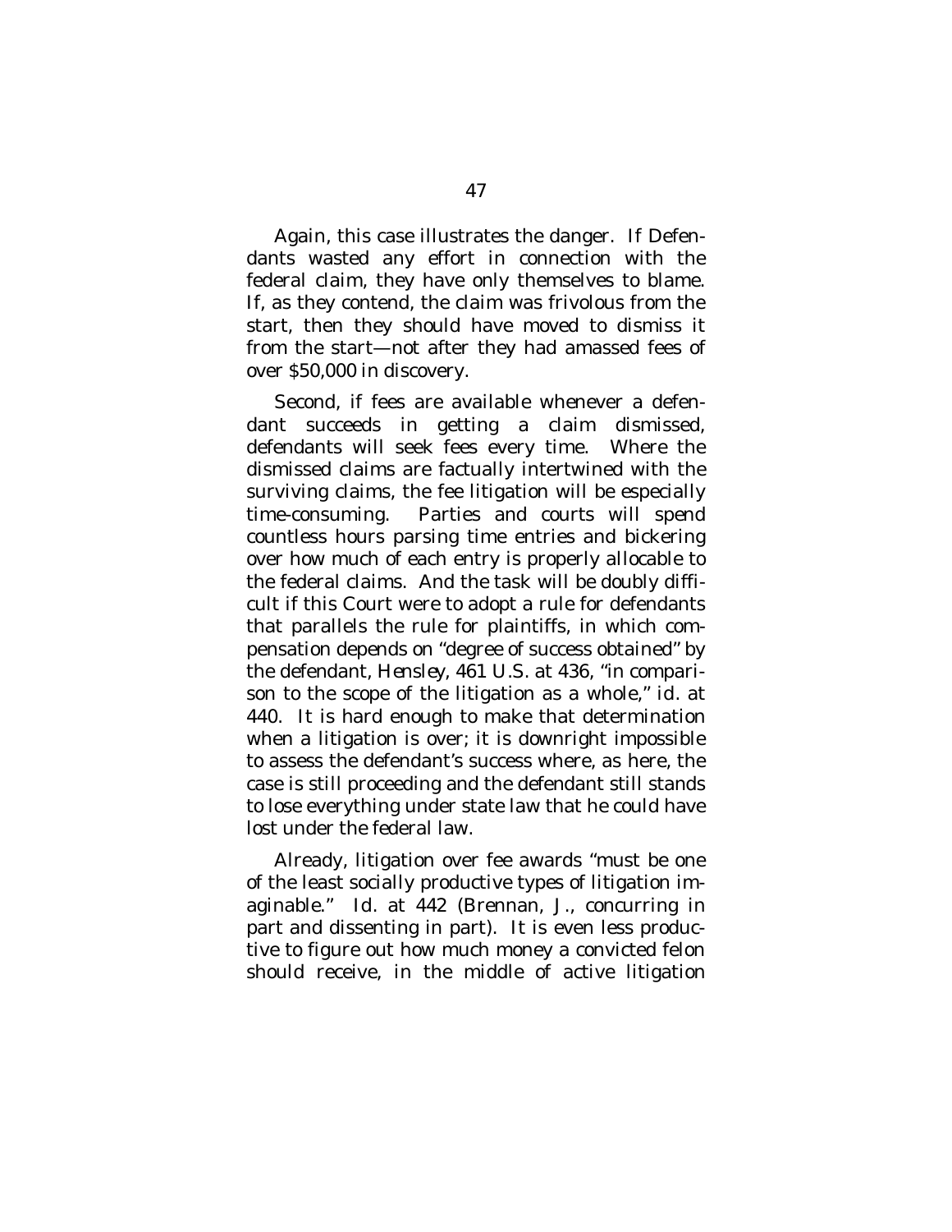Again, this case illustrates the danger. If Defendants wasted any effort in connection with the federal claim, they have only themselves to blame. If, as they contend, the claim was frivolous from the start, then they should have moved to dismiss it from the start—not after they had amassed fees of over $50,000 in discovery.

Second, if fees are available whenever a defendant succeeds in getting a claim dismissed, defendants will seek fees every time. Where the dismissed claims are factually intertwined with the surviving claims, the fee litigation will be especially time-consuming. Parties and courts will spend countless hours parsing time entries and bickering over how much of each entry is properly allocable to the federal claims. And the task will be doubly difficult if this Court were to adopt a rule for defendants that parallels the rule for plaintiffs, in which compensation depends on "degree of success obtained" by the defendant, *Hensley*, 461 U.S. at 436, "in comparison to the scope of the litigation as a whole," *id.* at 440. It is hard enough to make that determination when a litigation is over; it is downright impossible to assess the defendant's success where, as here, the case is still proceeding and the defendant still stands to lose everything under state law that he could have lost under the federal law.

Already, litigation over fee awards "must be one of the least socially productive types of litigation imaginable." *Id.* at 442 (Brennan, J., concurring in part and dissenting in part). It is even less productive to figure out how much money a convicted felon should receive, in the middle of active litigation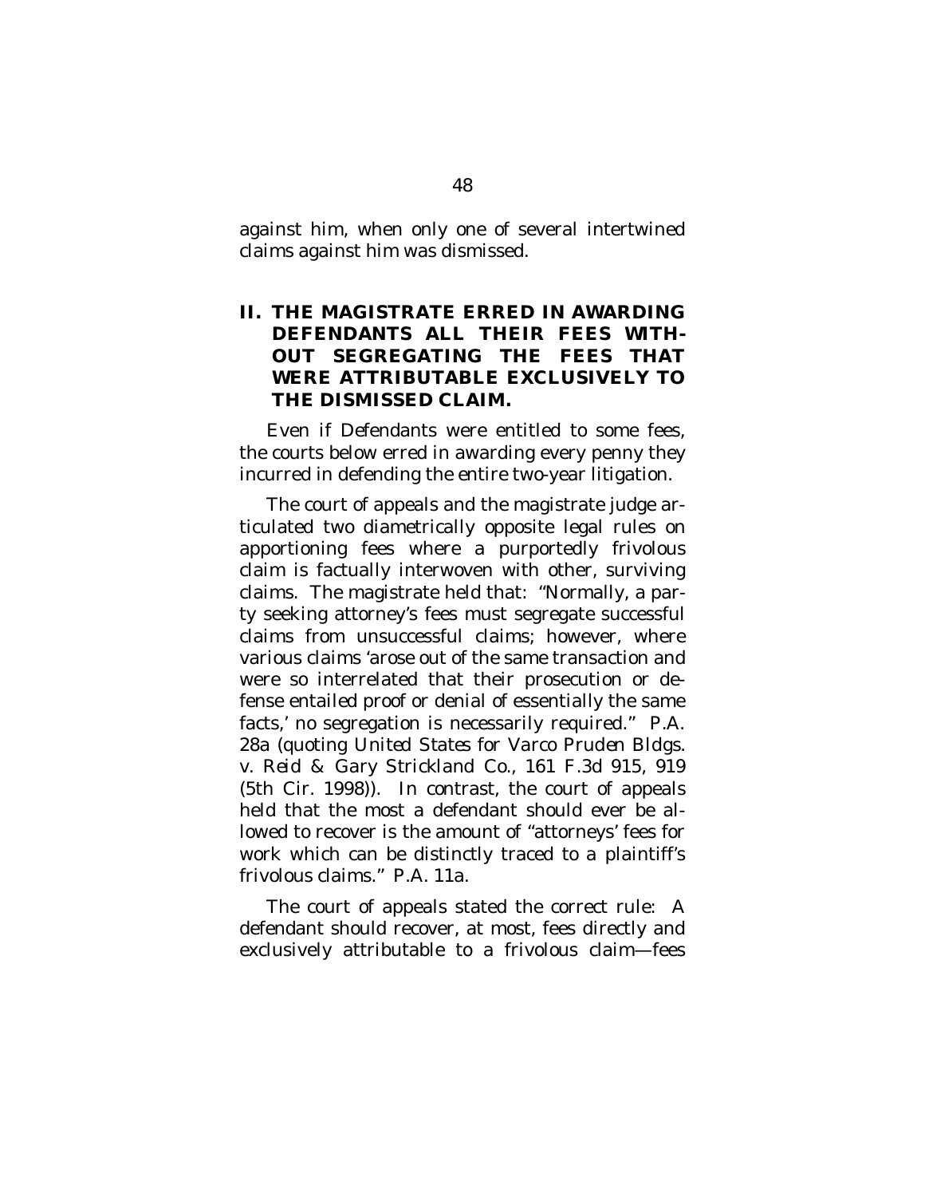against him, when only one of several intertwined claims against him was dismissed.

## II. THE MAGISTRATE ERRED IN AWARDING DEFENDANTS ALL THEIR FEES WITHOUT SEGREGATING THE FEES THAT WERE ATTRIBUTABLE EXCLUSIVELY TO THE DISMISSED CLAIM.

Even if Defendants were entitled to some fees, the courts below erred in awarding every penny they incurred in defending the entire two-year litigation.

The court of appeals and the magistrate judge articulated two diametrically opposite legal rules on apportioning fees where a purportedly frivolous claim is factually interwoven with other, surviving claims. The magistrate held that: "Normally, a party seeking attorney's fees must segregate successful claims from unsuccessful claims; however, where various claims 'arose out of the same transaction and were so interrelated that their prosecution or defense entailed proof or denial of essentially the same facts,' no segregation is necessarily required." P.A. 28a (quoting *United States for Varco Pruden Bldgs. v. Reid & Gary Strickland Co.*, 161 F.3d 915, 919 (5th Cir. 1998)). In contrast, the court of appeals held that the most a defendant should ever be allowed to recover is the amount of "attorneys' fees for work which can be distinctly traced to a plaintiff's frivolous claims." P.A. 11a.

The court of appeals stated the correct rule: A defendant should recover, at most, fees directly and exclusively attributable to a frivolous claim—fees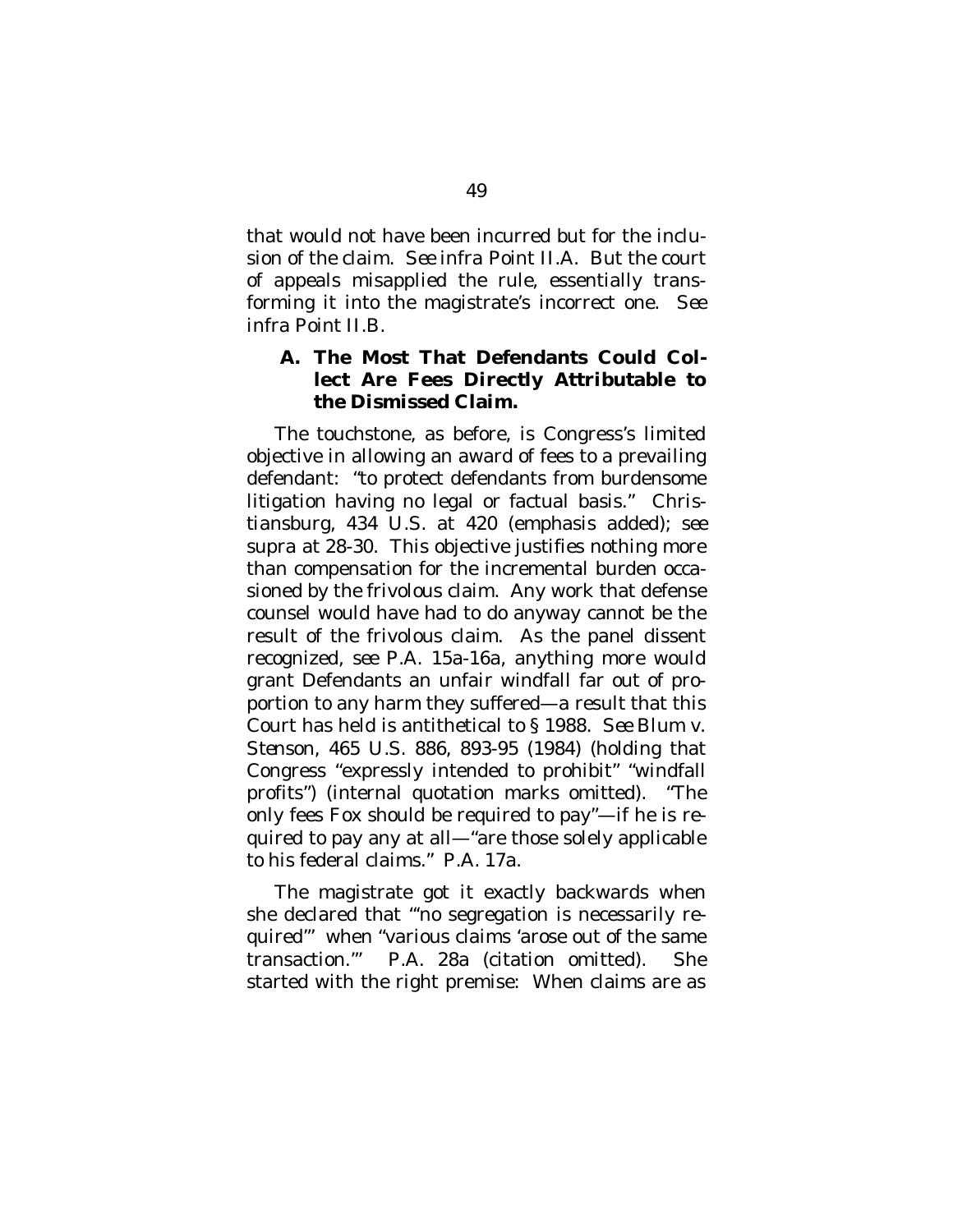that would not have been incurred but for the inclusion of the claim. *See infra* Point II.A. But the court of appeals misapplied the rule, essentially transforming it into the magistrate's incorrect one. *See infra* Point II.B.

### A. The Most That Defendants Could Collect Are Fees Directly Attributable to the Dismissed Claim.

The touchstone, as before, is Congress's limited objective in allowing an award of fees to a prevailing defendant: "to protect defendants from *burdensome* litigation having no legal or factual basis." *Christiansburg*, 434 U.S. at 420 (emphasis added); *see supra* at 28-30. This objective justifies nothing more than compensation for the incremental burden occasioned by the frivolous claim. Any work that defense counsel would have had to do anyway cannot be the result of the frivolous claim. As the panel dissent recognized, *see* P.A. 15a-16a, anything more would grant Defendants an unfair windfall far out of proportion to any harm they suffered—a result that this Court has held is antithetical to § 1988. *See Blum v. Stenson*, 465 U.S. 886, 893-95 (1984) (holding that Congress "expressly intended to prohibit" "windfall profits") (internal quotation marks omitted). "The only fees Fox should be required to pay"—if he is required to pay any at all—"are those solely applicable to his federal claims." P.A. 17a.

The magistrate got it exactly backwards when she declared that "'no segregation is necessarily required'" when "various claims 'arose out of the same transaction.'" P.A. 28a (citation omitted). She started with the right premise: When claims are as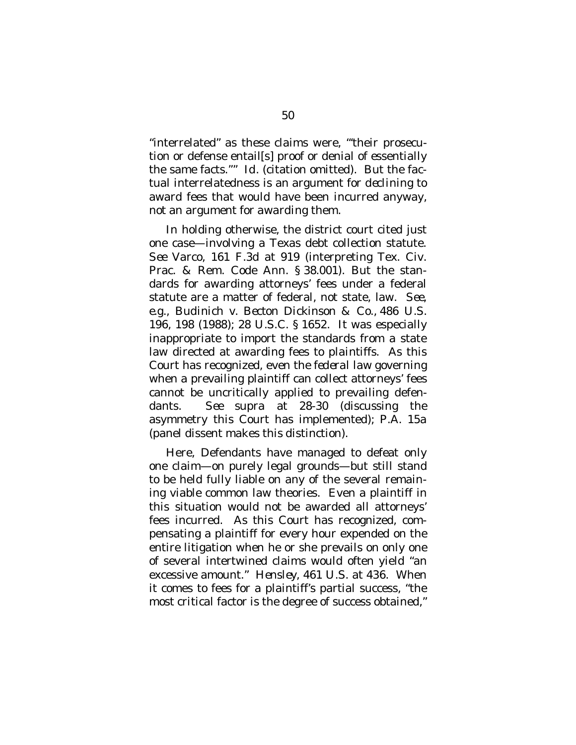"interrelated" as these claims were, "'their prosecution or defense entail[s] proof or denial of essentially the same facts.'" *Id.* (citation omitted). But the factual interrelatedness is an argument for *declining* to award fees that would have been incurred anyway, not an argument for awarding them.

In holding otherwise, the district court cited just one case—involving a Texas debt collection statute. *See Varco*, 161 F.3d at 919 (interpreting Tex. Civ. Prac. & Rem. Code Ann. § 38.001). But the standards for awarding attorneys' fees under a federal statute are a matter of federal, not state, law. *See, e.g.*, *Budinich v. Becton Dickinson & Co.*, 486 U.S. 196, 198 (1988); 28 U.S.C. § 1652. It was especially inappropriate to import the standards from a state law directed at awarding fees to plaintiffs. As this Court has recognized, even the *federal* law governing when a prevailing plaintiff can collect attorneys' fees cannot be uncritically applied to prevailing defendants. *See supra* at 28-30 (discussing the asymmetry this Court has implemented); P.A. 15a (panel dissent makes this distinction).

Here, Defendants have managed to defeat only one claim—on purely legal grounds—but still stand to be held fully liable on any of the several remaining viable common law theories. Even a plaintiff in this situation would not be awarded all attorneys' fees incurred. As this Court has recognized, compensating a plaintiff for every hour expended on the entire litigation when he or she prevails on only one of several intertwined claims would often yield "an excessive amount." *Hensley*, 461 U.S. at 436. When it comes to fees for a plaintiff's partial success, "the most critical factor is the degree of success obtained,"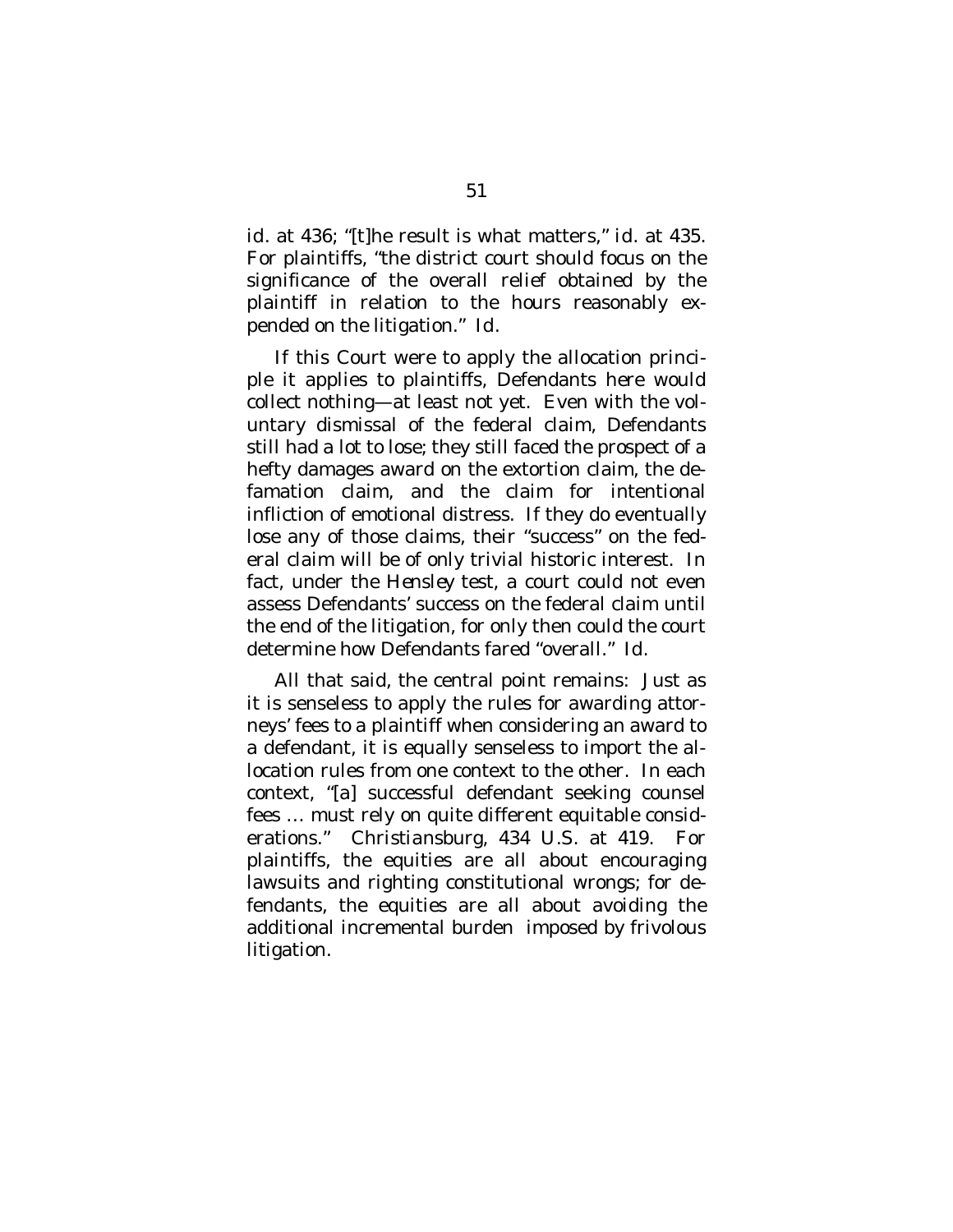*id.* at 436; "[t]he result is what matters," *id.* at 435. For plaintiffs, "the district court should focus on the significance of the overall relief obtained by the plaintiff in relation to the hours reasonably expended on the litigation." *Id.*

If this Court were to apply the allocation principle it applies to plaintiffs, Defendants here would collect nothing—at least not yet. Even with the voluntary dismissal of the federal claim, Defendants still had a lot to lose; they still faced the prospect of a hefty damages award on the extortion claim, the defamation claim, and the claim for intentional infliction of emotional distress. If they do eventually lose any of those claims, their "success" on the federal claim will be of only trivial historic interest. In fact, under the *Hensley* test, a court could not even assess Defendants' success on the federal claim until the end of the litigation, for only then could the court determine how Defendants fared "overall." *Id.*

All that said, the central point remains: Just as it is senseless to apply the rules for awarding attorneys' fees to a plaintiff when considering an award to a defendant, it is equally senseless to import the allocation rules from one context to the other. In each context, "[a] successful defendant seeking counsel fees … must rely on quite different equitable considerations." *Christiansburg*, 434 U.S. at 419. For plaintiffs, the equities are all about encouraging lawsuits and righting constitutional wrongs; for defendants, the equities are all about avoiding the additional incremental burden imposed by frivolous litigation.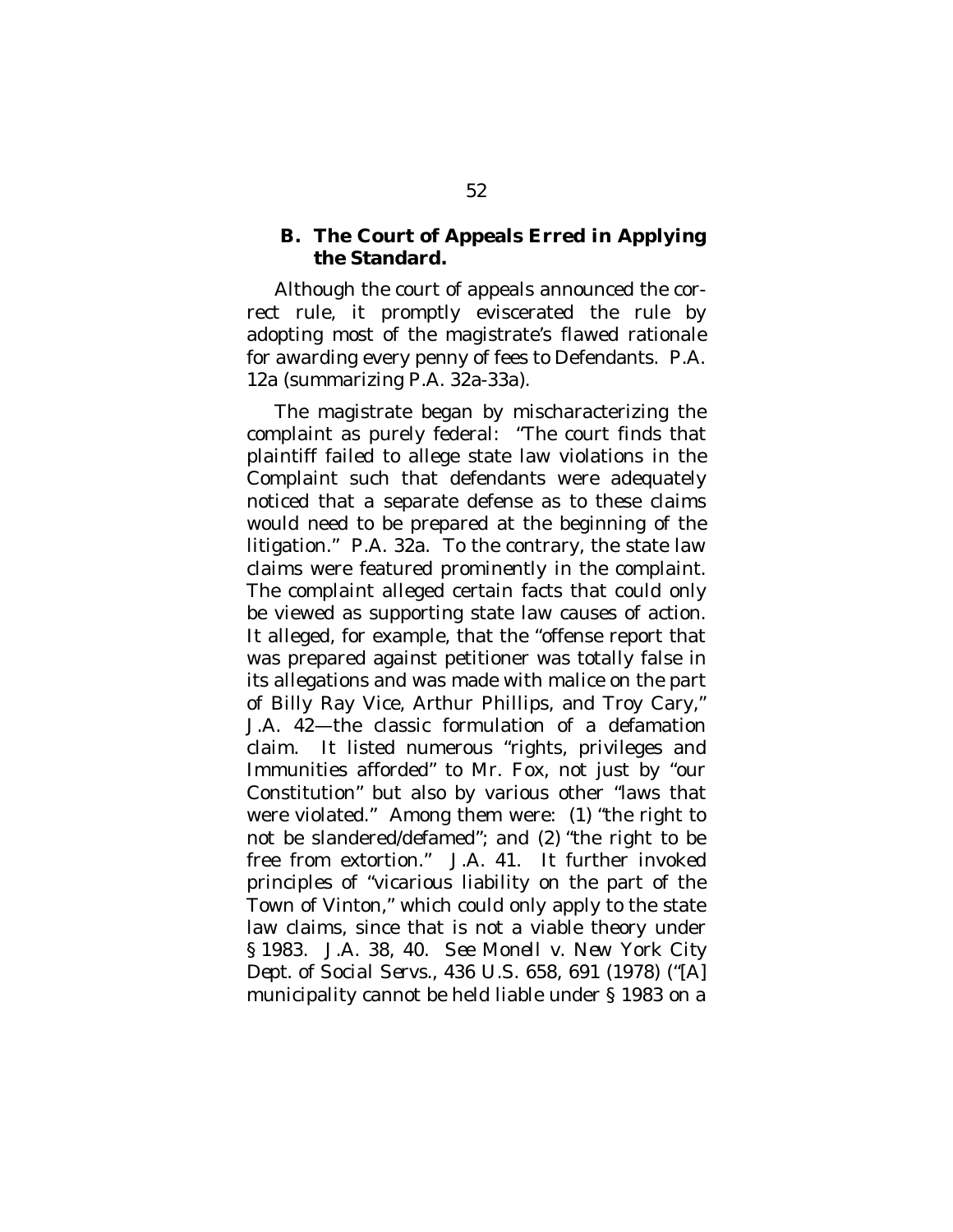### B. The Court of Appeals Erred in Applying the Standard.

Although the court of appeals announced the correct rule, it promptly eviscerated the rule by adopting most of the magistrate's flawed rationale for awarding every penny of fees to Defendants. P.A. 12a (summarizing P.A. 32a-33a).

The magistrate began by mischaracterizing the complaint as purely federal: "The court finds that plaintiff failed to allege state law violations in the Complaint such that defendants were adequately noticed that a separate defense as to these claims would need to be prepared at the beginning of the litigation." P.A. 32a. To the contrary, the state law claims were featured prominently in the complaint. The complaint alleged certain facts that could only be viewed as supporting state law causes of action. It alleged, for example, that the "offense report that was prepared against petitioner was totally false in its allegations and was made with malice on the part of Billy Ray Vice, Arthur Phillips, and Troy Cary," J.A. 42—the classic formulation of a defamation claim. It listed numerous "rights, privileges and Immunities afforded" to Mr. Fox, not just by "our Constitution" but also by various other "laws that were violated." Among them were: (1) "the right to not be slandered/defamed"; and (2) "the right to be free from extortion." J.A. 41. It further invoked principles of "vicarious liability on the part of the Town of Vinton," which could only apply to the state law claims, since that is not a viable theory under § 1983. J.A. 38, 40. *See Monell v. New York City Dept. of Social Servs.*, 436 U.S. 658, 691 (1978) ("[A] municipality cannot be held liable under § 1983 on a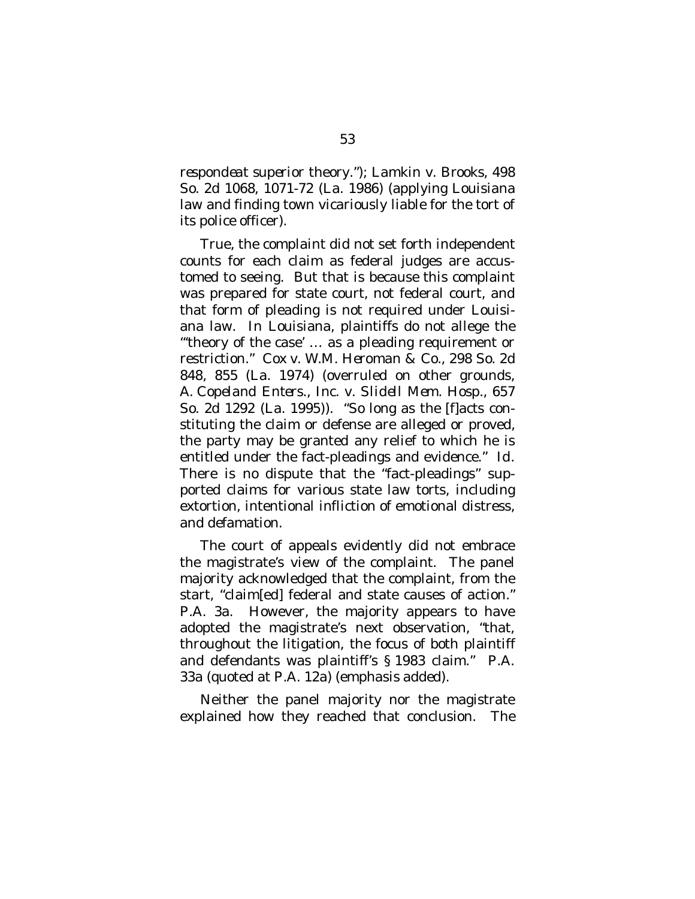*respondeat superior* theory."); *Lamkin v. Brooks*, 498 So. 2d 1068, 1071-72 (La. 1986) (applying Louisiana law and finding town vicariously liable for the tort of its police officer).

True, the complaint did not set forth independent counts for each claim as federal judges are accustomed to seeing. But that is because this complaint was prepared for state court, not federal court, and that form of pleading is not required under Louisiana law. In Louisiana, plaintiffs do not allege the "'theory of the case' … as a pleading requirement or restriction." *Cox v. W.M. Heroman & Co.*, 298 So. 2d 848, 855 (La. 1974) (overruled on other grounds, *A. Copeland Enters., Inc. v. Slidell Mem. Hosp.*, 657 So. 2d 1292 (La. 1995)). "So long as the [f]acts constituting the claim or defense are alleged or proved, the party may be granted any relief to which he is entitled under the fact-pleadings and evidence." *Id.* There is no dispute that the "fact-pleadings" supported claims for various state law torts, including extortion, intentional infliction of emotional distress, and defamation.

The court of appeals evidently did not embrace the magistrate's view of the complaint. The panel majority acknowledged that the complaint, from the start, "claim[ed] federal and state causes of action." P.A. 3a. However, the majority appears to have adopted the magistrate's next observation, "that, throughout the litigation, the *focus* of both plaintiff and defendants was plaintiff's § 1983 claim." P.A. 33a (quoted at P.A. 12a) (emphasis added).

Neither the panel majority nor the magistrate explained how they reached that conclusion. The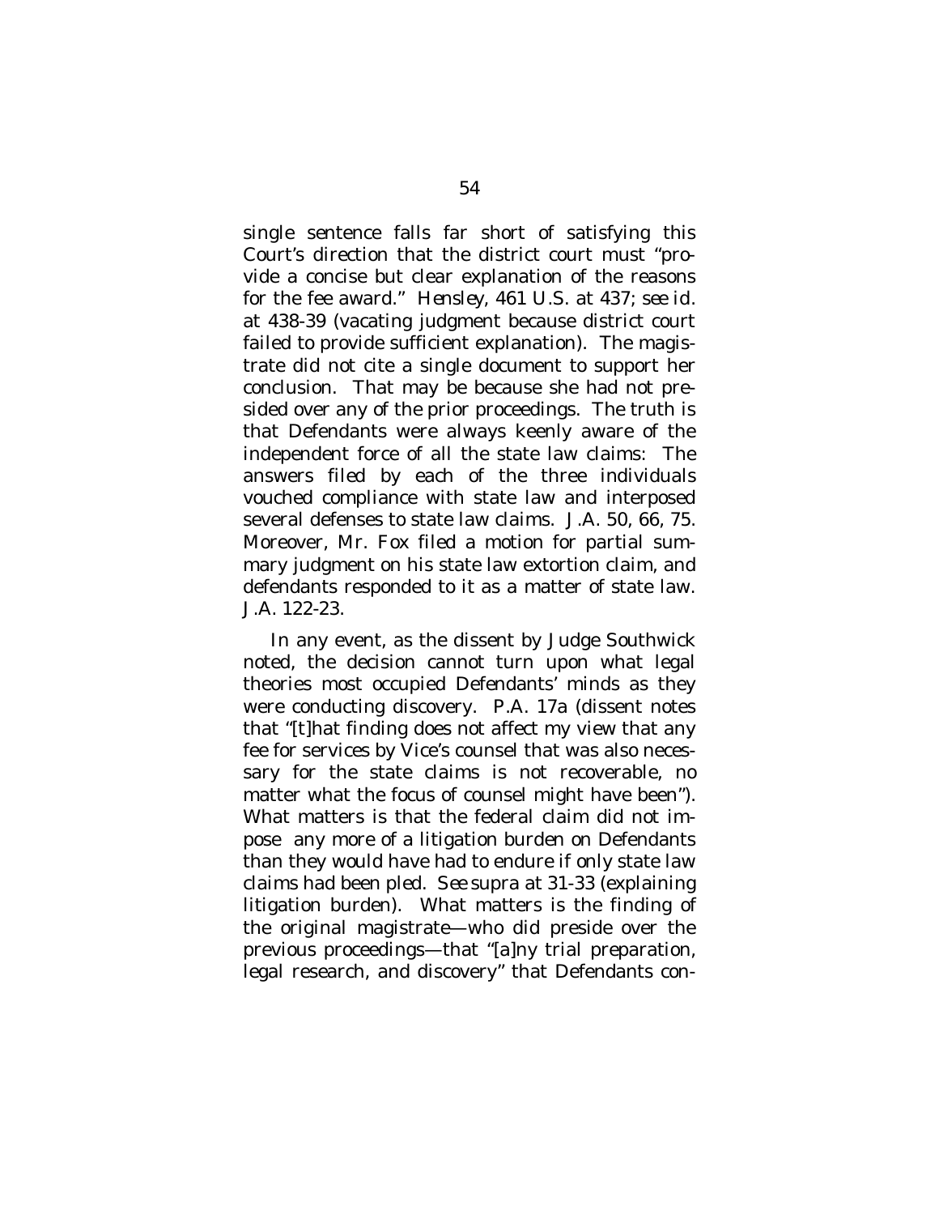single sentence falls far short of satisfying this Court's direction that the district court must "provide a concise but clear explanation of the reasons for the fee award." *Hensley*, 461 U.S. at 437; *see id.* at 438-39 (vacating judgment because district court failed to provide sufficient explanation). The magistrate did not cite a single document to support her conclusion. That may be because she had not presided over any of the prior proceedings. The truth is that Defendants were always keenly aware of the independent force of all the state law claims: The answers filed by each of the three individuals vouched compliance with state law and interposed several defenses to state law claims. J.A. 50, 66, 75. Moreover, Mr. Fox filed a motion for partial summary judgment on his state law extortion claim, and defendants responded to it as a matter of state law. J.A. 122-23.

In any event, as the dissent by Judge Southwick noted, the decision cannot turn upon what legal theories most occupied Defendants' minds as they were conducting discovery. P.A. 17a (dissent notes that "[t]hat finding does not affect my view that any fee for services by Vice's counsel that was also necessary for the state claims is not recoverable, no matter what the focus of counsel might have been"). What matters is that the federal claim did not impose any more of a litigation burden on Defendants than they would have had to endure if only state law claims had been pled. *See supra* at 31-33 (explaining litigation burden). What matters is the finding of the original magistrate—who did preside over the previous proceedings—that "[a]ny trial preparation, legal research, and discovery" that Defendants con-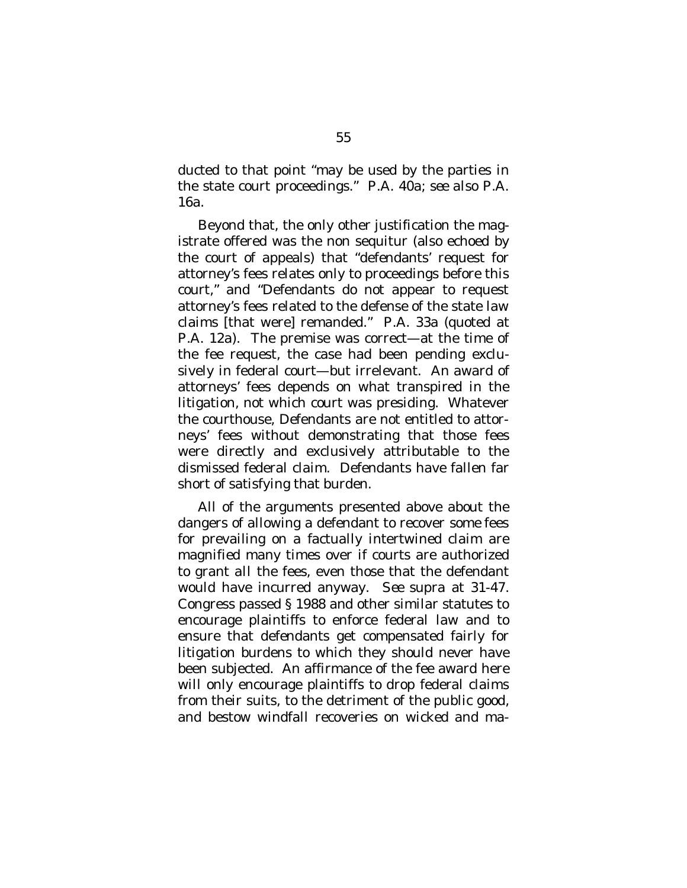ducted to that point "may be used by the parties in the state court proceedings." P.A. 40a; *see also* P.A. 16a.

Beyond that, the only other justification the magistrate offered was the non sequitur (also echoed by the court of appeals) that "defendants' request for attorney's fees relates only to proceedings before this court," and "Defendants do not appear to request attorney's fees related to the defense of the state law claims [that were] remanded." P.A. 33a (quoted at P.A. 12a). The premise was correct—at the time of the fee request, the case had been pending exclusively in federal court—but irrelevant. An award of attorneys' fees depends on what transpired in the litigation, not which court was presiding. Whatever the courthouse, Defendants are not entitled to attorneys' fees without demonstrating that those fees were directly and exclusively attributable to the dismissed federal claim. Defendants have fallen far short of satisfying that burden.

All of the arguments presented above about the dangers of allowing a defendant to recover some fees for prevailing on a factually intertwined claim are magnified many times over if courts are authorized to grant all the fees, even those that the defendant would have incurred anyway. *See supra* at 31-47. Congress passed § 1988 and other similar statutes to encourage plaintiffs to enforce federal law and to ensure that defendants get compensated fairly for litigation burdens to which they should never have been subjected. An affirmance of the fee award here will only encourage plaintiffs to drop federal claims from their suits, to the detriment of the public good, and bestow windfall recoveries on wicked and ma-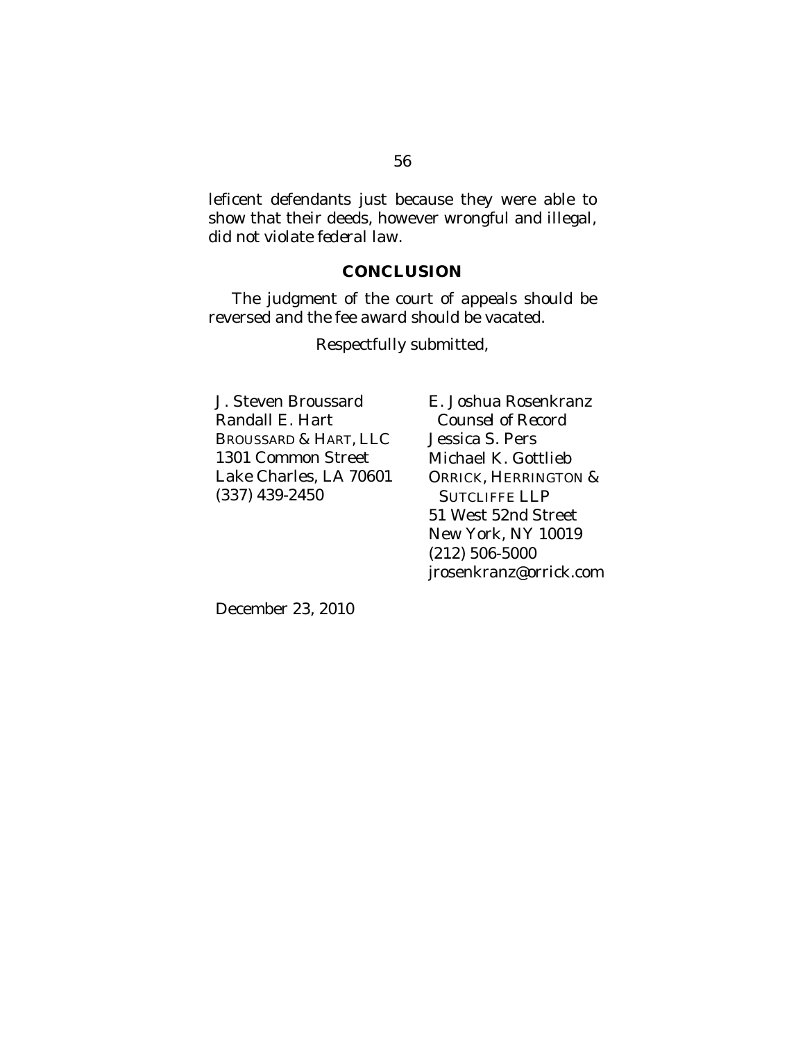leficent defendants just because they were able to show that their deeds, however wrongful and illegal, did not violate *federal* law.

## CONCLUSION

The judgment of the court of appeals should be reversed and the fee award should be vacated.

Respectfully submitted,

J. Steven Broussard
Randall E. Hart
BROUSSARD & HART, LLC
1301 Common Street
Lake Charles, LA 70601
(337) 439-2450

E. Joshua Rosenkranz
*Counsel of Record*
Jessica S. Pers
Michael K. Gottlieb
ORRICK, HERRINGTON & SUTCLIFFE LLP
51 West 52nd Street
New York, NY 10019
(212) 506-5000
jrosenkranz@orrick.com

December 23, 2010